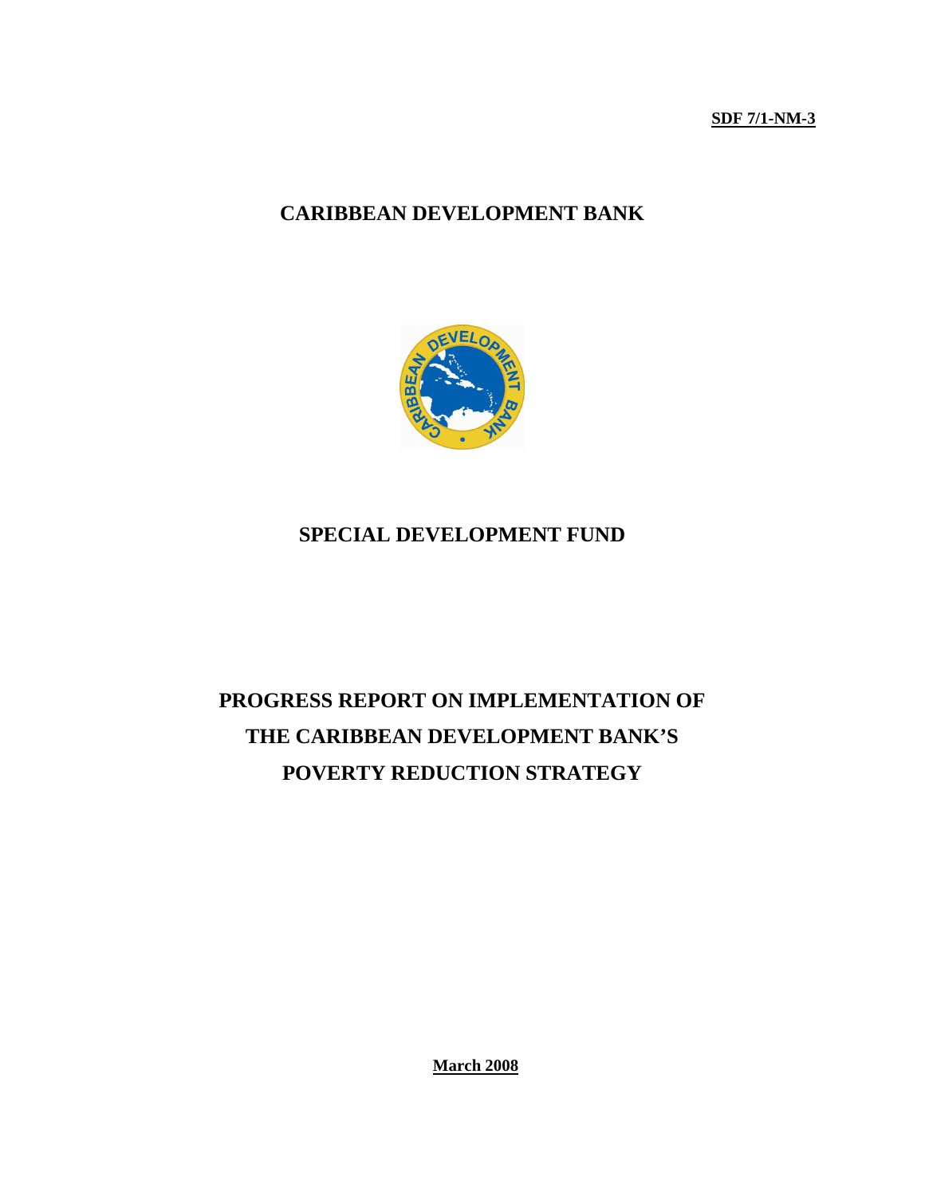**SDF 7/1-NM-3**

# CARIBBEAN DEVELOPMENT BANK

## SPECIAL DEVELOPMENT FUND

# PROGRESS REPORT ON IMPLEMENTATION OF THE CARIBBEAN DEVELOPMENT BANK'S POVERTY REDUCTION STRATEGY

**March 2008**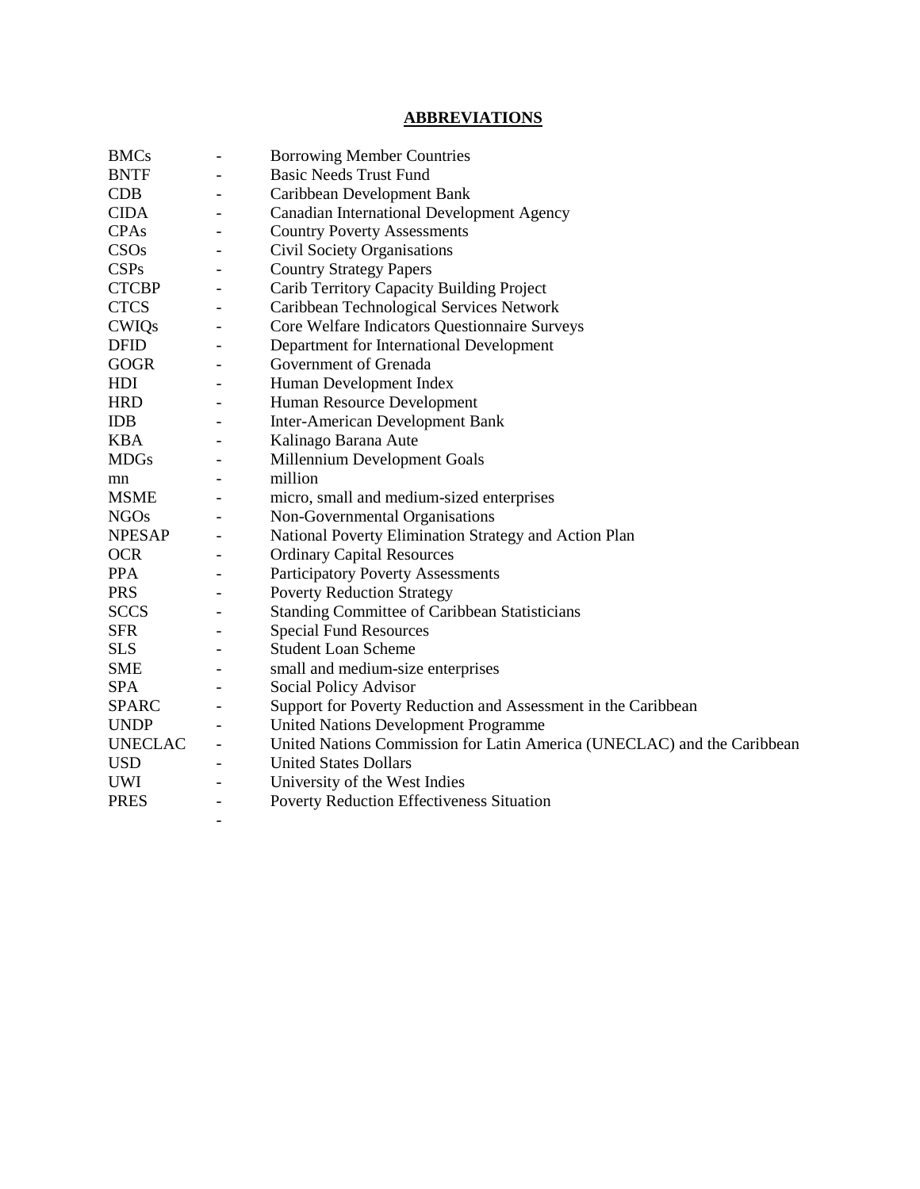## ABBREVIATIONS

| | | |
|---|---|---|
| BMCs | - | Borrowing Member Countries |
| BNTF | - | Basic Needs Trust Fund |
| CDB | - | Caribbean Development Bank |
| CIDA | - | Canadian International Development Agency |
| CPAs | - | Country Poverty Assessments |
| CSOs | - | Civil Society Organisations |
| CSPs | - | Country Strategy Papers |
| CTCBP | - | Carib Territory Capacity Building Project |
| CTCS | - | Caribbean Technological Services Network |
| CWIQs | - | Core Welfare Indicators Questionnaire Surveys |
| DFID | - | Department for International Development |
| GOGR | - | Government of Grenada |
| HDI | - | Human Development Index |
| HRD | - | Human Resource Development |
| IDB | - | Inter-American Development Bank |
| KBA | - | Kalinago Barana Aute |
| MDGs | - | Millennium Development Goals |
| mn | - | million |
| MSME | - | micro, small and medium-sized enterprises |
| NGOs | - | Non-Governmental Organisations |
| NPESAP | - | National Poverty Elimination Strategy and Action Plan |
| OCR | - | Ordinary Capital Resources |
| PPA | - | Participatory Poverty Assessments |
| PRS | - | Poverty Reduction Strategy |
| SCCS | - | Standing Committee of Caribbean Statisticians |
| SFR | - | Special Fund Resources |
| SLS | - | Student Loan Scheme |
| SME | - | small and medium-size enterprises |
| SPA | - | Social Policy Advisor |
| SPARC | - | Support for Poverty Reduction and Assessment in the Caribbean |
| UNDP | - | United Nations Development Programme |
| UNECLAC | - | United Nations Commission for Latin America (UNECLAC) and the Caribbean |
| USD | - | United States Dollars |
| UWI | - | University of the West Indies |
| PRES | - | Poverty Reduction Effectiveness Situation |
| | - | |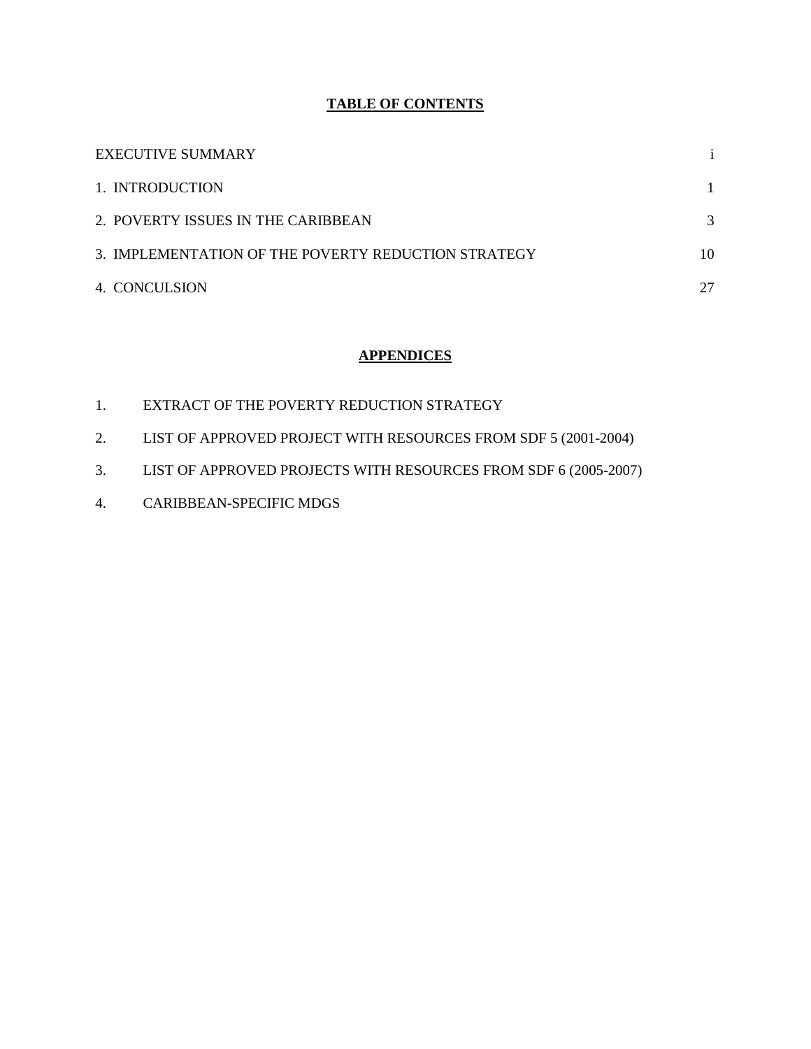## TABLE OF CONTENTS

| | |
|---|---|
| EXECUTIVE SUMMARY | i |
| 1. INTRODUCTION | 1 |
| 2. POVERTY ISSUES IN THE CARIBBEAN | 3 |
| 3. IMPLEMENTATION OF THE POVERTY REDUCTION STRATEGY | 10 |
| 4. CONCULSION | 27 |

## APPENDICES

1. EXTRACT OF THE POVERTY REDUCTION STRATEGY
2. LIST OF APPROVED PROJECT WITH RESOURCES FROM SDF 5 (2001-2004)
3. LIST OF APPROVED PROJECTS WITH RESOURCES FROM SDF 6 (2005-2007)
4. CARIBBEAN-SPECIFIC MDGS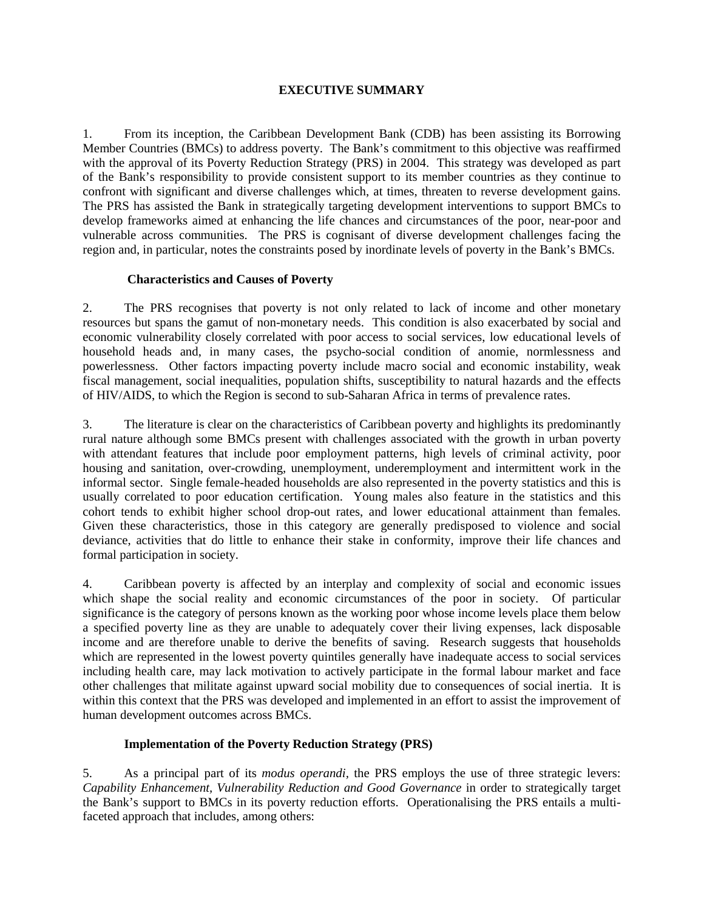# EXECUTIVE SUMMARY

1. From its inception, the Caribbean Development Bank (CDB) has been assisting its Borrowing Member Countries (BMCs) to address poverty. The Bank's commitment to this objective was reaffirmed with the approval of its Poverty Reduction Strategy (PRS) in 2004. This strategy was developed as part of the Bank's responsibility to provide consistent support to its member countries as they continue to confront with significant and diverse challenges which, at times, threaten to reverse development gains. The PRS has assisted the Bank in strategically targeting development interventions to support BMCs to develop frameworks aimed at enhancing the life chances and circumstances of the poor, near-poor and vulnerable across communities. The PRS is cognisant of diverse development challenges facing the region and, in particular, notes the constraints posed by inordinate levels of poverty in the Bank's BMCs.

## Characteristics and Causes of Poverty

2. The PRS recognises that poverty is not only related to lack of income and other monetary resources but spans the gamut of non-monetary needs. This condition is also exacerbated by social and economic vulnerability closely correlated with poor access to social services, low educational levels of household heads and, in many cases, the psycho-social condition of anomie, normlessness and powerlessness. Other factors impacting poverty include macro social and economic instability, weak fiscal management, social inequalities, population shifts, susceptibility to natural hazards and the effects of HIV/AIDS, to which the Region is second to sub-Saharan Africa in terms of prevalence rates.

3. The literature is clear on the characteristics of Caribbean poverty and highlights its predominantly rural nature although some BMCs present with challenges associated with the growth in urban poverty with attendant features that include poor employment patterns, high levels of criminal activity, poor housing and sanitation, over-crowding, unemployment, underemployment and intermittent work in the informal sector. Single female-headed households are also represented in the poverty statistics and this is usually correlated to poor education certification. Young males also feature in the statistics and this cohort tends to exhibit higher school drop-out rates, and lower educational attainment than females. Given these characteristics, those in this category are generally predisposed to violence and social deviance, activities that do little to enhance their stake in conformity, improve their life chances and formal participation in society.

4. Caribbean poverty is affected by an interplay and complexity of social and economic issues which shape the social reality and economic circumstances of the poor in society. Of particular significance is the category of persons known as the working poor whose income levels place them below a specified poverty line as they are unable to adequately cover their living expenses, lack disposable income and are therefore unable to derive the benefits of saving. Research suggests that households which are represented in the lowest poverty quintiles generally have inadequate access to social services including health care, may lack motivation to actively participate in the formal labour market and face other challenges that militate against upward social mobility due to consequences of social inertia. It is within this context that the PRS was developed and implemented in an effort to assist the improvement of human development outcomes across BMCs.

## Implementation of the Poverty Reduction Strategy (PRS)

5. As a principal part of its *modus operandi*, the PRS employs the use of three strategic levers: *Capability Enhancement, Vulnerability Reduction and Good Governance* in order to strategically target the Bank's support to BMCs in its poverty reduction efforts. Operationalising the PRS entails a multi-faceted approach that includes, among others: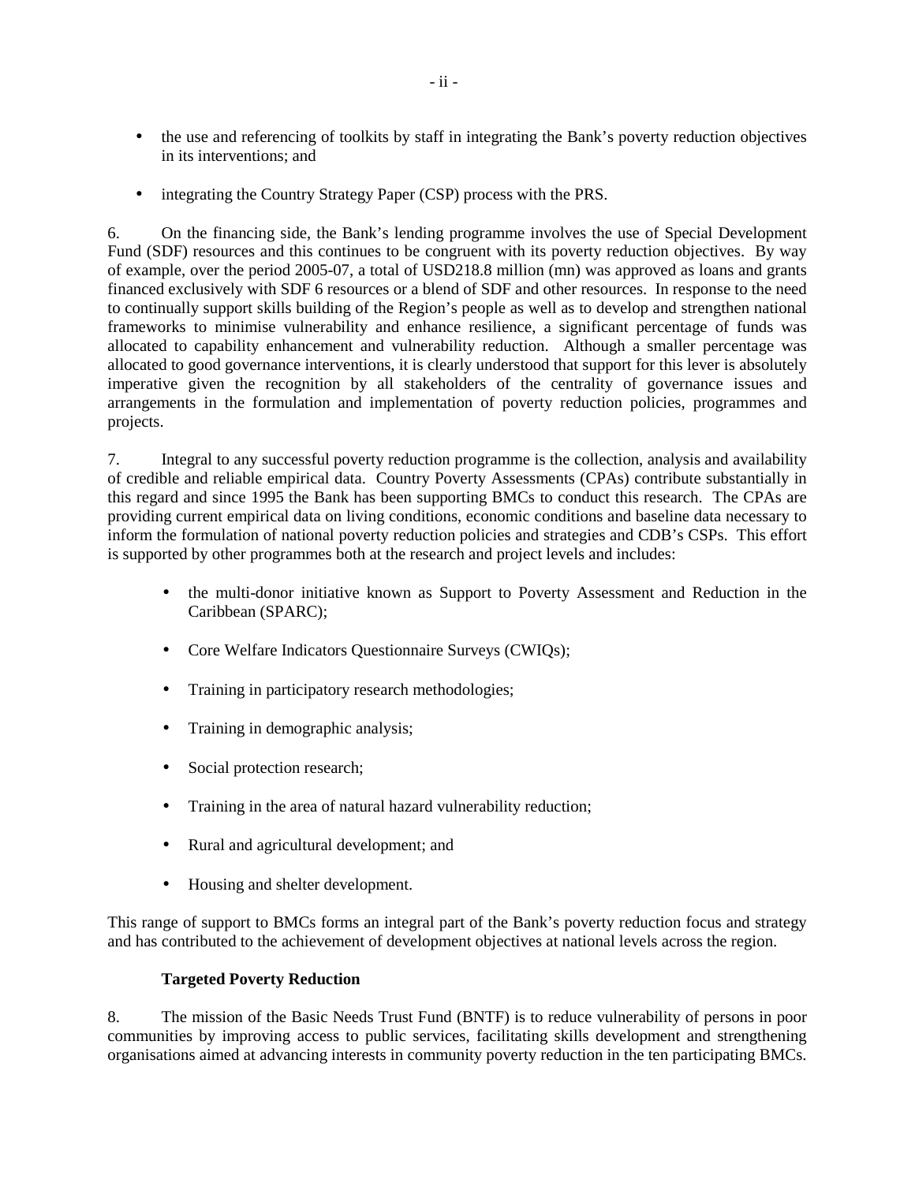- the use and referencing of toolkits by staff in integrating the Bank's poverty reduction objectives in its interventions; and

- integrating the Country Strategy Paper (CSP) process with the PRS.

6. On the financing side, the Bank's lending programme involves the use of Special Development Fund (SDF) resources and this continues to be congruent with its poverty reduction objectives. By way of example, over the period 2005-07, a total of USD218.8 million (mn) was approved as loans and grants financed exclusively with SDF 6 resources or a blend of SDF and other resources. In response to the need to continually support skills building of the Region's people as well as to develop and strengthen national frameworks to minimise vulnerability and enhance resilience, a significant percentage of funds was allocated to capability enhancement and vulnerability reduction. Although a smaller percentage was allocated to good governance interventions, it is clearly understood that support for this lever is absolutely imperative given the recognition by all stakeholders of the centrality of governance issues and arrangements in the formulation and implementation of poverty reduction policies, programmes and projects.

7. Integral to any successful poverty reduction programme is the collection, analysis and availability of credible and reliable empirical data. Country Poverty Assessments (CPAs) contribute substantially in this regard and since 1995 the Bank has been supporting BMCs to conduct this research. The CPAs are providing current empirical data on living conditions, economic conditions and baseline data necessary to inform the formulation of national poverty reduction policies and strategies and CDB's CSPs. This effort is supported by other programmes both at the research and project levels and includes:

- the multi-donor initiative known as Support to Poverty Assessment and Reduction in the Caribbean (SPARC);

- Core Welfare Indicators Questionnaire Surveys (CWIQs);

- Training in participatory research methodologies;

- Training in demographic analysis;

- Social protection research;

- Training in the area of natural hazard vulnerability reduction;

- Rural and agricultural development; and

- Housing and shelter development.

This range of support to BMCs forms an integral part of the Bank's poverty reduction focus and strategy and has contributed to the achievement of development objectives at national levels across the region.

**Targeted Poverty Reduction**

8. The mission of the Basic Needs Trust Fund (BNTF) is to reduce vulnerability of persons in poor communities by improving access to public services, facilitating skills development and strengthening organisations aimed at advancing interests in community poverty reduction in the ten participating BMCs.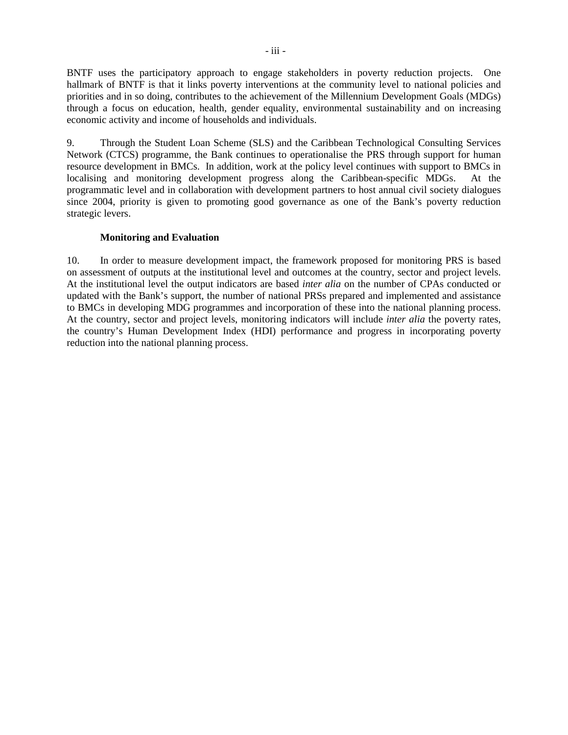BNTF uses the participatory approach to engage stakeholders in poverty reduction projects. One hallmark of BNTF is that it links poverty interventions at the community level to national policies and priorities and in so doing, contributes to the achievement of the Millennium Development Goals (MDGs) through a focus on education, health, gender equality, environmental sustainability and on increasing economic activity and income of households and individuals.

9. Through the Student Loan Scheme (SLS) and the Caribbean Technological Consulting Services Network (CTCS) programme, the Bank continues to operationalise the PRS through support for human resource development in BMCs. In addition, work at the policy level continues with support to BMCs in localising and monitoring development progress along the Caribbean-specific MDGs. At the programmatic level and in collaboration with development partners to host annual civil society dialogues since 2004, priority is given to promoting good governance as one of the Bank's poverty reduction strategic levers.

**Monitoring and Evaluation**

10. In order to measure development impact, the framework proposed for monitoring PRS is based on assessment of outputs at the institutional level and outcomes at the country, sector and project levels. At the institutional level the output indicators are based *inter alia* on the number of CPAs conducted or updated with the Bank's support, the number of national PRSs prepared and implemented and assistance to BMCs in developing MDG programmes and incorporation of these into the national planning process. At the country, sector and project levels, monitoring indicators will include *inter alia* the poverty rates, the country's Human Development Index (HDI) performance and progress in incorporating poverty reduction into the national planning process.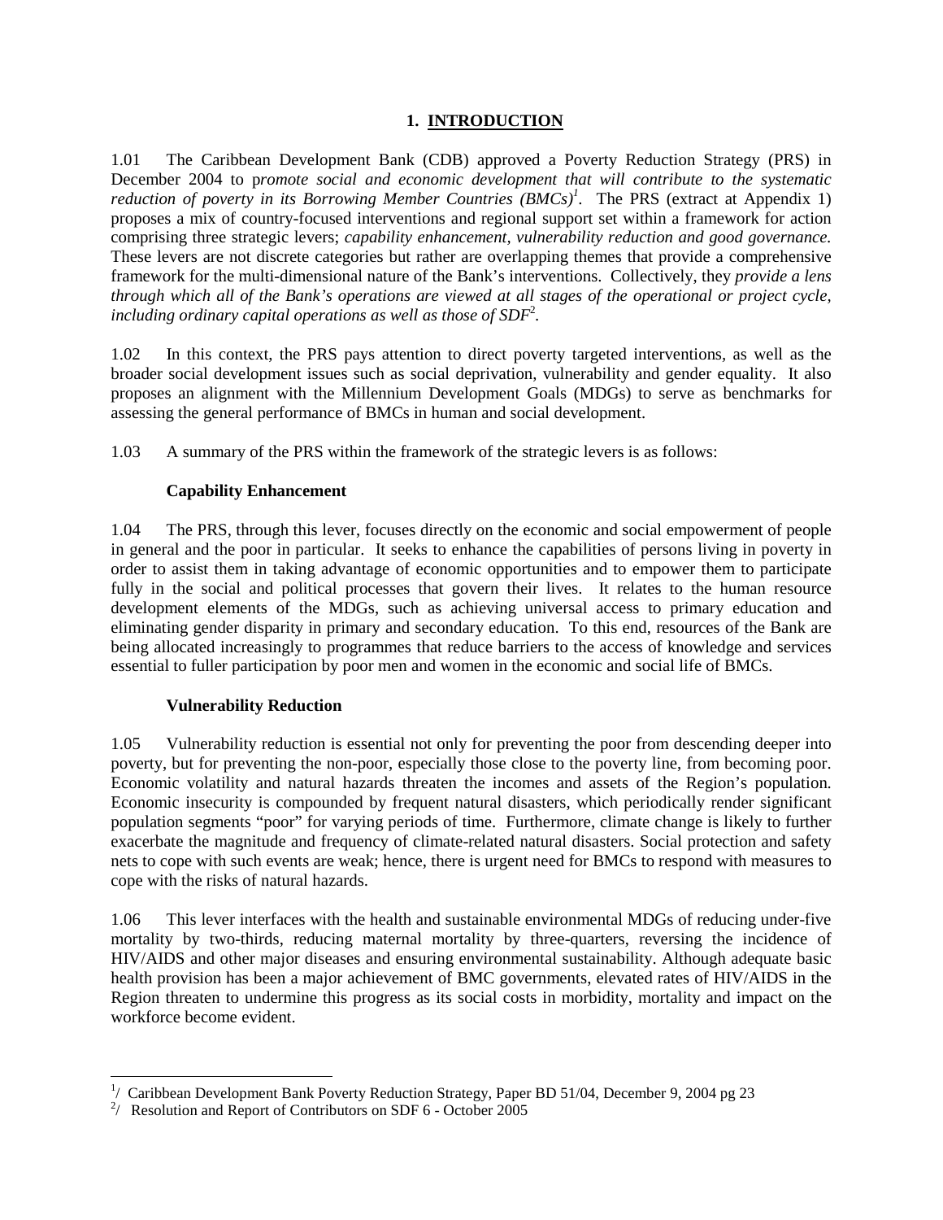# 1. INTRODUCTION

1.01 The Caribbean Development Bank (CDB) approved a Poverty Reduction Strategy (PRS) in December 2004 to p*romote social and economic development that will contribute to the systematic reduction of poverty in its Borrowing Member Countries (BMCs)*[1]. The PRS (extract at Appendix 1) proposes a mix of country-focused interventions and regional support set within a framework for action comprising three strategic levers; *capability enhancement, vulnerability reduction and good governance.* These levers are not discrete categories but rather are overlapping themes that provide a comprehensive framework for the multi-dimensional nature of the Bank's interventions. Collectively, they *provide a lens through which all of the Bank's operations are viewed at all stages of the operational or project cycle, including ordinary capital operations as well as those of SDF*[2].

1.02 In this context, the PRS pays attention to direct poverty targeted interventions, as well as the broader social development issues such as social deprivation, vulnerability and gender equality. It also proposes an alignment with the Millennium Development Goals (MDGs) to serve as benchmarks for assessing the general performance of BMCs in human and social development.

1.03 A summary of the PRS within the framework of the strategic levers is as follows:

**Capability Enhancement**

1.04 The PRS, through this lever, focuses directly on the economic and social empowerment of people in general and the poor in particular. It seeks to enhance the capabilities of persons living in poverty in order to assist them in taking advantage of economic opportunities and to empower them to participate fully in the social and political processes that govern their lives. It relates to the human resource development elements of the MDGs, such as achieving universal access to primary education and eliminating gender disparity in primary and secondary education. To this end, resources of the Bank are being allocated increasingly to programmes that reduce barriers to the access of knowledge and services essential to fuller participation by poor men and women in the economic and social life of BMCs.

**Vulnerability Reduction**

1.05 Vulnerability reduction is essential not only for preventing the poor from descending deeper into poverty, but for preventing the non-poor, especially those close to the poverty line, from becoming poor. Economic volatility and natural hazards threaten the incomes and assets of the Region's population. Economic insecurity is compounded by frequent natural disasters, which periodically render significant population segments "poor" for varying periods of time. Furthermore, climate change is likely to further exacerbate the magnitude and frequency of climate-related natural disasters. Social protection and safety nets to cope with such events are weak; hence, there is urgent need for BMCs to respond with measures to cope with the risks of natural hazards.

1.06 This lever interfaces with the health and sustainable environmental MDGs of reducing under-five mortality by two-thirds, reducing maternal mortality by three-quarters, reversing the incidence of HIV/AIDS and other major diseases and ensuring environmental sustainability. Although adequate basic health provision has been a major achievement of BMC governments, elevated rates of HIV/AIDS in the Region threaten to undermine this progress as its social costs in morbidity, mortality and impact on the workforce become evident.

---

[1]/ Caribbean Development Bank Poverty Reduction Strategy, Paper BD 51/04, December 9, 2004 pg 23

[2]/ Resolution and Report of Contributors on SDF 6 - October 2005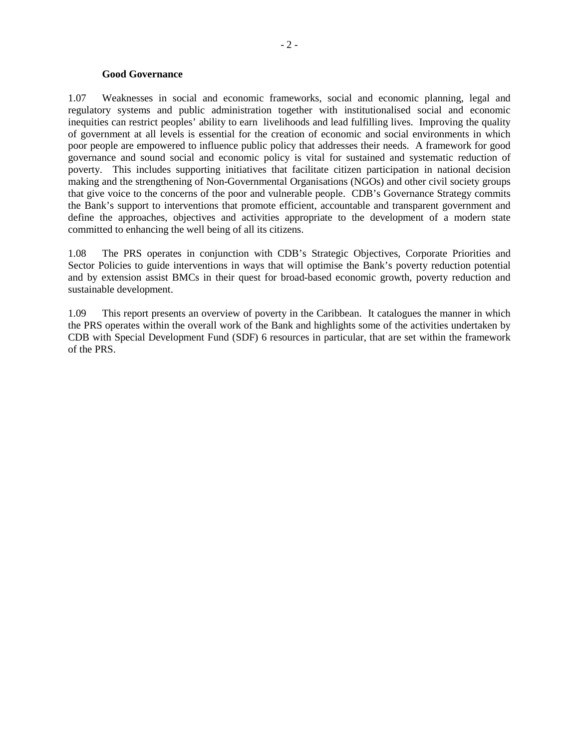**Good Governance**

1.07 Weaknesses in social and economic frameworks, social and economic planning, legal and regulatory systems and public administration together with institutionalised social and economic inequities can restrict peoples' ability to earn livelihoods and lead fulfilling lives. Improving the quality of government at all levels is essential for the creation of economic and social environments in which poor people are empowered to influence public policy that addresses their needs. A framework for good governance and sound social and economic policy is vital for sustained and systematic reduction of poverty. This includes supporting initiatives that facilitate citizen participation in national decision making and the strengthening of Non-Governmental Organisations (NGOs) and other civil society groups that give voice to the concerns of the poor and vulnerable people. CDB's Governance Strategy commits the Bank's support to interventions that promote efficient, accountable and transparent government and define the approaches, objectives and activities appropriate to the development of a modern state committed to enhancing the well being of all its citizens.

1.08 The PRS operates in conjunction with CDB's Strategic Objectives, Corporate Priorities and Sector Policies to guide interventions in ways that will optimise the Bank's poverty reduction potential and by extension assist BMCs in their quest for broad-based economic growth, poverty reduction and sustainable development.

1.09 This report presents an overview of poverty in the Caribbean. It catalogues the manner in which the PRS operates within the overall work of the Bank and highlights some of the activities undertaken by CDB with Special Development Fund (SDF) 6 resources in particular, that are set within the framework of the PRS.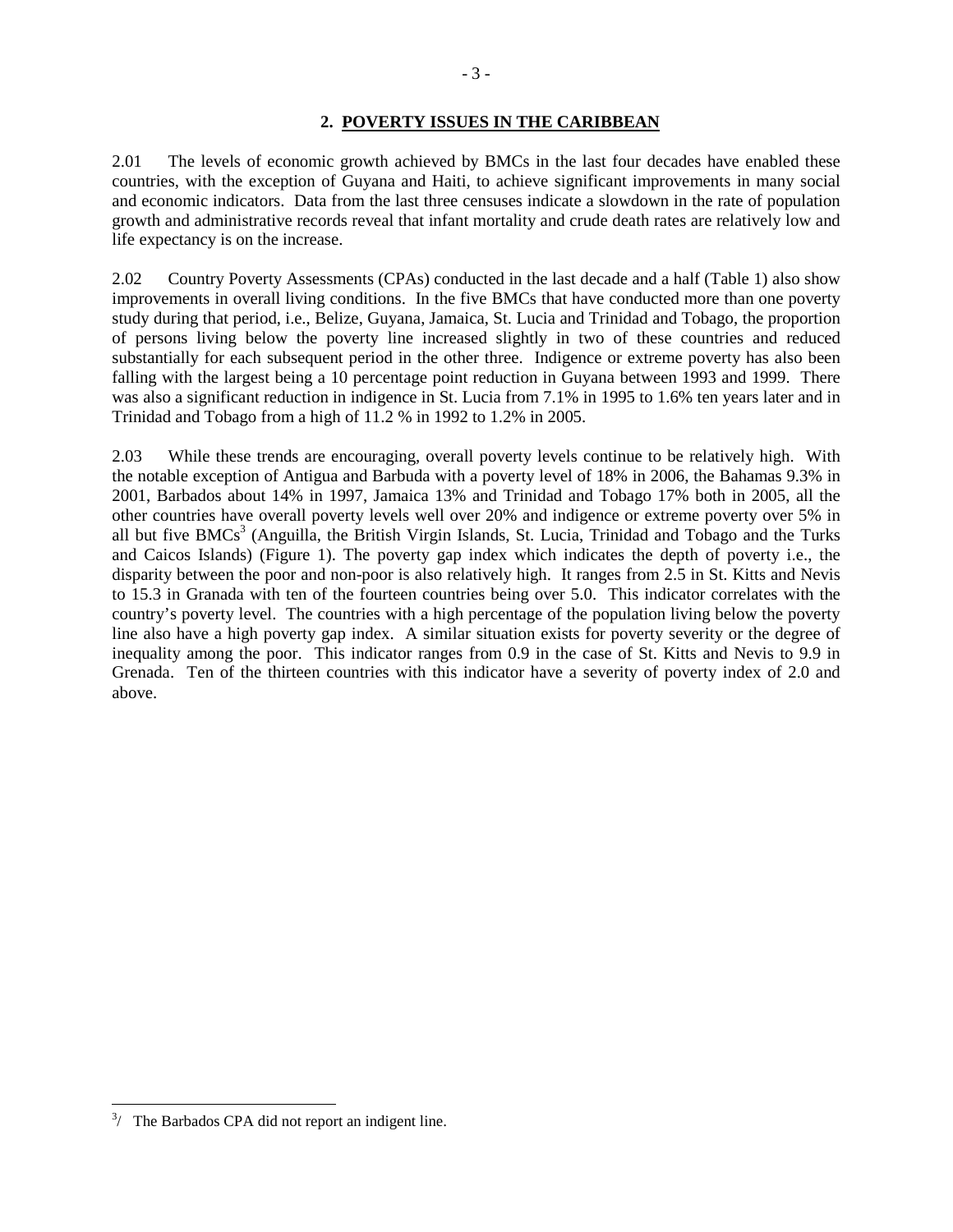## 2. POVERTY ISSUES IN THE CARIBBEAN

2.01 The levels of economic growth achieved by BMCs in the last four decades have enabled these countries, with the exception of Guyana and Haiti, to achieve significant improvements in many social and economic indicators. Data from the last three censuses indicate a slowdown in the rate of population growth and administrative records reveal that infant mortality and crude death rates are relatively low and life expectancy is on the increase.

2.02 Country Poverty Assessments (CPAs) conducted in the last decade and a half (Table 1) also show improvements in overall living conditions. In the five BMCs that have conducted more than one poverty study during that period, i.e., Belize, Guyana, Jamaica, St. Lucia and Trinidad and Tobago, the proportion of persons living below the poverty line increased slightly in two of these countries and reduced substantially for each subsequent period in the other three. Indigence or extreme poverty has also been falling with the largest being a 10 percentage point reduction in Guyana between 1993 and 1999. There was also a significant reduction in indigence in St. Lucia from 7.1% in 1995 to 1.6% ten years later and in Trinidad and Tobago from a high of 11.2 % in 1992 to 1.2% in 2005.

2.03 While these trends are encouraging, overall poverty levels continue to be relatively high. With the notable exception of Antigua and Barbuda with a poverty level of 18% in 2006, the Bahamas 9.3% in 2001, Barbados about 14% in 1997, Jamaica 13% and Trinidad and Tobago 17% both in 2005, all the other countries have overall poverty levels well over 20% and indigence or extreme poverty over 5% in all but five BMCs[3] (Anguilla, the British Virgin Islands, St. Lucia, Trinidad and Tobago and the Turks and Caicos Islands) (Figure 1). The poverty gap index which indicates the depth of poverty i.e., the disparity between the poor and non-poor is also relatively high. It ranges from 2.5 in St. Kitts and Nevis to 15.3 in Granada with ten of the fourteen countries being over 5.0. This indicator correlates with the country's poverty level. The countries with a high percentage of the population living below the poverty line also have a high poverty gap index. A similar situation exists for poverty severity or the degree of inequality among the poor. This indicator ranges from 0.9 in the case of St. Kitts and Nevis to 9.9 in Grenada. Ten of the thirteen countries with this indicator have a severity of poverty index of 2.0 and above.

---

[3]/ The Barbados CPA did not report an indigent line.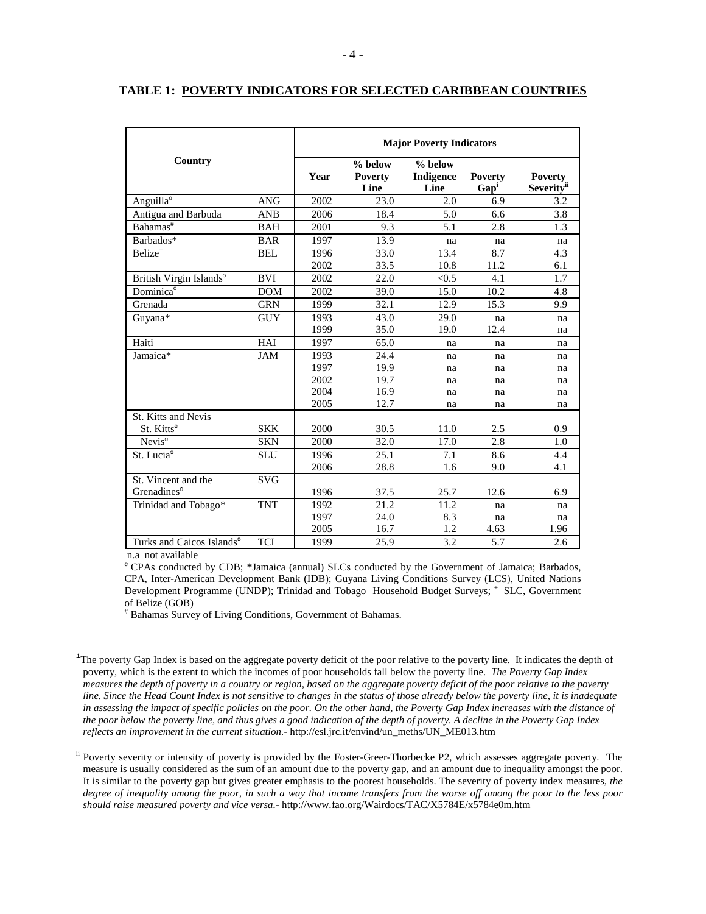# TABLE 1: POVERTY INDICATORS FOR SELECTED CARIBBEAN COUNTRIES

| Country | | Major Poverty Indicators | | | | |
|---|---|---|---|---|---|---|
| | | Year | % below Poverty Line | % below Indigence Line | Poverty Gap[i] | Poverty Severity[ii] |
| Anguilla[°] | ANG | 2002 | 23.0 | 2.0 | 6.9 | 3.2 |
| Antigua and Barbuda | ANB | 2006 | 18.4 | 5.0 | 6.6 | 3.8 |
| Bahamas[#] | BAH | 2001 | 9.3 | 5.1 | 2.8 | 1.3 |
| Barbados* | BAR | 1997 | 13.9 | na | na | na |
| Belize[+] | BEL | 1996 | 33.0 | 13.4 | 8.7 | 4.3 |
| | | 2002 | 33.5 | 10.8 | 11.2 | 6.1 |
| British Virgin Islands[°] | BVI | 2002 | 22.0 | <0.5 | 4.1 | 1.7 |
| Dominica[°] | DOM | 2002 | 39.0 | 15.0 | 10.2 | 4.8 |
| Grenada | GRN | 1999 | 32.1 | 12.9 | 15.3 | 9.9 |
| Guyana* | GUY | 1993 | 43.0 | 29.0 | na | na |
| | | 1999 | 35.0 | 19.0 | 12.4 | na |
| Haiti | HAI | 1997 | 65.0 | na | na | na |
| Jamaica* | JAM | 1993 | 24.4 | na | na | na |
| | | 1997 | 19.9 | na | na | na |
| | | 2002 | 19.7 | na | na | na |
| | | 2004 | 16.9 | na | na | na |
| | | 2005 | 12.7 | na | na | na |
| St. Kitts and Nevis St. Kitts[°] | SKK | 2000 | 30.5 | 11.0 | 2.5 | 0.9 |
| Nevis[°] | SKN | 2000 | 32.0 | 17.0 | 2.8 | 1.0 |
| St. Lucia[°] | SLU | 1996 | 25.1 | 7.1 | 8.6 | 4.4 |
| | | 2006 | 28.8 | 1.6 | 9.0 | 4.1 |
| St. Vincent and the Grenadines[°] | SVG | 1996 | 37.5 | 25.7 | 12.6 | 6.9 |
| Trinidad and Tobago* | TNT | 1992 | 21.2 | 11.2 | na | na |
| | | 1997 | 24.0 | 8.3 | na | na |
| | | 2005 | 16.7 | 1.2 | 4.63 | 1.96 |
| Turks and Caicos Islands[°] | TCI | 1999 | 25.9 | 3.2 | 5.7 | 2.6 |

n.a not available

[°] CPAs conducted by CDB; *Jamaica (annual) SLCs conducted by the Government of Jamaica; Barbados, CPA, Inter-American Development Bank (IDB); Guyana Living Conditions Survey (LCS), United Nations Development Programme (UNDP); Trinidad and Tobago Household Budget Surveys; [+] SLC, Government of Belize (GOB)

[#] Bahamas Survey of Living Conditions, Government of Bahamas.

---

[i] The poverty Gap Index is based on the aggregate poverty deficit of the poor relative to the poverty line. It indicates the depth of poverty, which is the extent to which the incomes of poor households fall below the poverty line. *The Poverty Gap Index measures the depth of poverty in a country or region, based on the aggregate poverty deficit of the poor relative to the poverty line. Since the Head Count Index is not sensitive to changes in the status of those already below the poverty line, it is inadequate in assessing the impact of specific policies on the poor. On the other hand, the Poverty Gap Index increases with the distance of the poor below the poverty line, and thus gives a good indication of the depth of poverty. A decline in the Poverty Gap Index reflects an improvement in the current situation*.- http://esl.jrc.it/envind/un_meths/UN_ME013.htm

[ii] Poverty severity or intensity of poverty is provided by the Foster-Greer-Thorbecke P2, which assesses aggregate poverty. The measure is usually considered as the sum of an amount due to the poverty gap, and an amount due to inequality amongst the poor. It is similar to the poverty gap but gives greater emphasis to the poorest households. The severity of poverty index measures, *the degree of inequality among the poor, in such a way that income transfers from the worse off among the poor to the less poor should raise measured poverty and vice versa*.- http://www.fao.org/Wairdocs/TAC/X5784E/x5784e0m.htm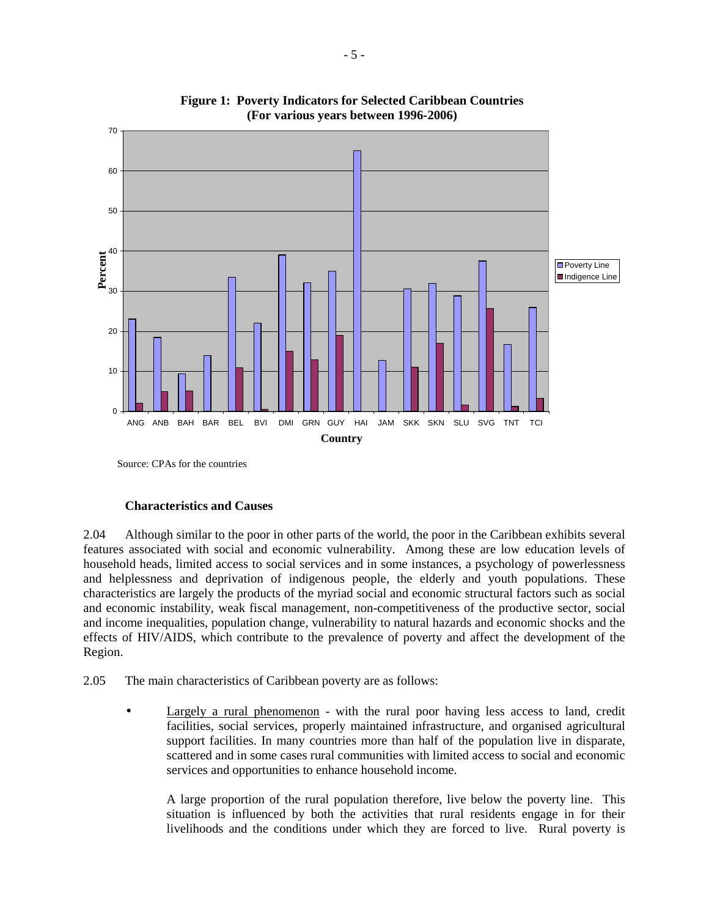**Figure 1: Poverty Indicators for Selected Caribbean Countries (For various years between 1996-2006)**

Source: CPAs for the countries

### Characteristics and Causes

2.04 Although similar to the poor in other parts of the world, the poor in the Caribbean exhibits several features associated with social and economic vulnerability. Among these are low education levels of household heads, limited access to social services and in some instances, a psychology of powerlessness and helplessness and deprivation of indigenous people, the elderly and youth populations. These characteristics are largely the products of the myriad social and economic structural factors such as social and economic instability, weak fiscal management, non-competitiveness of the productive sector, social and income inequalities, population change, vulnerability to natural hazards and economic shocks and the effects of HIV/AIDS, which contribute to the prevalence of poverty and affect the development of the Region.

2.05 The main characteristics of Caribbean poverty are as follows:

- Largely a rural phenomenon - with the rural poor having less access to land, credit facilities, social services, properly maintained infrastructure, and organised agricultural support facilities. In many countries more than half of the population live in disparate, scattered and in some cases rural communities with limited access to social and economic services and opportunities to enhance household income.

  A large proportion of the rural population therefore, live below the poverty line. This situation is influenced by both the activities that rural residents engage in for their livelihoods and the conditions under which they are forced to live. Rural poverty is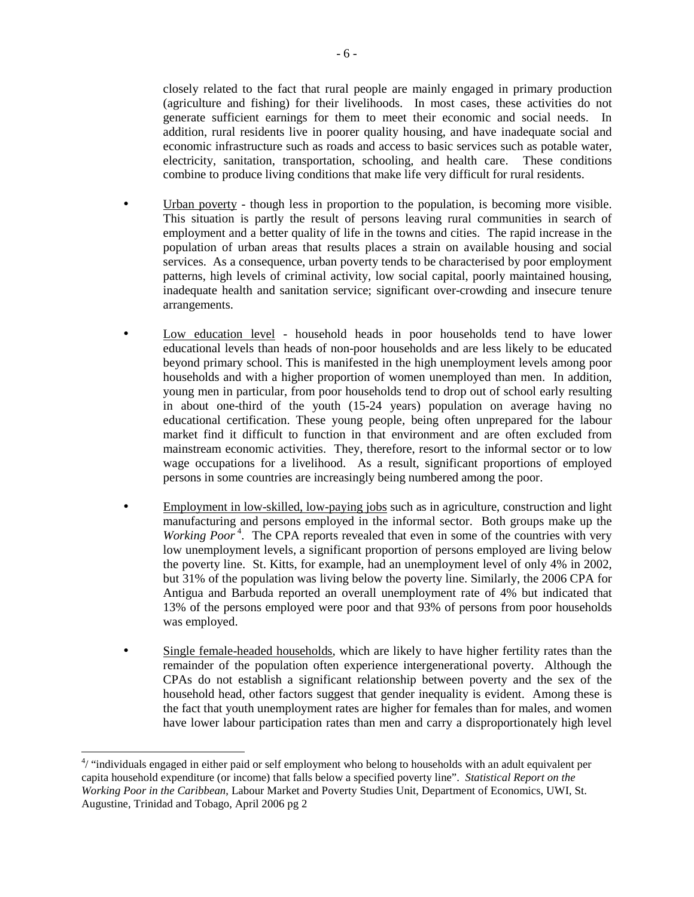closely related to the fact that rural people are mainly engaged in primary production (agriculture and fishing) for their livelihoods. In most cases, these activities do not generate sufficient earnings for them to meet their economic and social needs. In addition, rural residents live in poorer quality housing, and have inadequate social and economic infrastructure such as roads and access to basic services such as potable water, electricity, sanitation, transportation, schooling, and health care. These conditions combine to produce living conditions that make life very difficult for rural residents.

- Urban poverty - though less in proportion to the population, is becoming more visible. This situation is partly the result of persons leaving rural communities in search of employment and a better quality of life in the towns and cities. The rapid increase in the population of urban areas that results places a strain on available housing and social services. As a consequence, urban poverty tends to be characterised by poor employment patterns, high levels of criminal activity, low social capital, poorly maintained housing, inadequate health and sanitation service; significant over-crowding and insecure tenure arrangements.

- Low education level - household heads in poor households tend to have lower educational levels than heads of non-poor households and are less likely to be educated beyond primary school. This is manifested in the high unemployment levels among poor households and with a higher proportion of women unemployed than men. In addition, young men in particular, from poor households tend to drop out of school early resulting in about one-third of the youth (15-24 years) population on average having no educational certification. These young people, being often unprepared for the labour market find it difficult to function in that environment and are often excluded from mainstream economic activities. They, therefore, resort to the informal sector or to low wage occupations for a livelihood. As a result, significant proportions of employed persons in some countries are increasingly being numbered among the poor.

- Employment in low-skilled, low-paying jobs such as in agriculture, construction and light manufacturing and persons employed in the informal sector. Both groups make up the *Working Poor*[4]. The CPA reports revealed that even in some of the countries with very low unemployment levels, a significant proportion of persons employed are living below the poverty line. St. Kitts, for example, had an unemployment level of only 4% in 2002, but 31% of the population was living below the poverty line. Similarly, the 2006 CPA for Antigua and Barbuda reported an overall unemployment rate of 4% but indicated that 13% of the persons employed were poor and that 93% of persons from poor households was employed.

- Single female-headed households, which are likely to have higher fertility rates than the remainder of the population often experience intergenerational poverty. Although the CPAs do not establish a significant relationship between poverty and the sex of the household head, other factors suggest that gender inequality is evident. Among these is the fact that youth unemployment rates are higher for females than for males, and women have lower labour participation rates than men and carry a disproportionately high level

---

[4]/ "individuals engaged in either paid or self employment who belong to households with an adult equivalent per capita household expenditure (or income) that falls below a specified poverty line". *Statistical Report on the Working Poor in the Caribbean*, Labour Market and Poverty Studies Unit, Department of Economics, UWI, St. Augustine, Trinidad and Tobago, April 2006 pg 2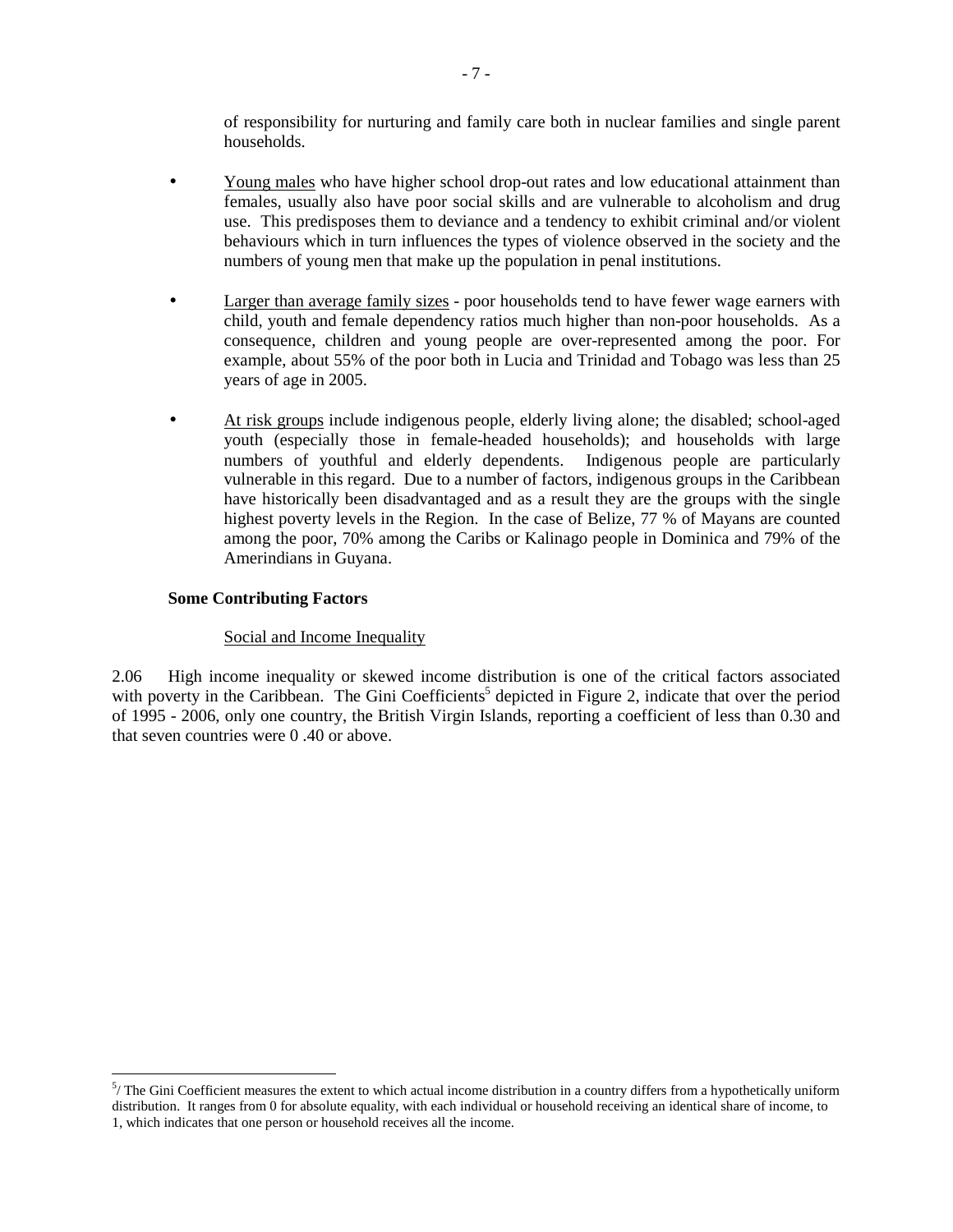of responsibility for nurturing and family care both in nuclear families and single parent households.

- Young males who have higher school drop-out rates and low educational attainment than females, usually also have poor social skills and are vulnerable to alcoholism and drug use. This predisposes them to deviance and a tendency to exhibit criminal and/or violent behaviours which in turn influences the types of violence observed in the society and the numbers of young men that make up the population in penal institutions.

- Larger than average family sizes - poor households tend to have fewer wage earners with child, youth and female dependency ratios much higher than non-poor households. As a consequence, children and young people are over-represented among the poor. For example, about 55% of the poor both in Lucia and Trinidad and Tobago was less than 25 years of age in 2005.

- At risk groups include indigenous people, elderly living alone; the disabled; school-aged youth (especially those in female-headed households); and households with large numbers of youthful and elderly dependents. Indigenous people are particularly vulnerable in this regard. Due to a number of factors, indigenous groups in the Caribbean have historically been disadvantaged and as a result they are the groups with the single highest poverty levels in the Region. In the case of Belize, 77 % of Mayans are counted among the poor, 70% among the Caribs or Kalinago people in Dominica and 79% of the Amerindians in Guyana.

**Some Contributing Factors**

Social and Income Inequality

2.06 High income inequality or skewed income distribution is one of the critical factors associated with poverty in the Caribbean. The Gini Coefficients[5] depicted in Figure 2, indicate that over the period of 1995 - 2006, only one country, the British Virgin Islands, reporting a coefficient of less than 0.30 and that seven countries were 0 .40 or above.

[5]/ The Gini Coefficient measures the extent to which actual income distribution in a country differs from a hypothetically uniform distribution. It ranges from 0 for absolute equality, with each individual or household receiving an identical share of income, to 1, which indicates that one person or household receives all the income.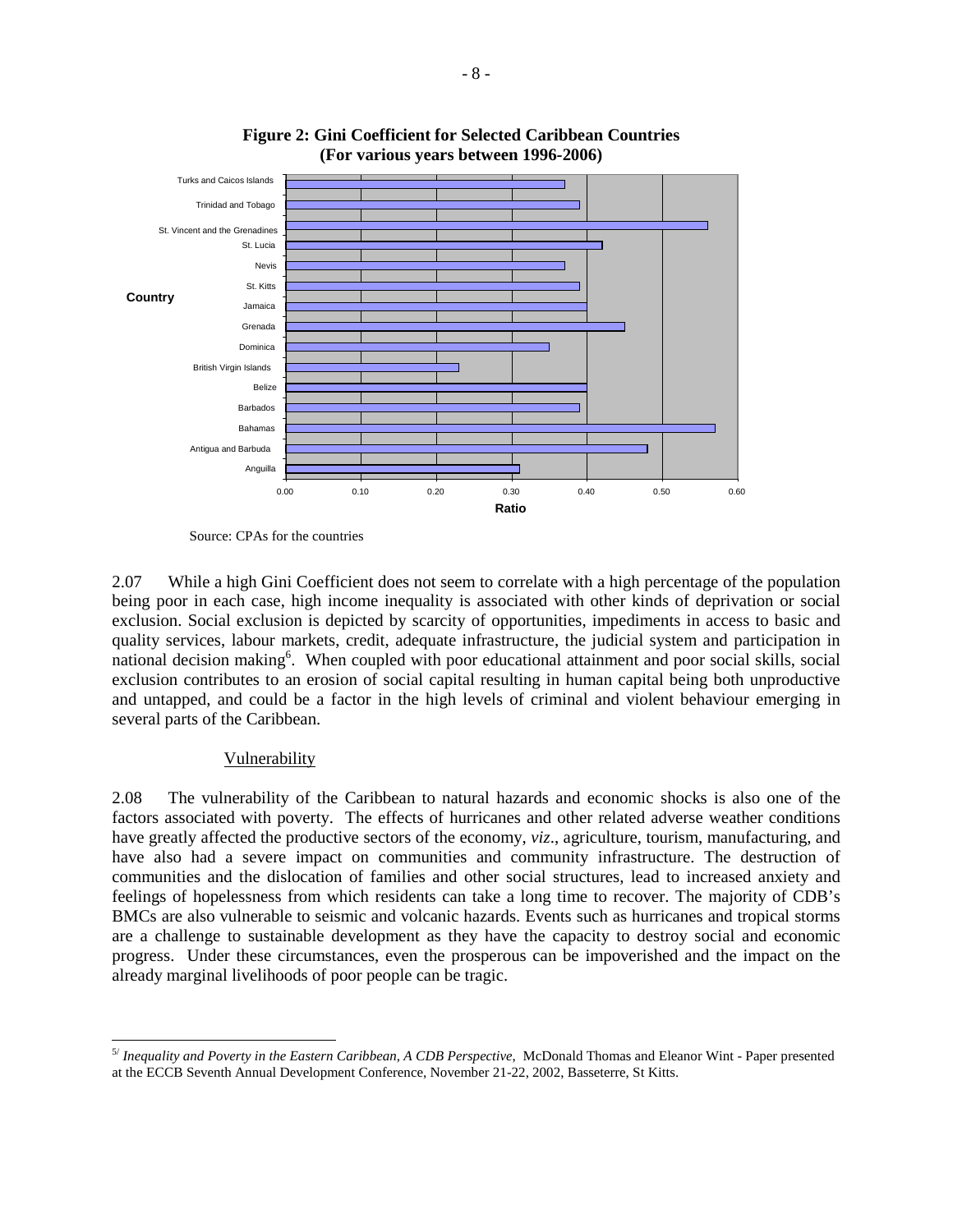**Figure 2: Gini Coefficient for Selected Caribbean Countries (For various years between 1996-2006)**

Source: CPAs for the countries

2.07 While a high Gini Coefficient does not seem to correlate with a high percentage of the population being poor in each case, high income inequality is associated with other kinds of deprivation or social exclusion. Social exclusion is depicted by scarcity of opportunities, impediments in access to basic and quality services, labour markets, credit, adequate infrastructure, the judicial system and participation in national decision making[6]. When coupled with poor educational attainment and poor social skills, social exclusion contributes to an erosion of social capital resulting in human capital being both unproductive and untapped, and could be a factor in the high levels of criminal and violent behaviour emerging in several parts of the Caribbean.

Vulnerability

2.08 The vulnerability of the Caribbean to natural hazards and economic shocks is also one of the factors associated with poverty. The effects of hurricanes and other related adverse weather conditions have greatly affected the productive sectors of the economy, *viz*., agriculture, tourism, manufacturing, and have also had a severe impact on communities and community infrastructure. The destruction of communities and the dislocation of families and other social structures, lead to increased anxiety and feelings of hopelessness from which residents can take a long time to recover. The majority of CDB's BMCs are also vulnerable to seismic and volcanic hazards. Events such as hurricanes and tropical storms are a challenge to sustainable development as they have the capacity to destroy social and economic progress. Under these circumstances, even the prosperous can be impoverished and the impact on the already marginal livelihoods of poor people can be tragic.

---

[5/] *Inequality and Poverty in the Eastern Caribbean, A CDB Perspective*, McDonald Thomas and Eleanor Wint - Paper presented at the ECCB Seventh Annual Development Conference, November 21-22, 2002, Basseterre, St Kitts.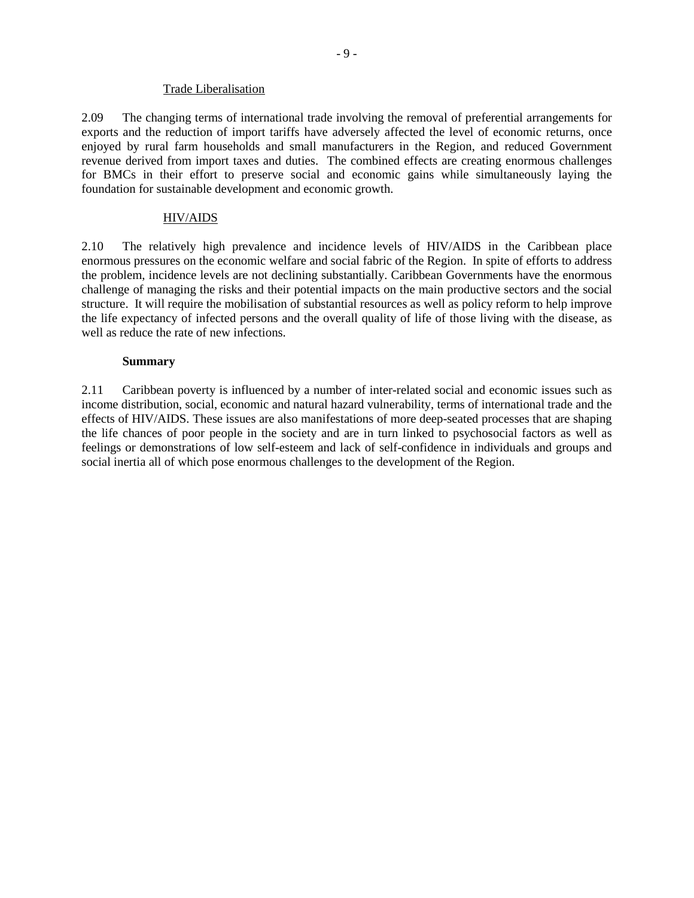### Trade Liberalisation

2.09 The changing terms of international trade involving the removal of preferential arrangements for exports and the reduction of import tariffs have adversely affected the level of economic returns, once enjoyed by rural farm households and small manufacturers in the Region, and reduced Government revenue derived from import taxes and duties. The combined effects are creating enormous challenges for BMCs in their effort to preserve social and economic gains while simultaneously laying the foundation for sustainable development and economic growth.

### HIV/AIDS

2.10 The relatively high prevalence and incidence levels of HIV/AIDS in the Caribbean place enormous pressures on the economic welfare and social fabric of the Region. In spite of efforts to address the problem, incidence levels are not declining substantially. Caribbean Governments have the enormous challenge of managing the risks and their potential impacts on the main productive sectors and the social structure. It will require the mobilisation of substantial resources as well as policy reform to help improve the life expectancy of infected persons and the overall quality of life of those living with the disease, as well as reduce the rate of new infections.

### Summary

2.11 Caribbean poverty is influenced by a number of inter-related social and economic issues such as income distribution, social, economic and natural hazard vulnerability, terms of international trade and the effects of HIV/AIDS. These issues are also manifestations of more deep-seated processes that are shaping the life chances of poor people in the society and are in turn linked to psychosocial factors as well as feelings or demonstrations of low self-esteem and lack of self-confidence in individuals and groups and social inertia all of which pose enormous challenges to the development of the Region.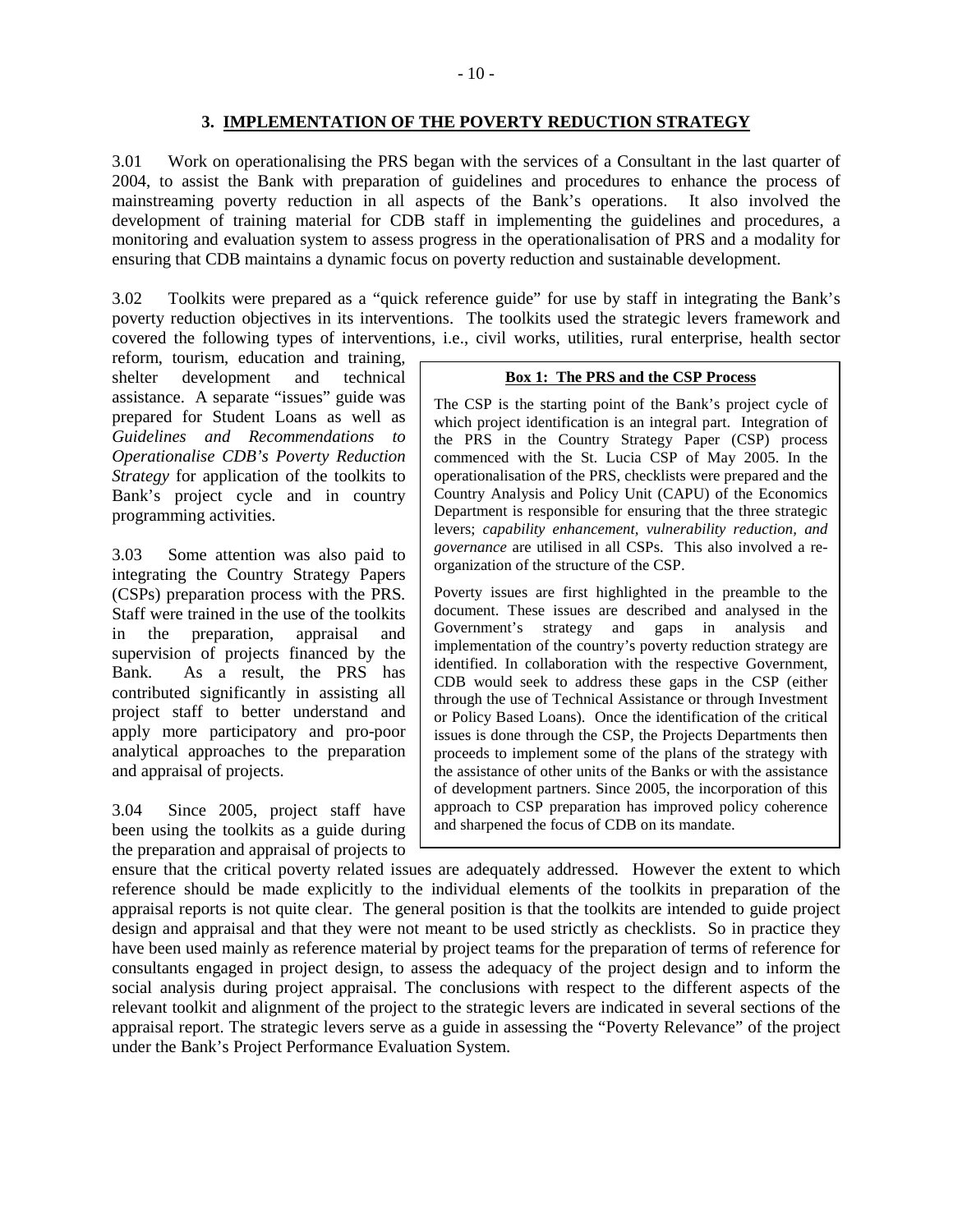## 3. IMPLEMENTATION OF THE POVERTY REDUCTION STRATEGY

3.01 Work on operationalising the PRS began with the services of a Consultant in the last quarter of 2004, to assist the Bank with preparation of guidelines and procedures to enhance the process of mainstreaming poverty reduction in all aspects of the Bank's operations. It also involved the development of training material for CDB staff in implementing the guidelines and procedures, a monitoring and evaluation system to assess progress in the operationalisation of PRS and a modality for ensuring that CDB maintains a dynamic focus on poverty reduction and sustainable development.

3.02 Toolkits were prepared as a "quick reference guide" for use by staff in integrating the Bank's poverty reduction objectives in its interventions. The toolkits used the strategic levers framework and covered the following types of interventions, i.e., civil works, utilities, rural enterprise, health sector reform, tourism, education and training, shelter development and technical assistance. A separate "issues" guide was prepared for Student Loans as well as *Guidelines and Recommendations to Operationalise CDB's Poverty Reduction Strategy* for application of the toolkits to Bank's project cycle and in country programming activities.

3.03 Some attention was also paid to integrating the Country Strategy Papers (CSPs) preparation process with the PRS. Staff were trained in the use of the toolkits in the preparation, appraisal and supervision of projects financed by the Bank. As a result, the PRS has contributed significantly in assisting all project staff to better understand and apply more participatory and pro-poor analytical approaches to the preparation and appraisal of projects.

3.04 Since 2005, project staff have been using the toolkits as a guide during the preparation and appraisal of projects to ensure that the critical poverty related issues are adequately addressed. However the extent to which reference should be made explicitly to the individual elements of the toolkits in preparation of the appraisal reports is not quite clear. The general position is that the toolkits are intended to guide project design and appraisal and that they were not meant to be used strictly as checklists. So in practice they have been used mainly as reference material by project teams for the preparation of terms of reference for consultants engaged in project design, to assess the adequacy of the project design and to inform the social analysis during project appraisal. The conclusions with respect to the different aspects of the relevant toolkit and alignment of the project to the strategic levers are indicated in several sections of the appraisal report. The strategic levers serve as a guide in assessing the "Poverty Relevance" of the project under the Bank's Project Performance Evaluation System.

> **Box 1: The PRS and the CSP Process**
>
> The CSP is the starting point of the Bank's project cycle of which project identification is an integral part. Integration of the PRS in the Country Strategy Paper (CSP) process commenced with the St. Lucia CSP of May 2005. In the operationalisation of the PRS, checklists were prepared and the Country Analysis and Policy Unit (CAPU) of the Economics Department is responsible for ensuring that the three strategic levers; *capability enhancement, vulnerability reduction, and governance* are utilised in all CSPs. This also involved a re-organization of the structure of the CSP.
>
> Poverty issues are first highlighted in the preamble to the document. These issues are described and analysed in the Government's strategy and gaps in analysis and implementation of the country's poverty reduction strategy are identified. In collaboration with the respective Government, CDB would seek to address these gaps in the CSP (either through the use of Technical Assistance or through Investment or Policy Based Loans). Once the identification of the critical issues is done through the CSP, the Projects Departments then proceeds to implement some of the plans of the strategy with the assistance of other units of the Banks or with the assistance of development partners. Since 2005, the incorporation of this approach to CSP preparation has improved policy coherence and sharpened the focus of CDB on its mandate.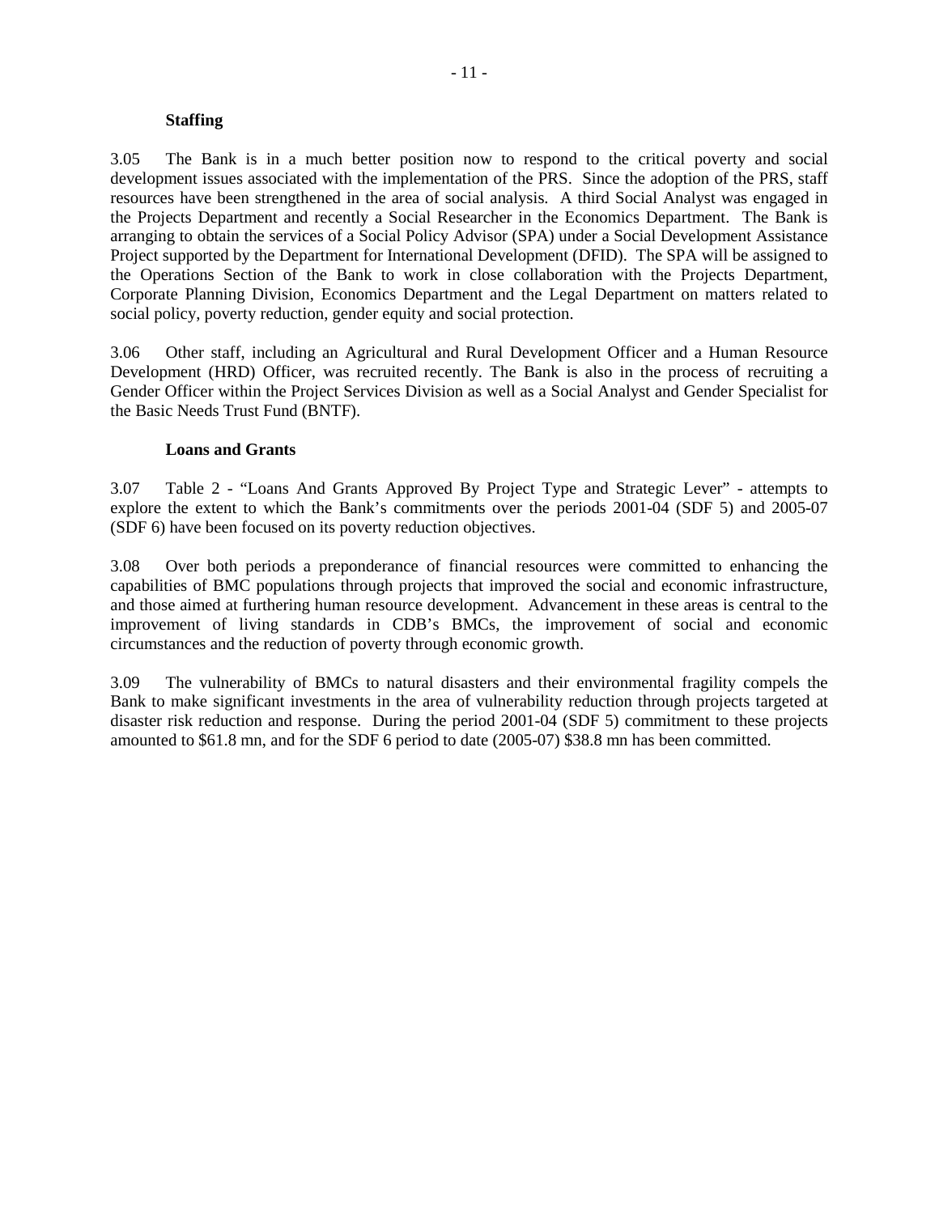**Staffing**

3.05 The Bank is in a much better position now to respond to the critical poverty and social development issues associated with the implementation of the PRS. Since the adoption of the PRS, staff resources have been strengthened in the area of social analysis. A third Social Analyst was engaged in the Projects Department and recently a Social Researcher in the Economics Department. The Bank is arranging to obtain the services of a Social Policy Advisor (SPA) under a Social Development Assistance Project supported by the Department for International Development (DFID). The SPA will be assigned to the Operations Section of the Bank to work in close collaboration with the Projects Department, Corporate Planning Division, Economics Department and the Legal Department on matters related to social policy, poverty reduction, gender equity and social protection.

3.06 Other staff, including an Agricultural and Rural Development Officer and a Human Resource Development (HRD) Officer, was recruited recently. The Bank is also in the process of recruiting a Gender Officer within the Project Services Division as well as a Social Analyst and Gender Specialist for the Basic Needs Trust Fund (BNTF).

**Loans and Grants**

3.07 Table 2 - "Loans And Grants Approved By Project Type and Strategic Lever" - attempts to explore the extent to which the Bank's commitments over the periods 2001-04 (SDF 5) and 2005-07 (SDF 6) have been focused on its poverty reduction objectives.

3.08 Over both periods a preponderance of financial resources were committed to enhancing the capabilities of BMC populations through projects that improved the social and economic infrastructure, and those aimed at furthering human resource development. Advancement in these areas is central to the improvement of living standards in CDB's BMCs, the improvement of social and economic circumstances and the reduction of poverty through economic growth.

3.09 The vulnerability of BMCs to natural disasters and their environmental fragility compels the Bank to make significant investments in the area of vulnerability reduction through projects targeted at disaster risk reduction and response. During the period 2001-04 (SDF 5) commitment to these projects amounted to $61.8 mn, and for the SDF 6 period to date (2005-07) $38.8 mn has been committed.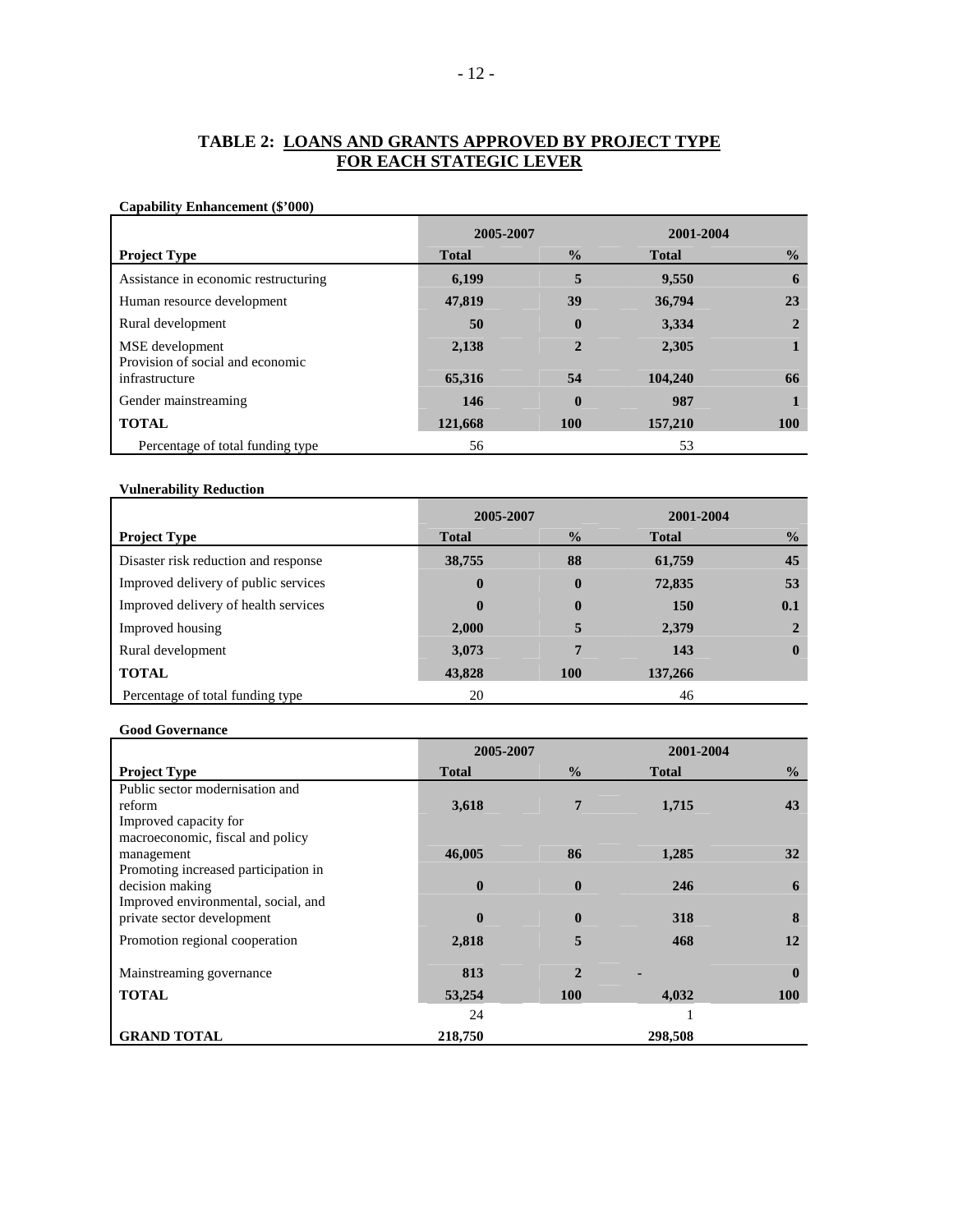## TABLE 2: LOANS AND GRANTS APPROVED BY PROJECT TYPE FOR EACH STATEGIC LEVER

**Capability Enhancement ($'000)**

| | 2005-2007 | | 2001-2004 | |
|---|---|---|---|---|
| **Project Type** | **Total** | **%** | **Total** | **%** |
| Assistance in economic restructuring | **6,199** | **5** | **9,550** | **6** |
| Human resource development | **47,819** | **39** | **36,794** | **23** |
| Rural development | **50** | **0** | **3,334** | **2** |
| MSE development | **2,138** | **2** | **2,305** | **1** |
| Provision of social and economic infrastructure | **65,316** | **54** | **104,240** | **66** |
| Gender mainstreaming | **146** | **0** | **987** | **1** |
| **TOTAL** | **121,668** | **100** | **157,210** | **100** |
| Percentage of total funding type | 56 | | 53 | |

**Vulnerability Reduction**

| | 2005-2007 | | 2001-2004 | |
|---|---|---|---|---|
| **Project Type** | **Total** | **%** | **Total** | **%** |
| Disaster risk reduction and response | **38,755** | **88** | **61,759** | **45** |
| Improved delivery of public services | **0** | **0** | **72,835** | **53** |
| Improved delivery of health services | **0** | **0** | **150** | **0.1** |
| Improved housing | **2,000** | **5** | **2,379** | **2** |
| Rural development | **3,073** | **7** | **143** | **0** |
| **TOTAL** | **43,828** | **100** | **137,266** | |
| Percentage of total funding type | 20 | | 46 | |

**Good Governance**

| | 2005-2007 | | 2001-2004 | |
|---|---|---|---|---|
| **Project Type** | **Total** | **%** | **Total** | **%** |
| Public sector modernisation and reform | **3,618** | **7** | **1,715** | **43** |
| Improved capacity for macroeconomic, fiscal and policy management | **46,005** | **86** | **1,285** | **32** |
| Promoting increased participation in decision making | **0** | **0** | **246** | **6** |
| Improved environmental, social, and private sector development | **0** | **0** | **318** | **8** |
| Promotion regional cooperation | **2,818** | **5** | **468** | **12** |
| Mainstreaming governance | **813** | **2** | **-** | **0** |
| **TOTAL** | **53,254** | **100** | **4,032** | **100** |
| | 24 | | 1 | |
| **GRAND TOTAL** | **218,750** | | **298,508** | |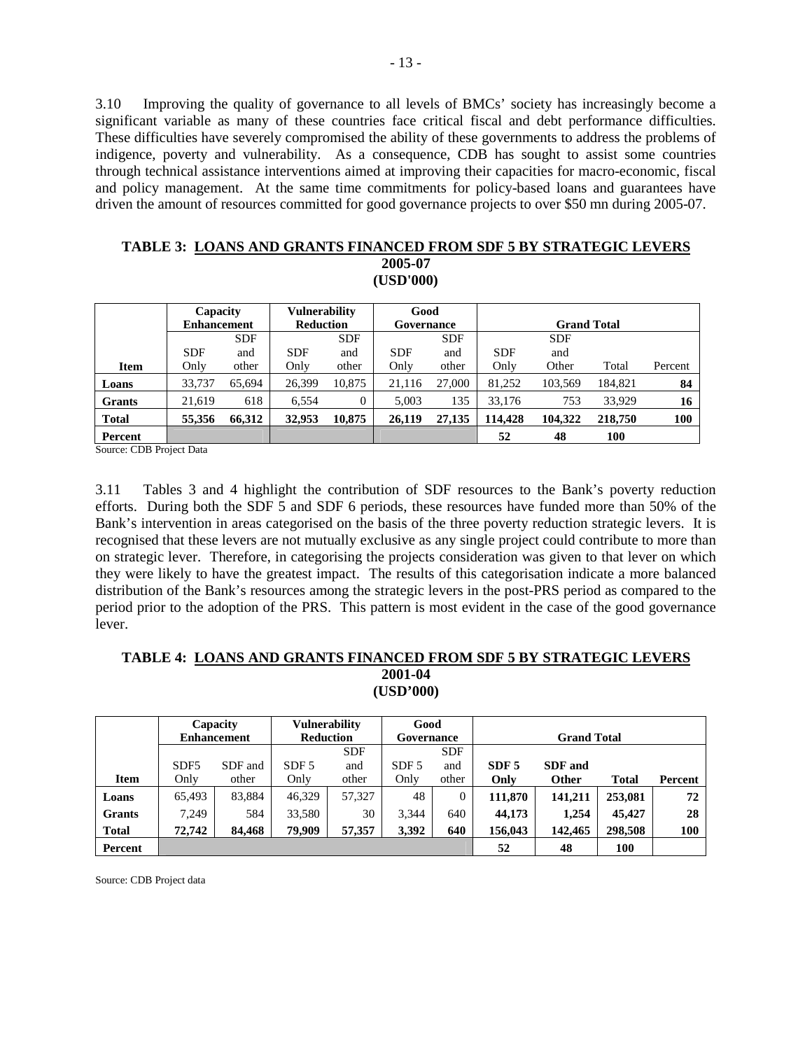3.10 Improving the quality of governance to all levels of BMCs' society has increasingly become a significant variable as many of these countries face critical fiscal and debt performance difficulties. These difficulties have severely compromised the ability of these governments to address the problems of indigence, poverty and vulnerability. As a consequence, CDB has sought to assist some countries through technical assistance interventions aimed at improving their capacities for macro-economic, fiscal and policy management. At the same time commitments for policy-based loans and guarantees have driven the amount of resources committed for good governance projects to over $50 mn during 2005-07.

**TABLE 3: LOANS AND GRANTS FINANCED FROM SDF 5 BY STRATEGIC LEVERS 2005-07 (USD'000)**

| Item | Capacity Enhancement | | Vulnerability Reduction | | Good Governance | | Grand Total | | | |
|---|---|---|---|---|---|---|---|---|---|---|
| | SDF Only | SDF and other | SDF Only | SDF and other | SDF Only | SDF and other | SDF Only | SDF and Other | Total | Percent |
| **Loans** | 33,737 | 65,694 | 26,399 | 10,875 | 21,116 | 27,000 | 81,252 | 103,569 | 184,821 | **84** |
| **Grants** | 21,619 | 618 | 6,554 | 0 | 5,003 | 135 | 33,176 | 753 | 33,929 | **16** |
| **Total** | **55,356** | **66,312** | **32,953** | **10,875** | **26,119** | **27,135** | **114,428** | **104,322** | **218,750** | **100** |
| **Percent** | | | | | | | **52** | **48** | **100** | |

Source: CDB Project Data

3.11 Tables 3 and 4 highlight the contribution of SDF resources to the Bank's poverty reduction efforts. During both the SDF 5 and SDF 6 periods, these resources have funded more than 50% of the Bank's intervention in areas categorised on the basis of the three poverty reduction strategic levers. It is recognised that these levers are not mutually exclusive as any single project could contribute to more than on strategic lever. Therefore, in categorising the projects consideration was given to that lever on which they were likely to have the greatest impact. The results of this categorisation indicate a more balanced distribution of the Bank's resources among the strategic levers in the post-PRS period as compared to the period prior to the adoption of the PRS. This pattern is most evident in the case of the good governance lever.

**TABLE 4: LOANS AND GRANTS FINANCED FROM SDF 5 BY STRATEGIC LEVERS 2001-04 (USD'000)**

| Item | Capacity Enhancement | | Vulnerability Reduction | | Good Governance | | Grand Total | | | |
|---|---|---|---|---|---|---|---|---|---|---|
| | SDF5 Only | SDF and other | SDF 5 Only | SDF and other | SDF 5 Only | SDF and other | **SDF 5 Only** | **SDF and Other** | **Total** | **Percent** |
| **Loans** | 65,493 | 83,884 | 46,329 | 57,327 | 48 | 0 | **111,870** | **141,211** | **253,081** | **72** |
| **Grants** | 7,249 | 584 | 33,580 | 30 | 3,344 | 640 | **44,173** | **1,254** | **45,427** | **28** |
| **Total** | **72,742** | **84,468** | **79,909** | **57,357** | **3,392** | **640** | **156,043** | **142,465** | **298,508** | **100** |
| **Percent** | | | | | | | **52** | **48** | **100** | |

Source: CDB Project data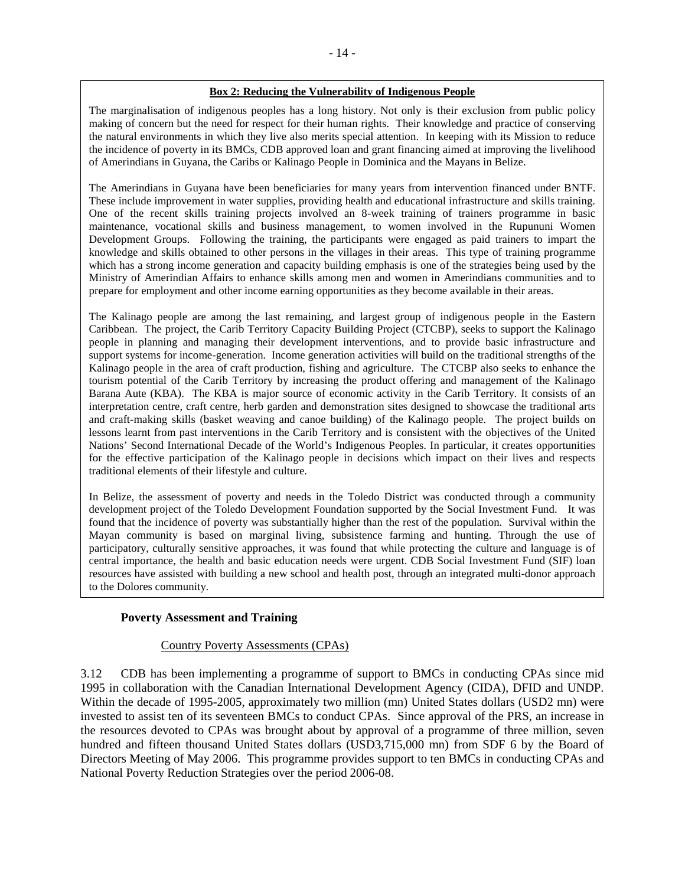**Box 2: Reducing the Vulnerability of Indigenous People**

The marginalisation of indigenous peoples has a long history. Not only is their exclusion from public policy making of concern but the need for respect for their human rights. Their knowledge and practice of conserving the natural environments in which they live also merits special attention. In keeping with its Mission to reduce the incidence of poverty in its BMCs, CDB approved loan and grant financing aimed at improving the livelihood of Amerindians in Guyana, the Caribs or Kalinago People in Dominica and the Mayans in Belize.

The Amerindians in Guyana have been beneficiaries for many years from intervention financed under BNTF. These include improvement in water supplies, providing health and educational infrastructure and skills training. One of the recent skills training projects involved an 8-week training of trainers programme in basic maintenance, vocational skills and business management, to women involved in the Rupununi Women Development Groups. Following the training, the participants were engaged as paid trainers to impart the knowledge and skills obtained to other persons in the villages in their areas. This type of training programme which has a strong income generation and capacity building emphasis is one of the strategies being used by the Ministry of Amerindian Affairs to enhance skills among men and women in Amerindians communities and to prepare for employment and other income earning opportunities as they become available in their areas.

The Kalinago people are among the last remaining, and largest group of indigenous people in the Eastern Caribbean. The project, the Carib Territory Capacity Building Project (CTCBP), seeks to support the Kalinago people in planning and managing their development interventions, and to provide basic infrastructure and support systems for income-generation. Income generation activities will build on the traditional strengths of the Kalinago people in the area of craft production, fishing and agriculture. The CTCBP also seeks to enhance the tourism potential of the Carib Territory by increasing the product offering and management of the Kalinago Barana Aute (KBA). The KBA is major source of economic activity in the Carib Territory. It consists of an interpretation centre, craft centre, herb garden and demonstration sites designed to showcase the traditional arts and craft-making skills (basket weaving and canoe building) of the Kalinago people. The project builds on lessons learnt from past interventions in the Carib Territory and is consistent with the objectives of the United Nations' Second International Decade of the World's Indigenous Peoples. In particular, it creates opportunities for the effective participation of the Kalinago people in decisions which impact on their lives and respects traditional elements of their lifestyle and culture.

In Belize, the assessment of poverty and needs in the Toledo District was conducted through a community development project of the Toledo Development Foundation supported by the Social Investment Fund. It was found that the incidence of poverty was substantially higher than the rest of the population. Survival within the Mayan community is based on marginal living, subsistence farming and hunting. Through the use of participatory, culturally sensitive approaches, it was found that while protecting the culture and language is of central importance, the health and basic education needs were urgent. CDB Social Investment Fund (SIF) loan resources have assisted with building a new school and health post, through an integrated multi-donor approach to the Dolores community.

**Poverty Assessment and Training**

Country Poverty Assessments (CPAs)

3.12 CDB has been implementing a programme of support to BMCs in conducting CPAs since mid 1995 in collaboration with the Canadian International Development Agency (CIDA), DFID and UNDP. Within the decade of 1995-2005, approximately two million (mn) United States dollars (USD2 mn) were invested to assist ten of its seventeen BMCs to conduct CPAs. Since approval of the PRS, an increase in the resources devoted to CPAs was brought about by approval of a programme of three million, seven hundred and fifteen thousand United States dollars (USD3,715,000 mn) from SDF 6 by the Board of Directors Meeting of May 2006. This programme provides support to ten BMCs in conducting CPAs and National Poverty Reduction Strategies over the period 2006-08.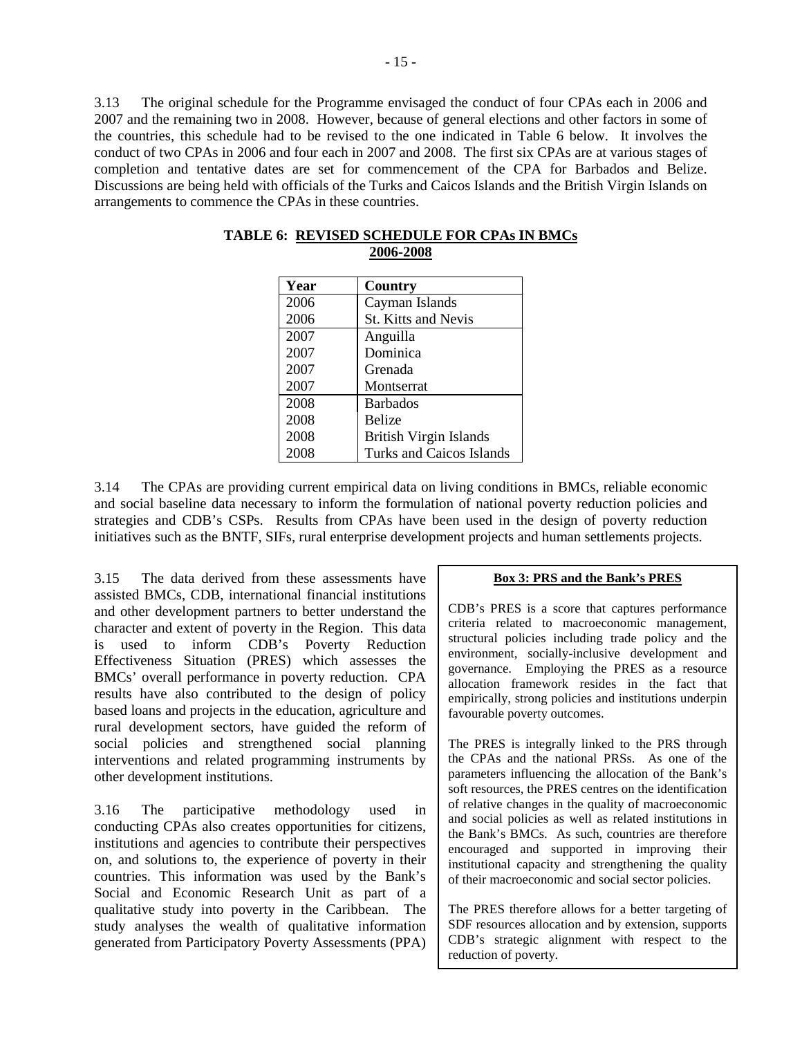3.13 The original schedule for the Programme envisaged the conduct of four CPAs each in 2006 and 2007 and the remaining two in 2008. However, because of general elections and other factors in some of the countries, this schedule had to be revised to the one indicated in Table 6 below. It involves the conduct of two CPAs in 2006 and four each in 2007 and 2008. The first six CPAs are at various stages of completion and tentative dates are set for commencement of the CPA for Barbados and Belize. Discussions are being held with officials of the Turks and Caicos Islands and the British Virgin Islands on arrangements to commence the CPAs in these countries.

**TABLE 6: REVISED SCHEDULE FOR CPAs IN BMCs 2006-2008**

| Year | Country |
|---|---|
| 2006 | Cayman Islands |
| 2006 | St. Kitts and Nevis |
| 2007 | Anguilla |
| 2007 | Dominica |
| 2007 | Grenada |
| 2007 | Montserrat |
| 2008 | Barbados |
| 2008 | Belize |
| 2008 | British Virgin Islands |
| 2008 | Turks and Caicos Islands |

3.14 The CPAs are providing current empirical data on living conditions in BMCs, reliable economic and social baseline data necessary to inform the formulation of national poverty reduction policies and strategies and CDB's CSPs. Results from CPAs have been used in the design of poverty reduction initiatives such as the BNTF, SIFs, rural enterprise development projects and human settlements projects.

3.15 The data derived from these assessments have assisted BMCs, CDB, international financial institutions and other development partners to better understand the character and extent of poverty in the Region. This data is used to inform CDB's Poverty Reduction Effectiveness Situation (PRES) which assesses the BMCs' overall performance in poverty reduction. CPA results have also contributed to the design of policy based loans and projects in the education, agriculture and rural development sectors, have guided the reform of social policies and strengthened social planning interventions and related programming instruments by other development institutions.

3.16 The participative methodology used in conducting CPAs also creates opportunities for citizens, institutions and agencies to contribute their perspectives on, and solutions to, the experience of poverty in their countries. This information was used by the Bank's Social and Economic Research Unit as part of a qualitative study into poverty in the Caribbean. The study analyses the wealth of qualitative information generated from Participatory Poverty Assessments (PPA)

**Box 3: PRS and the Bank's PRES**

CDB's PRES is a score that captures performance criteria related to macroeconomic management, structural policies including trade policy and the environment, socially-inclusive development and governance. Employing the PRES as a resource allocation framework resides in the fact that empirically, strong policies and institutions underpin favourable poverty outcomes.

The PRES is integrally linked to the PRS through the CPAs and the national PRSs. As one of the parameters influencing the allocation of the Bank's soft resources, the PRES centres on the identification of relative changes in the quality of macroeconomic and social policies as well as related institutions in the Bank's BMCs. As such, countries are therefore encouraged and supported in improving their institutional capacity and strengthening the quality of their macroeconomic and social sector policies.

The PRES therefore allows for a better targeting of SDF resources allocation and by extension, supports CDB's strategic alignment with respect to the reduction of poverty.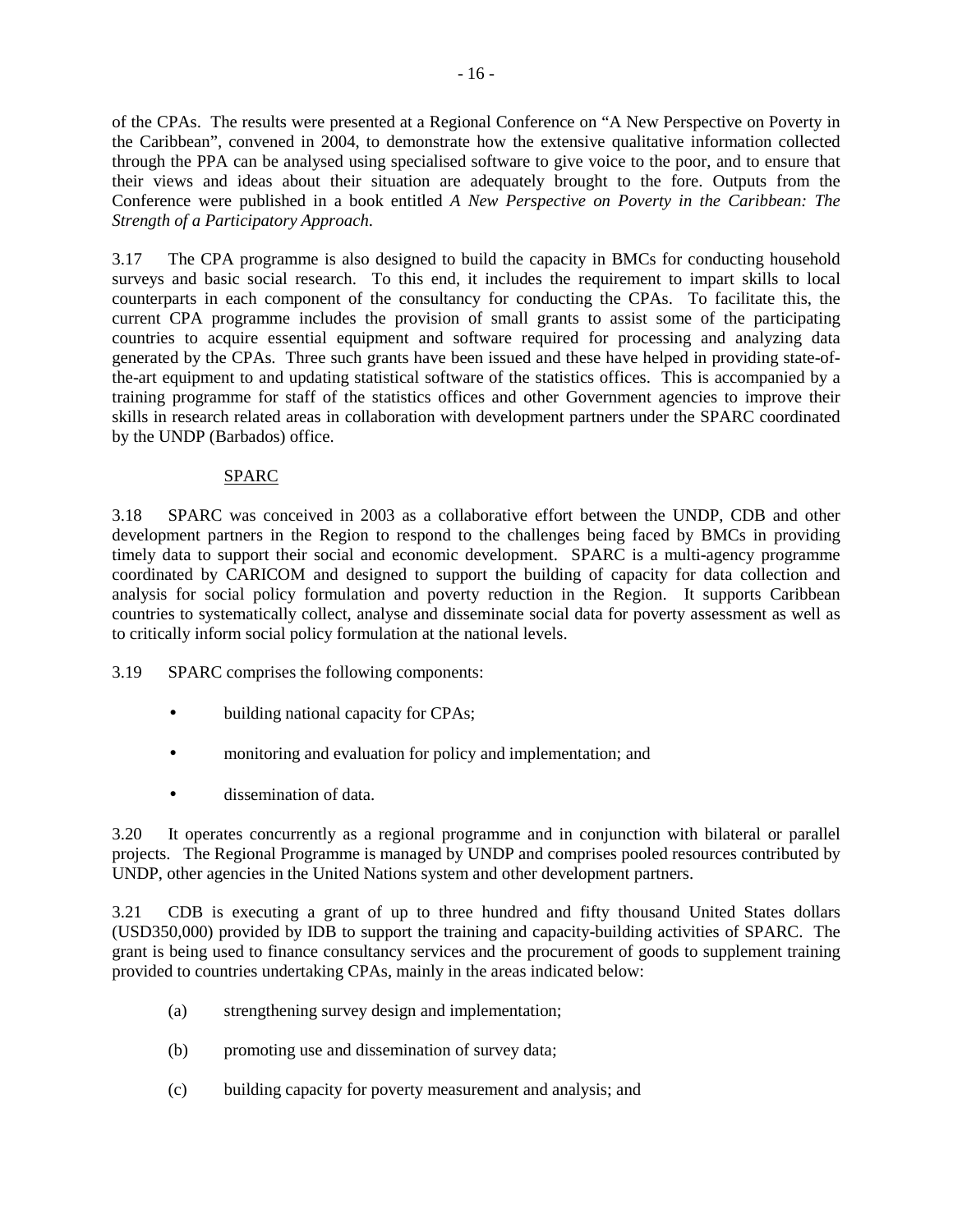of the CPAs. The results were presented at a Regional Conference on "A New Perspective on Poverty in the Caribbean", convened in 2004, to demonstrate how the extensive qualitative information collected through the PPA can be analysed using specialised software to give voice to the poor, and to ensure that their views and ideas about their situation are adequately brought to the fore. Outputs from the Conference were published in a book entitled *A New Perspective on Poverty in the Caribbean: The Strength of a Participatory Approach*.

3.17 The CPA programme is also designed to build the capacity in BMCs for conducting household surveys and basic social research. To this end, it includes the requirement to impart skills to local counterparts in each component of the consultancy for conducting the CPAs. To facilitate this, the current CPA programme includes the provision of small grants to assist some of the participating countries to acquire essential equipment and software required for processing and analyzing data generated by the CPAs. Three such grants have been issued and these have helped in providing state-of-the-art equipment to and updating statistical software of the statistics offices. This is accompanied by a training programme for staff of the statistics offices and other Government agencies to improve their skills in research related areas in collaboration with development partners under the SPARC coordinated by the UNDP (Barbados) office.

SPARC

3.18 SPARC was conceived in 2003 as a collaborative effort between the UNDP, CDB and other development partners in the Region to respond to the challenges being faced by BMCs in providing timely data to support their social and economic development. SPARC is a multi-agency programme coordinated by CARICOM and designed to support the building of capacity for data collection and analysis for social policy formulation and poverty reduction in the Region. It supports Caribbean countries to systematically collect, analyse and disseminate social data for poverty assessment as well as to critically inform social policy formulation at the national levels.

3.19 SPARC comprises the following components:

- building national capacity for CPAs;
- monitoring and evaluation for policy and implementation; and
- dissemination of data.

3.20 It operates concurrently as a regional programme and in conjunction with bilateral or parallel projects. The Regional Programme is managed by UNDP and comprises pooled resources contributed by UNDP, other agencies in the United Nations system and other development partners.

3.21 CDB is executing a grant of up to three hundred and fifty thousand United States dollars (USD350,000) provided by IDB to support the training and capacity-building activities of SPARC. The grant is being used to finance consultancy services and the procurement of goods to supplement training provided to countries undertaking CPAs, mainly in the areas indicated below:

(a) strengthening survey design and implementation;

(b) promoting use and dissemination of survey data;

(c) building capacity for poverty measurement and analysis; and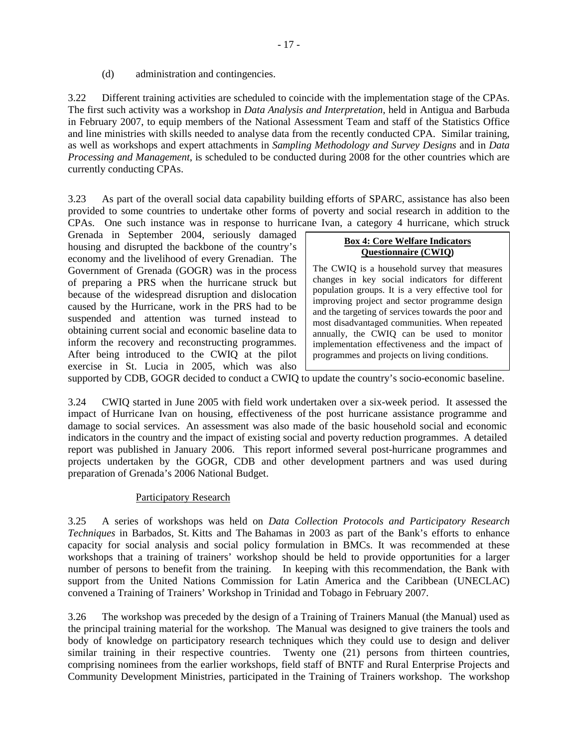(d) administration and contingencies.

3.22 Different training activities are scheduled to coincide with the implementation stage of the CPAs. The first such activity was a workshop in *Data Analysis and Interpretation,* held in Antigua and Barbuda in February 2007, to equip members of the National Assessment Team and staff of the Statistics Office and line ministries with skills needed to analyse data from the recently conducted CPA. Similar training, as well as workshops and expert attachments in *Sampling Methodology and Survey Designs* and in *Data Processing and Management*, is scheduled to be conducted during 2008 for the other countries which are currently conducting CPAs.

3.23 As part of the overall social data capability building efforts of SPARC, assistance has also been provided to some countries to undertake other forms of poverty and social research in addition to the CPAs. One such instance was in response to hurricane Ivan, a category 4 hurricane, which struck Grenada in September 2004, seriously damaged housing and disrupted the backbone of the country's economy and the livelihood of every Grenadian. The Government of Grenada (GOGR) was in the process of preparing a PRS when the hurricane struck but because of the widespread disruption and dislocation caused by the Hurricane, work in the PRS had to be suspended and attention was turned instead to obtaining current social and economic baseline data to inform the recovery and reconstructing programmes. After being introduced to the CWIQ at the pilot exercise in St. Lucia in 2005, which was also supported by CDB, GOGR decided to conduct a CWIQ to update the country's socio-economic baseline.

> **Box 4: Core Welfare Indicators Questionnaire (CWIQ)**
>
> The CWIQ is a household survey that measures changes in key social indicators for different population groups. It is a very effective tool for improving project and sector programme design and the targeting of services towards the poor and most disadvantaged communities. When repeated annually, the CWIQ can be used to monitor implementation effectiveness and the impact of programmes and projects on living conditions.

3.24 CWIQ started in June 2005 with field work undertaken over a six-week period. It assessed the impact of Hurricane Ivan on housing, effectiveness of the post hurricane assistance programme and damage to social services. An assessment was also made of the basic household social and economic indicators in the country and the impact of existing social and poverty reduction programmes. A detailed report was published in January 2006. This report informed several post-hurricane programmes and projects undertaken by the GOGR, CDB and other development partners and was used during preparation of Grenada's 2006 National Budget.

Participatory Research

3.25 A series of workshops was held on *Data Collection Protocols and Participatory Research Techniques* in Barbados, St. Kitts and The Bahamas in 2003 as part of the Bank's efforts to enhance capacity for social analysis and social policy formulation in BMCs. It was recommended at these workshops that a training of trainers' workshop should be held to provide opportunities for a larger number of persons to benefit from the training. In keeping with this recommendation, the Bank with support from the United Nations Commission for Latin America and the Caribbean (UNECLAC) convened a Training of Trainers' Workshop in Trinidad and Tobago in February 2007.

3.26 The workshop was preceded by the design of a Training of Trainers Manual (the Manual) used as the principal training material for the workshop. The Manual was designed to give trainers the tools and body of knowledge on participatory research techniques which they could use to design and deliver similar training in their respective countries. Twenty one (21) persons from thirteen countries, comprising nominees from the earlier workshops, field staff of BNTF and Rural Enterprise Projects and Community Development Ministries, participated in the Training of Trainers workshop. The workshop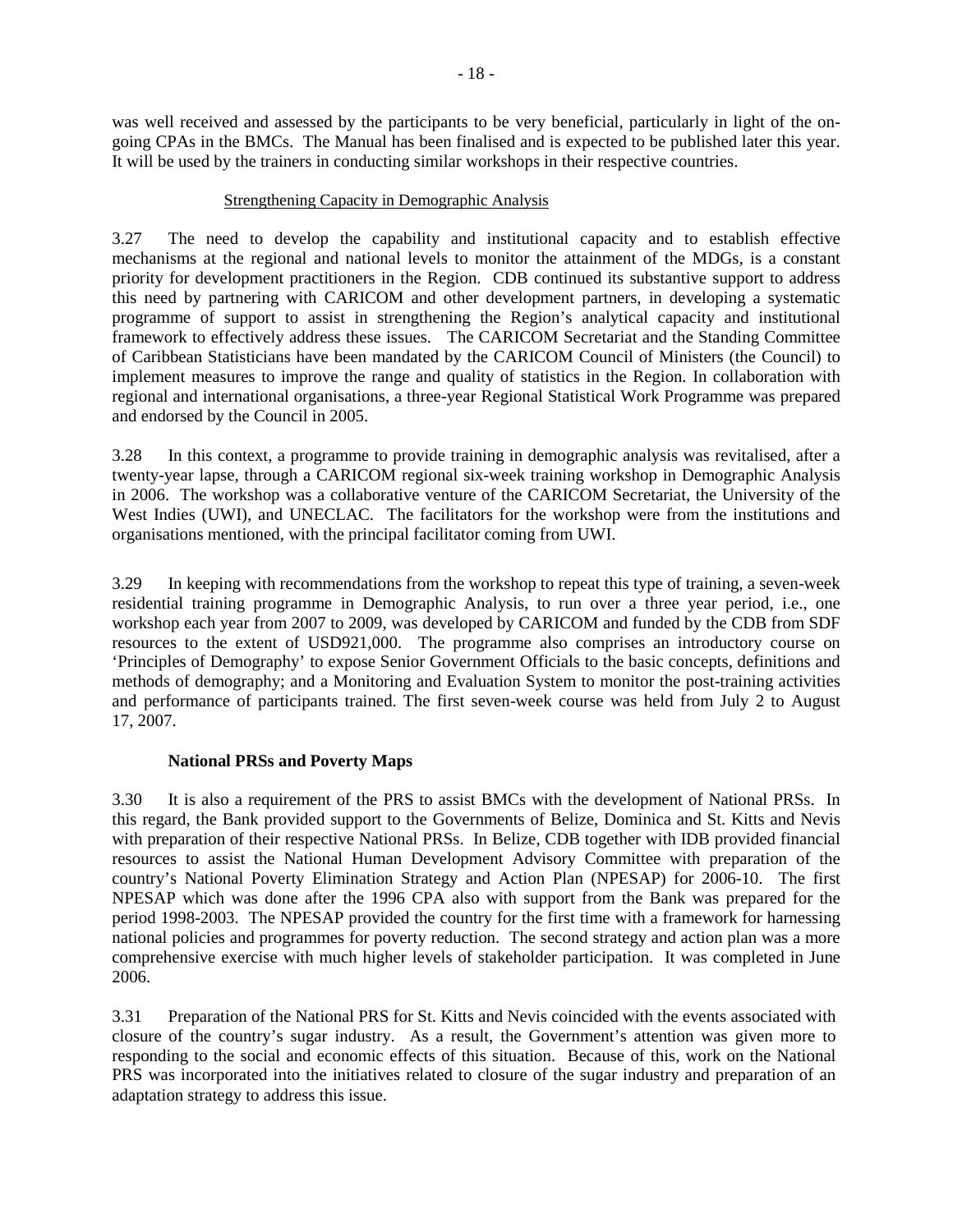was well received and assessed by the participants to be very beneficial, particularly in light of the on-going CPAs in the BMCs. The Manual has been finalised and is expected to be published later this year. It will be used by the trainers in conducting similar workshops in their respective countries.

<u>Strengthening Capacity in Demographic Analysis</u>

3.27 The need to develop the capability and institutional capacity and to establish effective mechanisms at the regional and national levels to monitor the attainment of the MDGs, is a constant priority for development practitioners in the Region. CDB continued its substantive support to address this need by partnering with CARICOM and other development partners, in developing a systematic programme of support to assist in strengthening the Region's analytical capacity and institutional framework to effectively address these issues. The CARICOM Secretariat and the Standing Committee of Caribbean Statisticians have been mandated by the CARICOM Council of Ministers (the Council) to implement measures to improve the range and quality of statistics in the Region. In collaboration with regional and international organisations, a three-year Regional Statistical Work Programme was prepared and endorsed by the Council in 2005.

3.28 In this context, a programme to provide training in demographic analysis was revitalised, after a twenty-year lapse, through a CARICOM regional six-week training workshop in Demographic Analysis in 2006. The workshop was a collaborative venture of the CARICOM Secretariat, the University of the West Indies (UWI), and UNECLAC. The facilitators for the workshop were from the institutions and organisations mentioned, with the principal facilitator coming from UWI.

3.29 In keeping with recommendations from the workshop to repeat this type of training, a seven-week residential training programme in Demographic Analysis, to run over a three year period, i.e., one workshop each year from 2007 to 2009, was developed by CARICOM and funded by the CDB from SDF resources to the extent of USD921,000. The programme also comprises an introductory course on 'Principles of Demography' to expose Senior Government Officials to the basic concepts, definitions and methods of demography; and a Monitoring and Evaluation System to monitor the post-training activities and performance of participants trained. The first seven-week course was held from July 2 to August 17, 2007.

**National PRSs and Poverty Maps**

3.30 It is also a requirement of the PRS to assist BMCs with the development of National PRSs. In this regard, the Bank provided support to the Governments of Belize, Dominica and St. Kitts and Nevis with preparation of their respective National PRSs. In Belize, CDB together with IDB provided financial resources to assist the National Human Development Advisory Committee with preparation of the country's National Poverty Elimination Strategy and Action Plan (NPESAP) for 2006-10. The first NPESAP which was done after the 1996 CPA also with support from the Bank was prepared for the period 1998-2003. The NPESAP provided the country for the first time with a framework for harnessing national policies and programmes for poverty reduction. The second strategy and action plan was a more comprehensive exercise with much higher levels of stakeholder participation. It was completed in June 2006.

3.31 Preparation of the National PRS for St. Kitts and Nevis coincided with the events associated with closure of the country's sugar industry. As a result, the Government's attention was given more to responding to the social and economic effects of this situation. Because of this, work on the National PRS was incorporated into the initiatives related to closure of the sugar industry and preparation of an adaptation strategy to address this issue.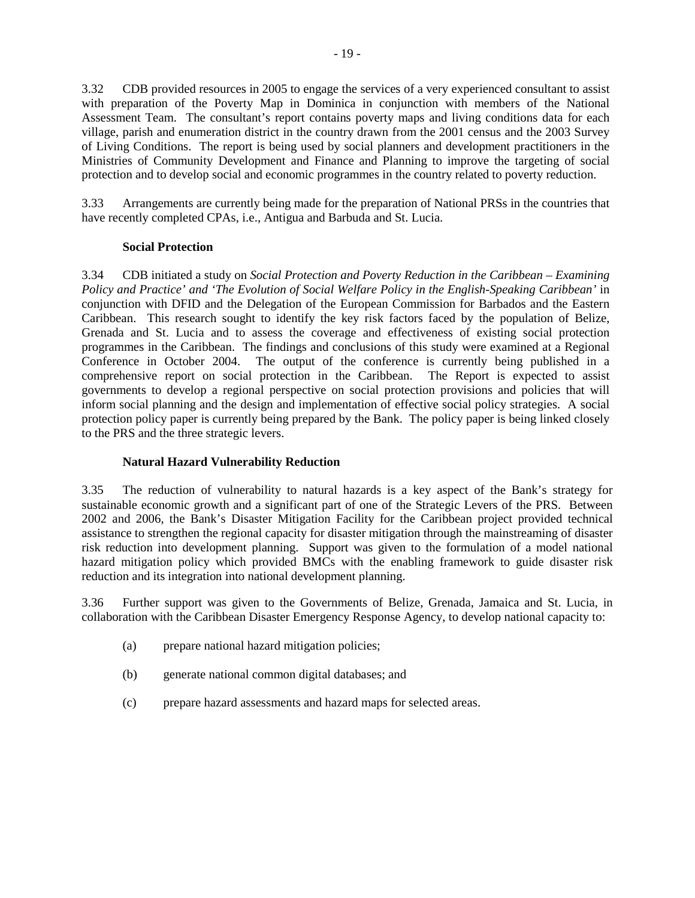3.32 CDB provided resources in 2005 to engage the services of a very experienced consultant to assist with preparation of the Poverty Map in Dominica in conjunction with members of the National Assessment Team. The consultant's report contains poverty maps and living conditions data for each village, parish and enumeration district in the country drawn from the 2001 census and the 2003 Survey of Living Conditions. The report is being used by social planners and development practitioners in the Ministries of Community Development and Finance and Planning to improve the targeting of social protection and to develop social and economic programmes in the country related to poverty reduction.

3.33 Arrangements are currently being made for the preparation of National PRSs in the countries that have recently completed CPAs, i.e., Antigua and Barbuda and St. Lucia.

**Social Protection**

3.34 CDB initiated a study on *Social Protection and Poverty Reduction in the Caribbean – Examining Policy and Practice' and 'The Evolution of Social Welfare Policy in the English-Speaking Caribbean'* in conjunction with DFID and the Delegation of the European Commission for Barbados and the Eastern Caribbean. This research sought to identify the key risk factors faced by the population of Belize, Grenada and St. Lucia and to assess the coverage and effectiveness of existing social protection programmes in the Caribbean. The findings and conclusions of this study were examined at a Regional Conference in October 2004. The output of the conference is currently being published in a comprehensive report on social protection in the Caribbean. The Report is expected to assist governments to develop a regional perspective on social protection provisions and policies that will inform social planning and the design and implementation of effective social policy strategies. A social protection policy paper is currently being prepared by the Bank. The policy paper is being linked closely to the PRS and the three strategic levers.

**Natural Hazard Vulnerability Reduction**

3.35 The reduction of vulnerability to natural hazards is a key aspect of the Bank's strategy for sustainable economic growth and a significant part of one of the Strategic Levers of the PRS. Between 2002 and 2006, the Bank's Disaster Mitigation Facility for the Caribbean project provided technical assistance to strengthen the regional capacity for disaster mitigation through the mainstreaming of disaster risk reduction into development planning. Support was given to the formulation of a model national hazard mitigation policy which provided BMCs with the enabling framework to guide disaster risk reduction and its integration into national development planning.

3.36 Further support was given to the Governments of Belize, Grenada, Jamaica and St. Lucia, in collaboration with the Caribbean Disaster Emergency Response Agency, to develop national capacity to:

(a) prepare national hazard mitigation policies;

(b) generate national common digital databases; and

(c) prepare hazard assessments and hazard maps for selected areas.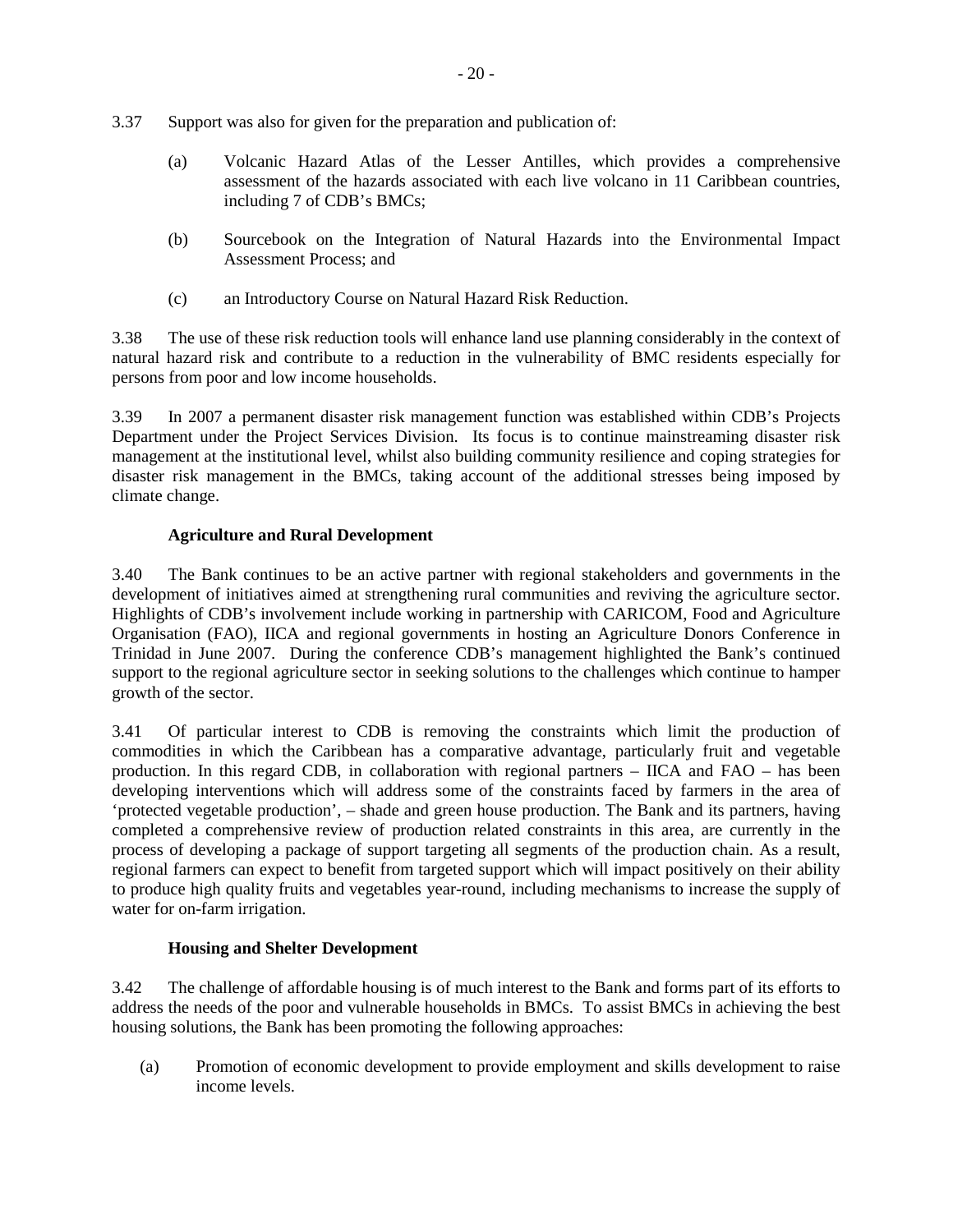3.37 Support was also for given for the preparation and publication of:

(a) Volcanic Hazard Atlas of the Lesser Antilles, which provides a comprehensive assessment of the hazards associated with each live volcano in 11 Caribbean countries, including 7 of CDB's BMCs;

(b) Sourcebook on the Integration of Natural Hazards into the Environmental Impact Assessment Process; and

(c) an Introductory Course on Natural Hazard Risk Reduction.

3.38 The use of these risk reduction tools will enhance land use planning considerably in the context of natural hazard risk and contribute to a reduction in the vulnerability of BMC residents especially for persons from poor and low income households.

3.39 In 2007 a permanent disaster risk management function was established within CDB's Projects Department under the Project Services Division. Its focus is to continue mainstreaming disaster risk management at the institutional level, whilst also building community resilience and coping strategies for disaster risk management in the BMCs, taking account of the additional stresses being imposed by climate change.

**Agriculture and Rural Development**

3.40 The Bank continues to be an active partner with regional stakeholders and governments in the development of initiatives aimed at strengthening rural communities and reviving the agriculture sector. Highlights of CDB's involvement include working in partnership with CARICOM, Food and Agriculture Organisation (FAO), IICA and regional governments in hosting an Agriculture Donors Conference in Trinidad in June 2007. During the conference CDB's management highlighted the Bank's continued support to the regional agriculture sector in seeking solutions to the challenges which continue to hamper growth of the sector.

3.41 Of particular interest to CDB is removing the constraints which limit the production of commodities in which the Caribbean has a comparative advantage, particularly fruit and vegetable production. In this regard CDB, in collaboration with regional partners – IICA and FAO – has been developing interventions which will address some of the constraints faced by farmers in the area of 'protected vegetable production', – shade and green house production. The Bank and its partners, having completed a comprehensive review of production related constraints in this area, are currently in the process of developing a package of support targeting all segments of the production chain. As a result, regional farmers can expect to benefit from targeted support which will impact positively on their ability to produce high quality fruits and vegetables year-round, including mechanisms to increase the supply of water for on-farm irrigation.

**Housing and Shelter Development**

3.42 The challenge of affordable housing is of much interest to the Bank and forms part of its efforts to address the needs of the poor and vulnerable households in BMCs. To assist BMCs in achieving the best housing solutions, the Bank has been promoting the following approaches:

(a) Promotion of economic development to provide employment and skills development to raise income levels.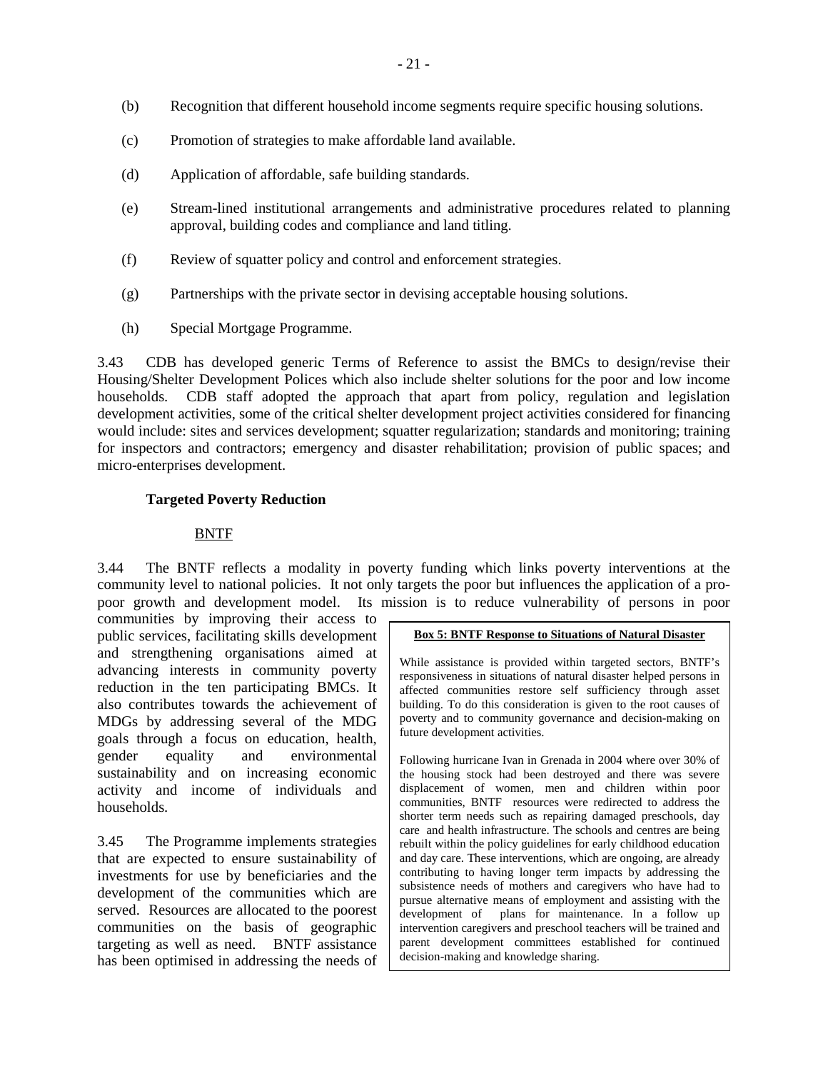(b) Recognition that different household income segments require specific housing solutions.

(c) Promotion of strategies to make affordable land available.

(d) Application of affordable, safe building standards.

(e) Stream-lined institutional arrangements and administrative procedures related to planning approval, building codes and compliance and land titling.

(f) Review of squatter policy and control and enforcement strategies.

(g) Partnerships with the private sector in devising acceptable housing solutions.

(h) Special Mortgage Programme.

3.43 CDB has developed generic Terms of Reference to assist the BMCs to design/revise their Housing/Shelter Development Polices which also include shelter solutions for the poor and low income households. CDB staff adopted the approach that apart from policy, regulation and legislation development activities, some of the critical shelter development project activities considered for financing would include: sites and services development; squatter regularization; standards and monitoring; training for inspectors and contractors; emergency and disaster rehabilitation; provision of public spaces; and micro-enterprises development.

**Targeted Poverty Reduction**

BNTF

3.44 The BNTF reflects a modality in poverty funding which links poverty interventions at the community level to national policies. It not only targets the poor but influences the application of a pro-poor growth and development model. Its mission is to reduce vulnerability of persons in poor communities by improving their access to public services, facilitating skills development and strengthening organisations aimed at advancing interests in community poverty reduction in the ten participating BMCs. It also contributes towards the achievement of MDGs by addressing several of the MDG goals through a focus on education, health, gender equality and environmental sustainability and on increasing economic activity and income of individuals and households.

3.45 The Programme implements strategies that are expected to ensure sustainability of investments for use by beneficiaries and the development of the communities which are served. Resources are allocated to the poorest communities on the basis of geographic targeting as well as need. BNTF assistance has been optimised in addressing the needs of

> **Box 5: BNTF Response to Situations of Natural Disaster**
>
> While assistance is provided within targeted sectors, BNTF's responsiveness in situations of natural disaster helped persons in affected communities restore self sufficiency through asset building. To do this consideration is given to the root causes of poverty and to community governance and decision-making on future development activities.
>
> Following hurricane Ivan in Grenada in 2004 where over 30% of the housing stock had been destroyed and there was severe displacement of women, men and children within poor communities, BNTF resources were redirected to address the shorter term needs such as repairing damaged preschools, day care and health infrastructure. The schools and centres are being rebuilt within the policy guidelines for early childhood education and day care. These interventions, which are ongoing, are already contributing to having longer term impacts by addressing the subsistence needs of mothers and caregivers who have had to pursue alternative means of employment and assisting with the development of plans for maintenance. In a follow up intervention caregivers and preschool teachers will be trained and parent development committees established for continued decision-making and knowledge sharing.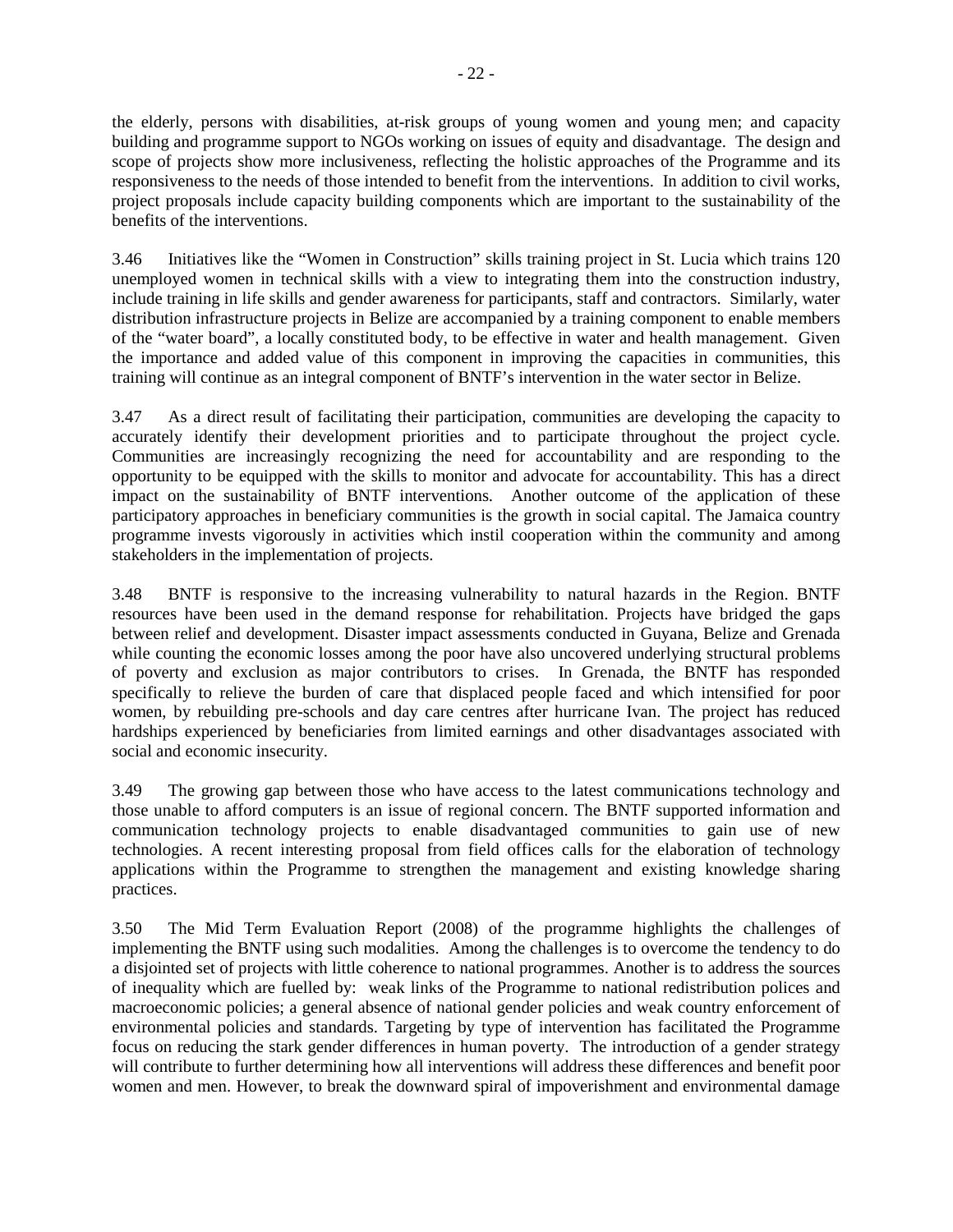the elderly, persons with disabilities, at-risk groups of young women and young men; and capacity building and programme support to NGOs working on issues of equity and disadvantage. The design and scope of projects show more inclusiveness, reflecting the holistic approaches of the Programme and its responsiveness to the needs of those intended to benefit from the interventions. In addition to civil works, project proposals include capacity building components which are important to the sustainability of the benefits of the interventions.

3.46 Initiatives like the "Women in Construction" skills training project in St. Lucia which trains 120 unemployed women in technical skills with a view to integrating them into the construction industry, include training in life skills and gender awareness for participants, staff and contractors. Similarly, water distribution infrastructure projects in Belize are accompanied by a training component to enable members of the "water board", a locally constituted body, to be effective in water and health management. Given the importance and added value of this component in improving the capacities in communities, this training will continue as an integral component of BNTF's intervention in the water sector in Belize.

3.47 As a direct result of facilitating their participation, communities are developing the capacity to accurately identify their development priorities and to participate throughout the project cycle. Communities are increasingly recognizing the need for accountability and are responding to the opportunity to be equipped with the skills to monitor and advocate for accountability. This has a direct impact on the sustainability of BNTF interventions. Another outcome of the application of these participatory approaches in beneficiary communities is the growth in social capital. The Jamaica country programme invests vigorously in activities which instil cooperation within the community and among stakeholders in the implementation of projects.

3.48 BNTF is responsive to the increasing vulnerability to natural hazards in the Region. BNTF resources have been used in the demand response for rehabilitation. Projects have bridged the gaps between relief and development. Disaster impact assessments conducted in Guyana, Belize and Grenada while counting the economic losses among the poor have also uncovered underlying structural problems of poverty and exclusion as major contributors to crises. In Grenada, the BNTF has responded specifically to relieve the burden of care that displaced people faced and which intensified for poor women, by rebuilding pre-schools and day care centres after hurricane Ivan. The project has reduced hardships experienced by beneficiaries from limited earnings and other disadvantages associated with social and economic insecurity.

3.49 The growing gap between those who have access to the latest communications technology and those unable to afford computers is an issue of regional concern. The BNTF supported information and communication technology projects to enable disadvantaged communities to gain use of new technologies. A recent interesting proposal from field offices calls for the elaboration of technology applications within the Programme to strengthen the management and existing knowledge sharing practices.

3.50 The Mid Term Evaluation Report (2008) of the programme highlights the challenges of implementing the BNTF using such modalities. Among the challenges is to overcome the tendency to do a disjointed set of projects with little coherence to national programmes. Another is to address the sources of inequality which are fuelled by: weak links of the Programme to national redistribution polices and macroeconomic policies; a general absence of national gender policies and weak country enforcement of environmental policies and standards. Targeting by type of intervention has facilitated the Programme focus on reducing the stark gender differences in human poverty. The introduction of a gender strategy will contribute to further determining how all interventions will address these differences and benefit poor women and men. However, to break the downward spiral of impoverishment and environmental damage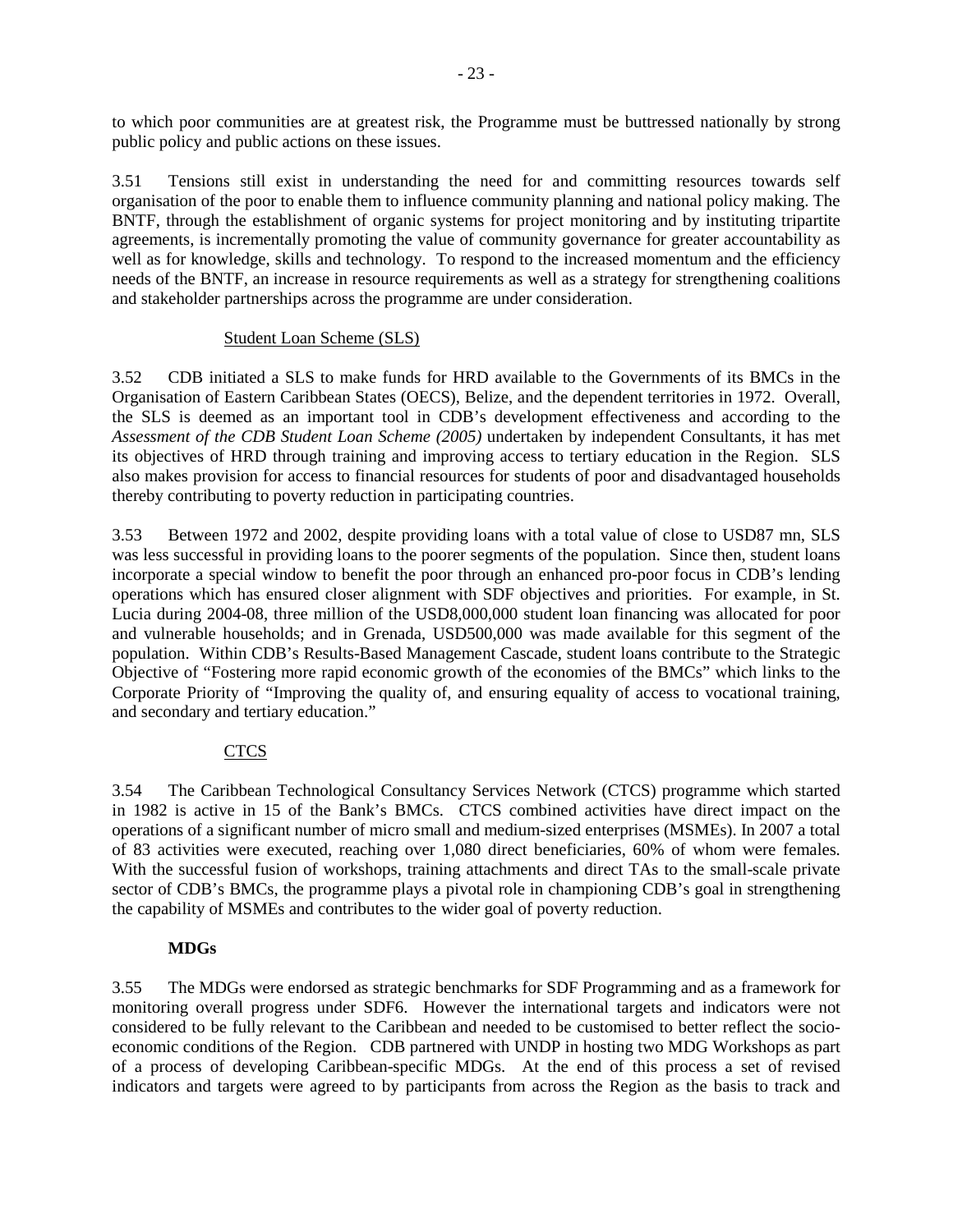to which poor communities are at greatest risk, the Programme must be buttressed nationally by strong public policy and public actions on these issues.

3.51 Tensions still exist in understanding the need for and committing resources towards self organisation of the poor to enable them to influence community planning and national policy making. The BNTF, through the establishment of organic systems for project monitoring and by instituting tripartite agreements, is incrementally promoting the value of community governance for greater accountability as well as for knowledge, skills and technology. To respond to the increased momentum and the efficiency needs of the BNTF, an increase in resource requirements as well as a strategy for strengthening coalitions and stakeholder partnerships across the programme are under consideration.

Student Loan Scheme (SLS)

3.52 CDB initiated a SLS to make funds for HRD available to the Governments of its BMCs in the Organisation of Eastern Caribbean States (OECS), Belize, and the dependent territories in 1972. Overall, the SLS is deemed as an important tool in CDB's development effectiveness and according to the *Assessment of the CDB Student Loan Scheme (2005)* undertaken by independent Consultants, it has met its objectives of HRD through training and improving access to tertiary education in the Region. SLS also makes provision for access to financial resources for students of poor and disadvantaged households thereby contributing to poverty reduction in participating countries.

3.53 Between 1972 and 2002, despite providing loans with a total value of close to USD87 mn, SLS was less successful in providing loans to the poorer segments of the population. Since then, student loans incorporate a special window to benefit the poor through an enhanced pro-poor focus in CDB's lending operations which has ensured closer alignment with SDF objectives and priorities. For example, in St. Lucia during 2004-08, three million of the USD8,000,000 student loan financing was allocated for poor and vulnerable households; and in Grenada, USD500,000 was made available for this segment of the population. Within CDB's Results-Based Management Cascade, student loans contribute to the Strategic Objective of "Fostering more rapid economic growth of the economies of the BMCs" which links to the Corporate Priority of "Improving the quality of, and ensuring equality of access to vocational training, and secondary and tertiary education."

CTCS

3.54 The Caribbean Technological Consultancy Services Network (CTCS) programme which started in 1982 is active in 15 of the Bank's BMCs. CTCS combined activities have direct impact on the operations of a significant number of micro small and medium-sized enterprises (MSMEs). In 2007 a total of 83 activities were executed, reaching over 1,080 direct beneficiaries, 60% of whom were females. With the successful fusion of workshops, training attachments and direct TAs to the small-scale private sector of CDB's BMCs, the programme plays a pivotal role in championing CDB's goal in strengthening the capability of MSMEs and contributes to the wider goal of poverty reduction.

**MDGs**

3.55 The MDGs were endorsed as strategic benchmarks for SDF Programming and as a framework for monitoring overall progress under SDF6. However the international targets and indicators were not considered to be fully relevant to the Caribbean and needed to be customised to better reflect the socio-economic conditions of the Region. CDB partnered with UNDP in hosting two MDG Workshops as part of a process of developing Caribbean-specific MDGs. At the end of this process a set of revised indicators and targets were agreed to by participants from across the Region as the basis to track and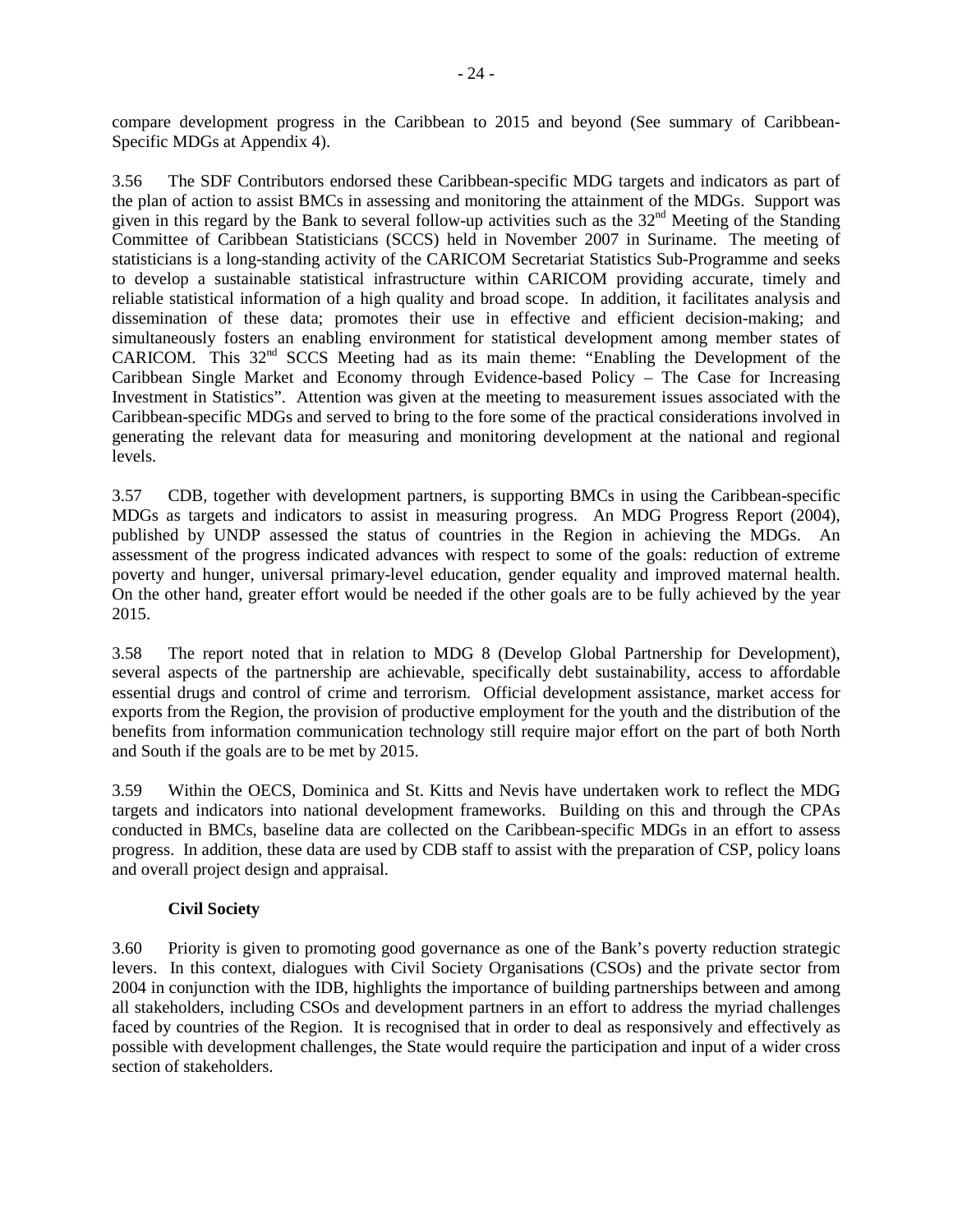compare development progress in the Caribbean to 2015 and beyond (See summary of Caribbean-Specific MDGs at Appendix 4).

3.56 The SDF Contributors endorsed these Caribbean-specific MDG targets and indicators as part of the plan of action to assist BMCs in assessing and monitoring the attainment of the MDGs. Support was given in this regard by the Bank to several follow-up activities such as the 32nd Meeting of the Standing Committee of Caribbean Statisticians (SCCS) held in November 2007 in Suriname. The meeting of statisticians is a long-standing activity of the CARICOM Secretariat Statistics Sub-Programme and seeks to develop a sustainable statistical infrastructure within CARICOM providing accurate, timely and reliable statistical information of a high quality and broad scope. In addition, it facilitates analysis and dissemination of these data; promotes their use in effective and efficient decision-making; and simultaneously fosters an enabling environment for statistical development among member states of CARICOM. This 32nd SCCS Meeting had as its main theme: "Enabling the Development of the Caribbean Single Market and Economy through Evidence-based Policy – The Case for Increasing Investment in Statistics". Attention was given at the meeting to measurement issues associated with the Caribbean-specific MDGs and served to bring to the fore some of the practical considerations involved in generating the relevant data for measuring and monitoring development at the national and regional levels.

3.57 CDB, together with development partners, is supporting BMCs in using the Caribbean-specific MDGs as targets and indicators to assist in measuring progress. An MDG Progress Report (2004), published by UNDP assessed the status of countries in the Region in achieving the MDGs. An assessment of the progress indicated advances with respect to some of the goals: reduction of extreme poverty and hunger, universal primary-level education, gender equality and improved maternal health. On the other hand, greater effort would be needed if the other goals are to be fully achieved by the year 2015.

3.58 The report noted that in relation to MDG 8 (Develop Global Partnership for Development), several aspects of the partnership are achievable, specifically debt sustainability, access to affordable essential drugs and control of crime and terrorism. Official development assistance, market access for exports from the Region, the provision of productive employment for the youth and the distribution of the benefits from information communication technology still require major effort on the part of both North and South if the goals are to be met by 2015.

3.59 Within the OECS, Dominica and St. Kitts and Nevis have undertaken work to reflect the MDG targets and indicators into national development frameworks. Building on this and through the CPAs conducted in BMCs, baseline data are collected on the Caribbean-specific MDGs in an effort to assess progress. In addition, these data are used by CDB staff to assist with the preparation of CSP, policy loans and overall project design and appraisal.

**Civil Society**

3.60 Priority is given to promoting good governance as one of the Bank's poverty reduction strategic levers. In this context, dialogues with Civil Society Organisations (CSOs) and the private sector from 2004 in conjunction with the IDB, highlights the importance of building partnerships between and among all stakeholders, including CSOs and development partners in an effort to address the myriad challenges faced by countries of the Region. It is recognised that in order to deal as responsively and effectively as possible with development challenges, the State would require the participation and input of a wider cross section of stakeholders.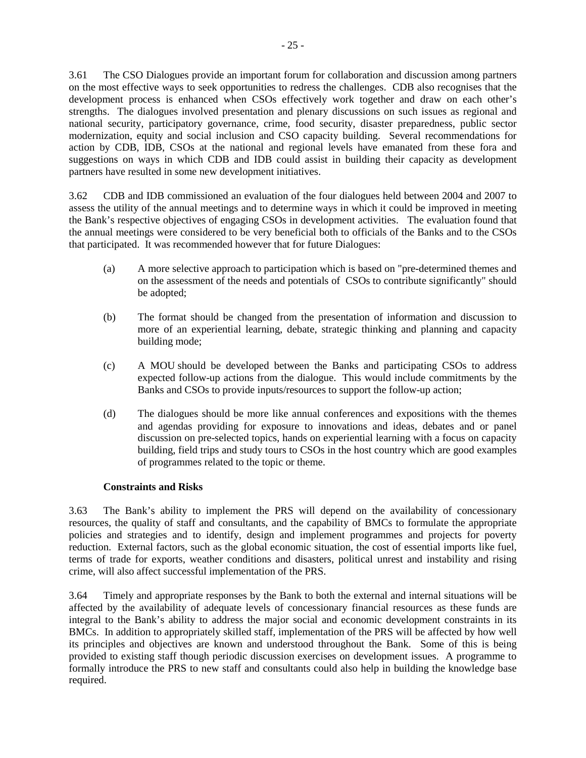3.61 The CSO Dialogues provide an important forum for collaboration and discussion among partners on the most effective ways to seek opportunities to redress the challenges. CDB also recognises that the development process is enhanced when CSOs effectively work together and draw on each other's strengths. The dialogues involved presentation and plenary discussions on such issues as regional and national security, participatory governance, crime, food security, disaster preparedness, public sector modernization, equity and social inclusion and CSO capacity building. Several recommendations for action by CDB, IDB, CSOs at the national and regional levels have emanated from these fora and suggestions on ways in which CDB and IDB could assist in building their capacity as development partners have resulted in some new development initiatives.

3.62 CDB and IDB commissioned an evaluation of the four dialogues held between 2004 and 2007 to assess the utility of the annual meetings and to determine ways in which it could be improved in meeting the Bank's respective objectives of engaging CSOs in development activities. The evaluation found that the annual meetings were considered to be very beneficial both to officials of the Banks and to the CSOs that participated. It was recommended however that for future Dialogues:

(a) A more selective approach to participation which is based on "pre-determined themes and on the assessment of the needs and potentials of CSOs to contribute significantly" should be adopted;

(b) The format should be changed from the presentation of information and discussion to more of an experiential learning, debate, strategic thinking and planning and capacity building mode;

(c) A MOU should be developed between the Banks and participating CSOs to address expected follow-up actions from the dialogue. This would include commitments by the Banks and CSOs to provide inputs/resources to support the follow-up action;

(d) The dialogues should be more like annual conferences and expositions with the themes and agendas providing for exposure to innovations and ideas, debates and or panel discussion on pre-selected topics, hands on experiential learning with a focus on capacity building, field trips and study tours to CSOs in the host country which are good examples of programmes related to the topic or theme.

**Constraints and Risks**

3.63 The Bank's ability to implement the PRS will depend on the availability of concessionary resources, the quality of staff and consultants, and the capability of BMCs to formulate the appropriate policies and strategies and to identify, design and implement programmes and projects for poverty reduction. External factors, such as the global economic situation, the cost of essential imports like fuel, terms of trade for exports, weather conditions and disasters, political unrest and instability and rising crime, will also affect successful implementation of the PRS.

3.64 Timely and appropriate responses by the Bank to both the external and internal situations will be affected by the availability of adequate levels of concessionary financial resources as these funds are integral to the Bank's ability to address the major social and economic development constraints in its BMCs. In addition to appropriately skilled staff, implementation of the PRS will be affected by how well its principles and objectives are known and understood throughout the Bank. Some of this is being provided to existing staff though periodic discussion exercises on development issues. A programme to formally introduce the PRS to new staff and consultants could also help in building the knowledge base required.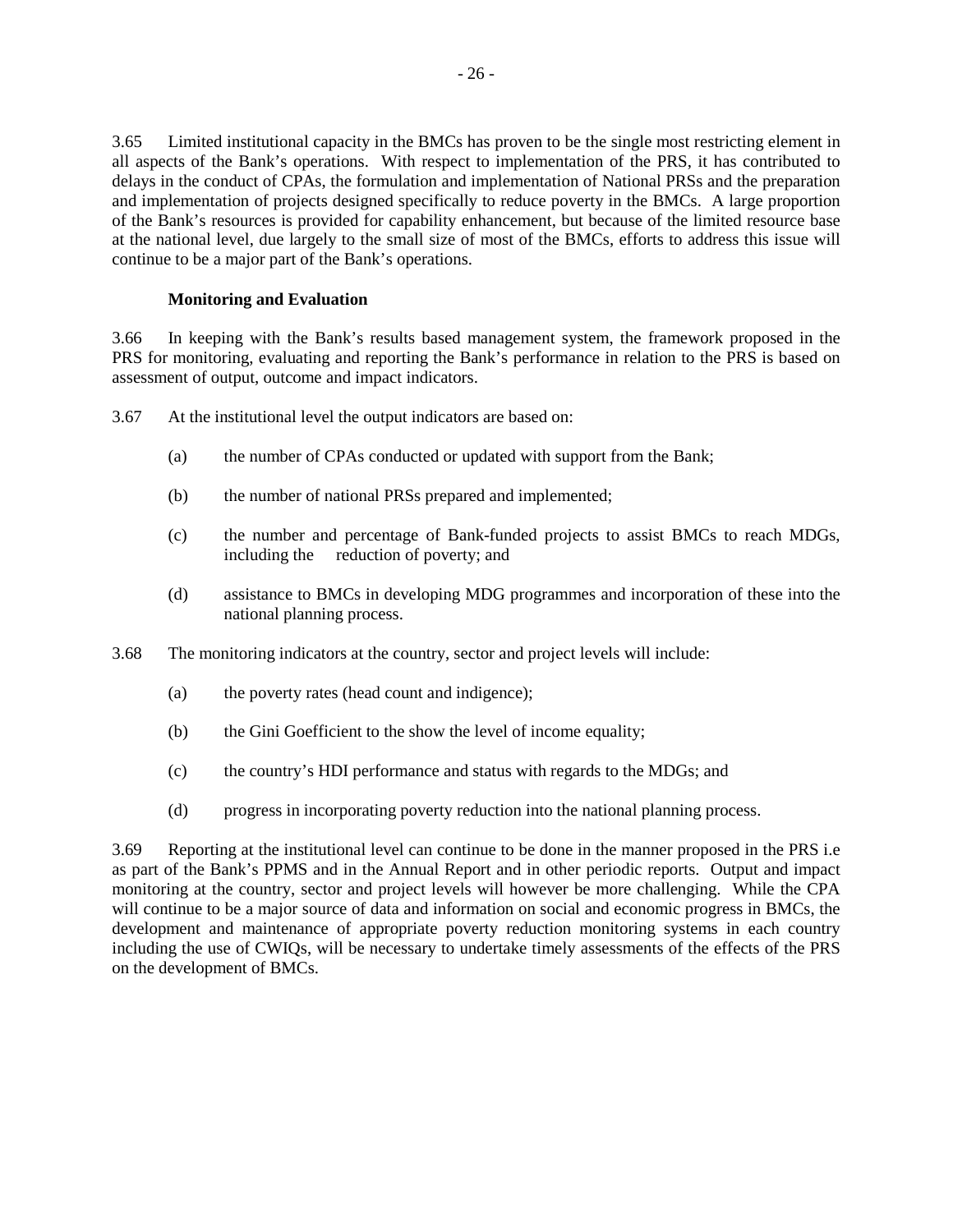3.65 Limited institutional capacity in the BMCs has proven to be the single most restricting element in all aspects of the Bank's operations. With respect to implementation of the PRS, it has contributed to delays in the conduct of CPAs, the formulation and implementation of National PRSs and the preparation and implementation of projects designed specifically to reduce poverty in the BMCs. A large proportion of the Bank's resources is provided for capability enhancement, but because of the limited resource base at the national level, due largely to the small size of most of the BMCs, efforts to address this issue will continue to be a major part of the Bank's operations.

**Monitoring and Evaluation**

3.66 In keeping with the Bank's results based management system, the framework proposed in the PRS for monitoring, evaluating and reporting the Bank's performance in relation to the PRS is based on assessment of output, outcome and impact indicators.

3.67 At the institutional level the output indicators are based on:

(a) the number of CPAs conducted or updated with support from the Bank;

(b) the number of national PRSs prepared and implemented;

(c) the number and percentage of Bank-funded projects to assist BMCs to reach MDGs, including the reduction of poverty; and

(d) assistance to BMCs in developing MDG programmes and incorporation of these into the national planning process.

3.68 The monitoring indicators at the country, sector and project levels will include:

(a) the poverty rates (head count and indigence);

(b) the Gini Goefficient to the show the level of income equality;

(c) the country's HDI performance and status with regards to the MDGs; and

(d) progress in incorporating poverty reduction into the national planning process.

3.69 Reporting at the institutional level can continue to be done in the manner proposed in the PRS i.e as part of the Bank's PPMS and in the Annual Report and in other periodic reports. Output and impact monitoring at the country, sector and project levels will however be more challenging. While the CPA will continue to be a major source of data and information on social and economic progress in BMCs, the development and maintenance of appropriate poverty reduction monitoring systems in each country including the use of CWIQs, will be necessary to undertake timely assessments of the effects of the PRS on the development of BMCs.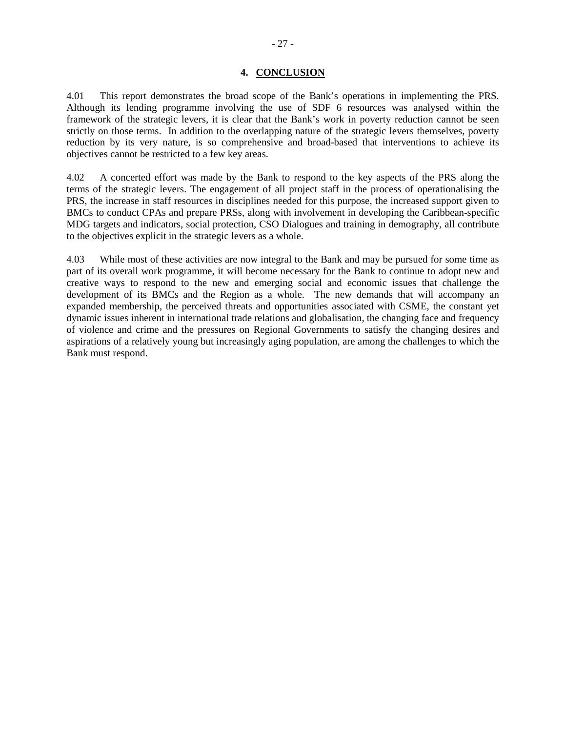## 4. CONCLUSION

4.01 This report demonstrates the broad scope of the Bank's operations in implementing the PRS. Although its lending programme involving the use of SDF 6 resources was analysed within the framework of the strategic levers, it is clear that the Bank's work in poverty reduction cannot be seen strictly on those terms. In addition to the overlapping nature of the strategic levers themselves, poverty reduction by its very nature, is so comprehensive and broad-based that interventions to achieve its objectives cannot be restricted to a few key areas.

4.02 A concerted effort was made by the Bank to respond to the key aspects of the PRS along the terms of the strategic levers. The engagement of all project staff in the process of operationalising the PRS, the increase in staff resources in disciplines needed for this purpose, the increased support given to BMCs to conduct CPAs and prepare PRSs, along with involvement in developing the Caribbean-specific MDG targets and indicators, social protection, CSO Dialogues and training in demography, all contribute to the objectives explicit in the strategic levers as a whole.

4.03 While most of these activities are now integral to the Bank and may be pursued for some time as part of its overall work programme, it will become necessary for the Bank to continue to adopt new and creative ways to respond to the new and emerging social and economic issues that challenge the development of its BMCs and the Region as a whole. The new demands that will accompany an expanded membership, the perceived threats and opportunities associated with CSME, the constant yet dynamic issues inherent in international trade relations and globalisation, the changing face and frequency of violence and crime and the pressures on Regional Governments to satisfy the changing desires and aspirations of a relatively young but increasingly aging population, are among the challenges to which the Bank must respond.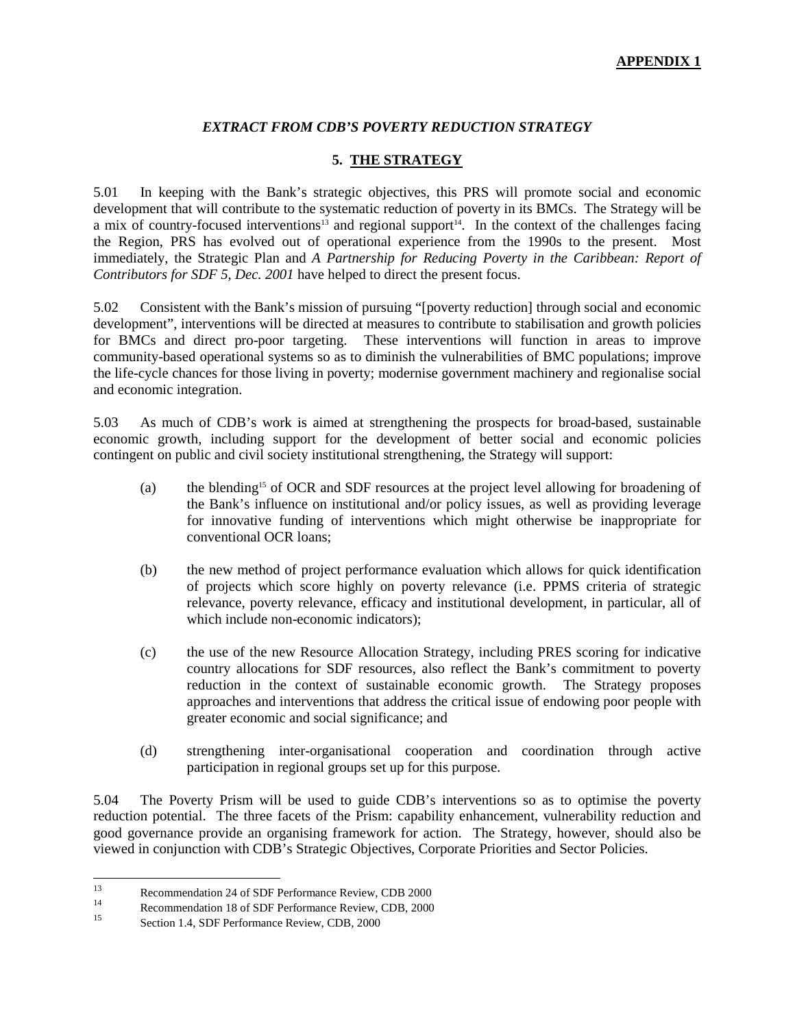**APPENDIX 1**

## *EXTRACT FROM CDB'S POVERTY REDUCTION STRATEGY*

## 5. THE STRATEGY

5.01 In keeping with the Bank's strategic objectives, this PRS will promote social and economic development that will contribute to the systematic reduction of poverty in its BMCs. The Strategy will be a mix of country-focused interventions[13] and regional support[14]. In the context of the challenges facing the Region, PRS has evolved out of operational experience from the 1990s to the present. Most immediately, the Strategic Plan and *A Partnership for Reducing Poverty in the Caribbean: Report of Contributors for SDF 5, Dec. 2001* have helped to direct the present focus.

5.02 Consistent with the Bank's mission of pursuing "[poverty reduction] through social and economic development", interventions will be directed at measures to contribute to stabilisation and growth policies for BMCs and direct pro-poor targeting. These interventions will function in areas to improve community-based operational systems so as to diminish the vulnerabilities of BMC populations; improve the life-cycle chances for those living in poverty; modernise government machinery and regionalise social and economic integration.

5.03 As much of CDB's work is aimed at strengthening the prospects for broad-based, sustainable economic growth, including support for the development of better social and economic policies contingent on public and civil society institutional strengthening, the Strategy will support:

(a) the blending[15] of OCR and SDF resources at the project level allowing for broadening of the Bank's influence on institutional and/or policy issues, as well as providing leverage for innovative funding of interventions which might otherwise be inappropriate for conventional OCR loans;

(b) the new method of project performance evaluation which allows for quick identification of projects which score highly on poverty relevance (i.e. PPMS criteria of strategic relevance, poverty relevance, efficacy and institutional development, in particular, all of which include non-economic indicators);

(c) the use of the new Resource Allocation Strategy, including PRES scoring for indicative country allocations for SDF resources, also reflect the Bank's commitment to poverty reduction in the context of sustainable economic growth. The Strategy proposes approaches and interventions that address the critical issue of endowing poor people with greater economic and social significance; and

(d) strengthening inter-organisational cooperation and coordination through active participation in regional groups set up for this purpose.

5.04 The Poverty Prism will be used to guide CDB's interventions so as to optimise the poverty reduction potential. The three facets of the Prism: capability enhancement, vulnerability reduction and good governance provide an organising framework for action. The Strategy, however, should also be viewed in conjunction with CDB's Strategic Objectives, Corporate Priorities and Sector Policies.

---

[13] Recommendation 24 of SDF Performance Review, CDB 2000

[14] Recommendation 18 of SDF Performance Review, CDB, 2000

[15] Section 1.4, SDF Performance Review, CDB, 2000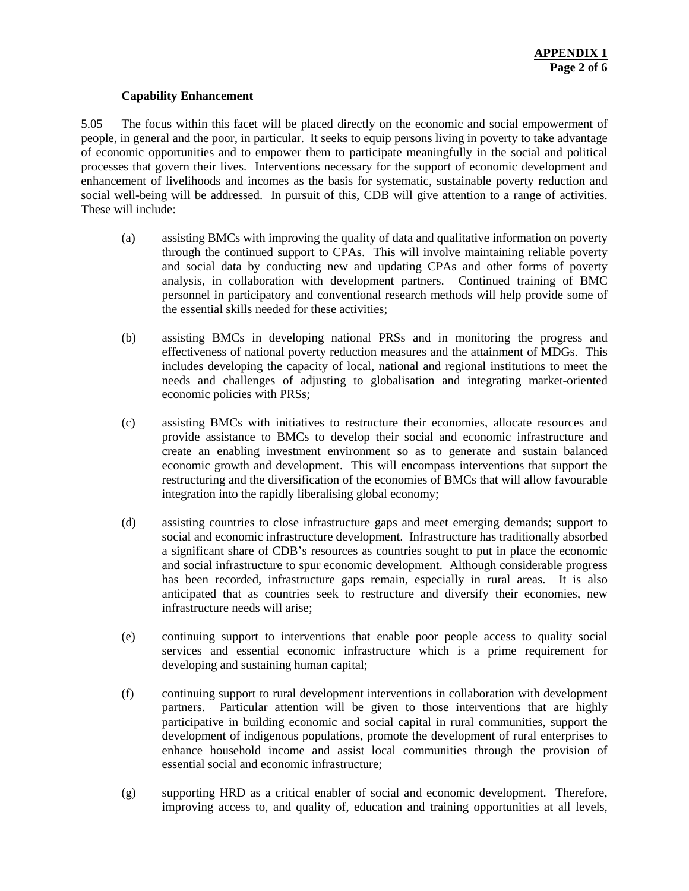### Capability Enhancement

5.05 The focus within this facet will be placed directly on the economic and social empowerment of people, in general and the poor, in particular. It seeks to equip persons living in poverty to take advantage of economic opportunities and to empower them to participate meaningfully in the social and political processes that govern their lives. Interventions necessary for the support of economic development and enhancement of livelihoods and incomes as the basis for systematic, sustainable poverty reduction and social well-being will be addressed. In pursuit of this, CDB will give attention to a range of activities. These will include:

(a) assisting BMCs with improving the quality of data and qualitative information on poverty through the continued support to CPAs. This will involve maintaining reliable poverty and social data by conducting new and updating CPAs and other forms of poverty analysis, in collaboration with development partners. Continued training of BMC personnel in participatory and conventional research methods will help provide some of the essential skills needed for these activities;

(b) assisting BMCs in developing national PRSs and in monitoring the progress and effectiveness of national poverty reduction measures and the attainment of MDGs. This includes developing the capacity of local, national and regional institutions to meet the needs and challenges of adjusting to globalisation and integrating market-oriented economic policies with PRSs;

(c) assisting BMCs with initiatives to restructure their economies, allocate resources and provide assistance to BMCs to develop their social and economic infrastructure and create an enabling investment environment so as to generate and sustain balanced economic growth and development. This will encompass interventions that support the restructuring and the diversification of the economies of BMCs that will allow favourable integration into the rapidly liberalising global economy;

(d) assisting countries to close infrastructure gaps and meet emerging demands; support to social and economic infrastructure development. Infrastructure has traditionally absorbed a significant share of CDB's resources as countries sought to put in place the economic and social infrastructure to spur economic development. Although considerable progress has been recorded, infrastructure gaps remain, especially in rural areas. It is also anticipated that as countries seek to restructure and diversify their economies, new infrastructure needs will arise;

(e) continuing support to interventions that enable poor people access to quality social services and essential economic infrastructure which is a prime requirement for developing and sustaining human capital;

(f) continuing support to rural development interventions in collaboration with development partners. Particular attention will be given to those interventions that are highly participative in building economic and social capital in rural communities, support the development of indigenous populations, promote the development of rural enterprises to enhance household income and assist local communities through the provision of essential social and economic infrastructure;

(g) supporting HRD as a critical enabler of social and economic development. Therefore, improving access to, and quality of, education and training opportunities at all levels,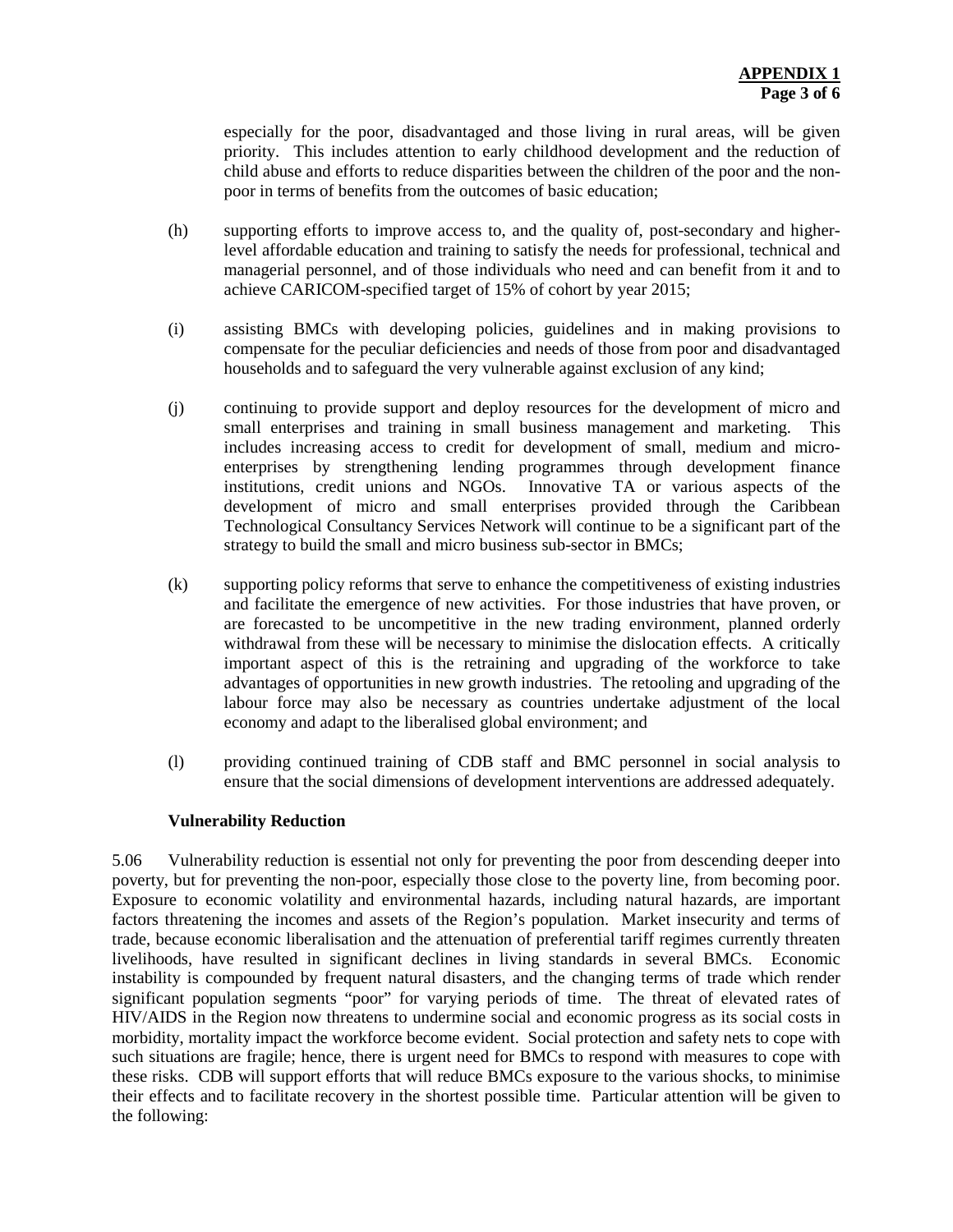especially for the poor, disadvantaged and those living in rural areas, will be given priority. This includes attention to early childhood development and the reduction of child abuse and efforts to reduce disparities between the children of the poor and the non-poor in terms of benefits from the outcomes of basic education;

(h) supporting efforts to improve access to, and the quality of, post-secondary and higher-level affordable education and training to satisfy the needs for professional, technical and managerial personnel, and of those individuals who need and can benefit from it and to achieve CARICOM-specified target of 15% of cohort by year 2015;

(i) assisting BMCs with developing policies, guidelines and in making provisions to compensate for the peculiar deficiencies and needs of those from poor and disadvantaged households and to safeguard the very vulnerable against exclusion of any kind;

(j) continuing to provide support and deploy resources for the development of micro and small enterprises and training in small business management and marketing. This includes increasing access to credit for development of small, medium and micro-enterprises by strengthening lending programmes through development finance institutions, credit unions and NGOs. Innovative TA or various aspects of the development of micro and small enterprises provided through the Caribbean Technological Consultancy Services Network will continue to be a significant part of the strategy to build the small and micro business sub-sector in BMCs;

(k) supporting policy reforms that serve to enhance the competitiveness of existing industries and facilitate the emergence of new activities. For those industries that have proven, or are forecasted to be uncompetitive in the new trading environment, planned orderly withdrawal from these will be necessary to minimise the dislocation effects. A critically important aspect of this is the retraining and upgrading of the workforce to take advantages of opportunities in new growth industries. The retooling and upgrading of the labour force may also be necessary as countries undertake adjustment of the local economy and adapt to the liberalised global environment; and

(l) providing continued training of CDB staff and BMC personnel in social analysis to ensure that the social dimensions of development interventions are addressed adequately.

**Vulnerability Reduction**

5.06 Vulnerability reduction is essential not only for preventing the poor from descending deeper into poverty, but for preventing the non-poor, especially those close to the poverty line, from becoming poor. Exposure to economic volatility and environmental hazards, including natural hazards, are important factors threatening the incomes and assets of the Region's population. Market insecurity and terms of trade, because economic liberalisation and the attenuation of preferential tariff regimes currently threaten livelihoods, have resulted in significant declines in living standards in several BMCs. Economic instability is compounded by frequent natural disasters, and the changing terms of trade which render significant population segments "poor" for varying periods of time. The threat of elevated rates of HIV/AIDS in the Region now threatens to undermine social and economic progress as its social costs in morbidity, mortality impact the workforce become evident. Social protection and safety nets to cope with such situations are fragile; hence, there is urgent need for BMCs to respond with measures to cope with these risks. CDB will support efforts that will reduce BMCs exposure to the various shocks, to minimise their effects and to facilitate recovery in the shortest possible time. Particular attention will be given to the following: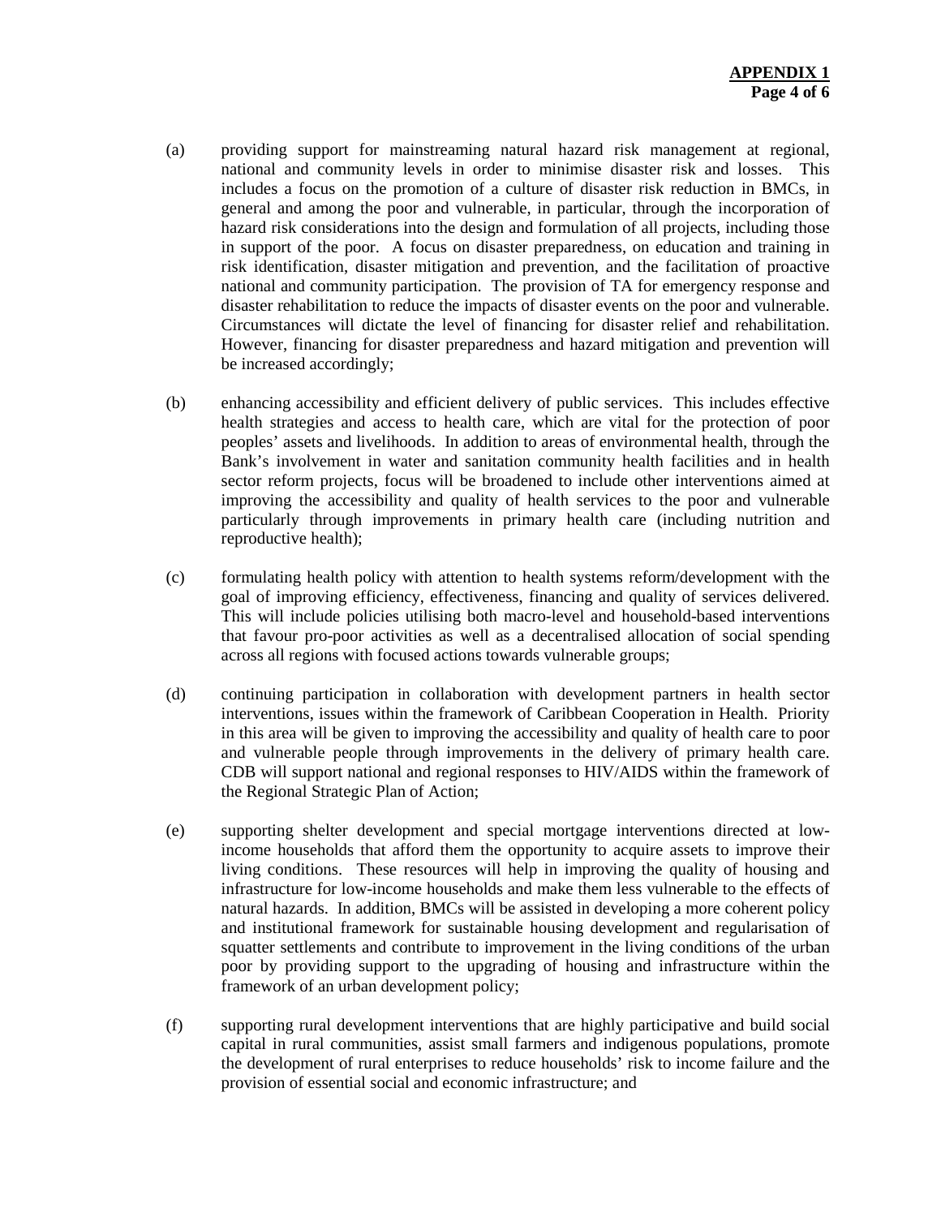(a) providing support for mainstreaming natural hazard risk management at regional, national and community levels in order to minimise disaster risk and losses. This includes a focus on the promotion of a culture of disaster risk reduction in BMCs, in general and among the poor and vulnerable, in particular, through the incorporation of hazard risk considerations into the design and formulation of all projects, including those in support of the poor. A focus on disaster preparedness, on education and training in risk identification, disaster mitigation and prevention, and the facilitation of proactive national and community participation. The provision of TA for emergency response and disaster rehabilitation to reduce the impacts of disaster events on the poor and vulnerable. Circumstances will dictate the level of financing for disaster relief and rehabilitation. However, financing for disaster preparedness and hazard mitigation and prevention will be increased accordingly;

(b) enhancing accessibility and efficient delivery of public services. This includes effective health strategies and access to health care, which are vital for the protection of poor peoples' assets and livelihoods. In addition to areas of environmental health, through the Bank's involvement in water and sanitation community health facilities and in health sector reform projects, focus will be broadened to include other interventions aimed at improving the accessibility and quality of health services to the poor and vulnerable particularly through improvements in primary health care (including nutrition and reproductive health);

(c) formulating health policy with attention to health systems reform/development with the goal of improving efficiency, effectiveness, financing and quality of services delivered. This will include policies utilising both macro-level and household-based interventions that favour pro-poor activities as well as a decentralised allocation of social spending across all regions with focused actions towards vulnerable groups;

(d) continuing participation in collaboration with development partners in health sector interventions, issues within the framework of Caribbean Cooperation in Health. Priority in this area will be given to improving the accessibility and quality of health care to poor and vulnerable people through improvements in the delivery of primary health care. CDB will support national and regional responses to HIV/AIDS within the framework of the Regional Strategic Plan of Action;

(e) supporting shelter development and special mortgage interventions directed at low-income households that afford them the opportunity to acquire assets to improve their living conditions. These resources will help in improving the quality of housing and infrastructure for low-income households and make them less vulnerable to the effects of natural hazards. In addition, BMCs will be assisted in developing a more coherent policy and institutional framework for sustainable housing development and regularisation of squatter settlements and contribute to improvement in the living conditions of the urban poor by providing support to the upgrading of housing and infrastructure within the framework of an urban development policy;

(f) supporting rural development interventions that are highly participative and build social capital in rural communities, assist small farmers and indigenous populations, promote the development of rural enterprises to reduce households' risk to income failure and the provision of essential social and economic infrastructure; and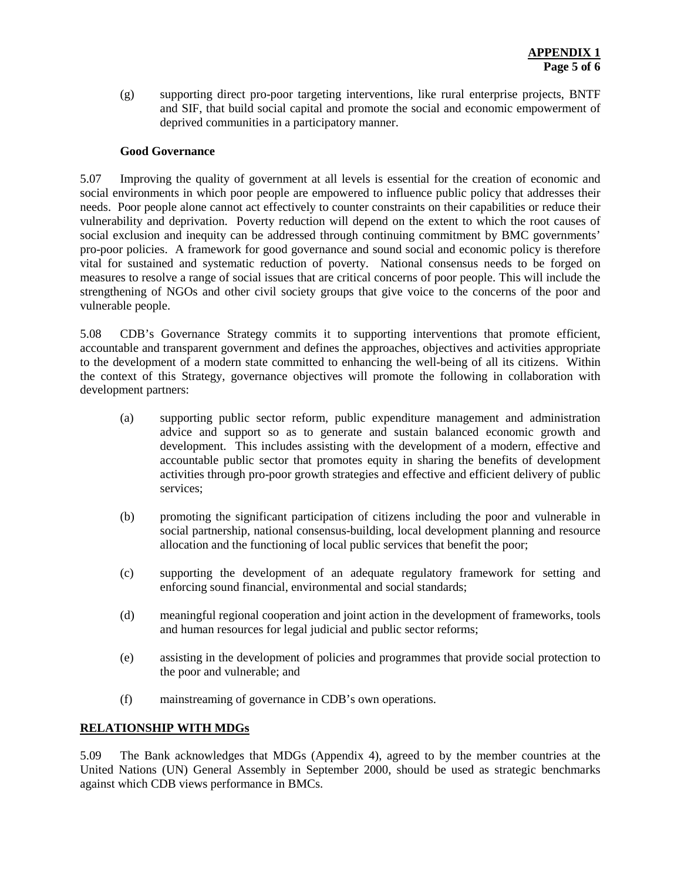(g) supporting direct pro-poor targeting interventions, like rural enterprise projects, BNTF and SIF, that build social capital and promote the social and economic empowerment of deprived communities in a participatory manner.

**Good Governance**

5.07 Improving the quality of government at all levels is essential for the creation of economic and social environments in which poor people are empowered to influence public policy that addresses their needs. Poor people alone cannot act effectively to counter constraints on their capabilities or reduce their vulnerability and deprivation. Poverty reduction will depend on the extent to which the root causes of social exclusion and inequity can be addressed through continuing commitment by BMC governments' pro-poor policies. A framework for good governance and sound social and economic policy is therefore vital for sustained and systematic reduction of poverty. National consensus needs to be forged on measures to resolve a range of social issues that are critical concerns of poor people. This will include the strengthening of NGOs and other civil society groups that give voice to the concerns of the poor and vulnerable people.

5.08 CDB's Governance Strategy commits it to supporting interventions that promote efficient, accountable and transparent government and defines the approaches, objectives and activities appropriate to the development of a modern state committed to enhancing the well-being of all its citizens. Within the context of this Strategy, governance objectives will promote the following in collaboration with development partners:

(a) supporting public sector reform, public expenditure management and administration advice and support so as to generate and sustain balanced economic growth and development. This includes assisting with the development of a modern, effective and accountable public sector that promotes equity in sharing the benefits of development activities through pro-poor growth strategies and effective and efficient delivery of public services;

(b) promoting the significant participation of citizens including the poor and vulnerable in social partnership, national consensus-building, local development planning and resource allocation and the functioning of local public services that benefit the poor;

(c) supporting the development of an adequate regulatory framework for setting and enforcing sound financial, environmental and social standards;

(d) meaningful regional cooperation and joint action in the development of frameworks, tools and human resources for legal judicial and public sector reforms;

(e) assisting in the development of policies and programmes that provide social protection to the poor and vulnerable; and

(f) mainstreaming of governance in CDB's own operations.

## RELATIONSHIP WITH MDGs

5.09 The Bank acknowledges that MDGs (Appendix 4), agreed to by the member countries at the United Nations (UN) General Assembly in September 2000, should be used as strategic benchmarks against which CDB views performance in BMCs.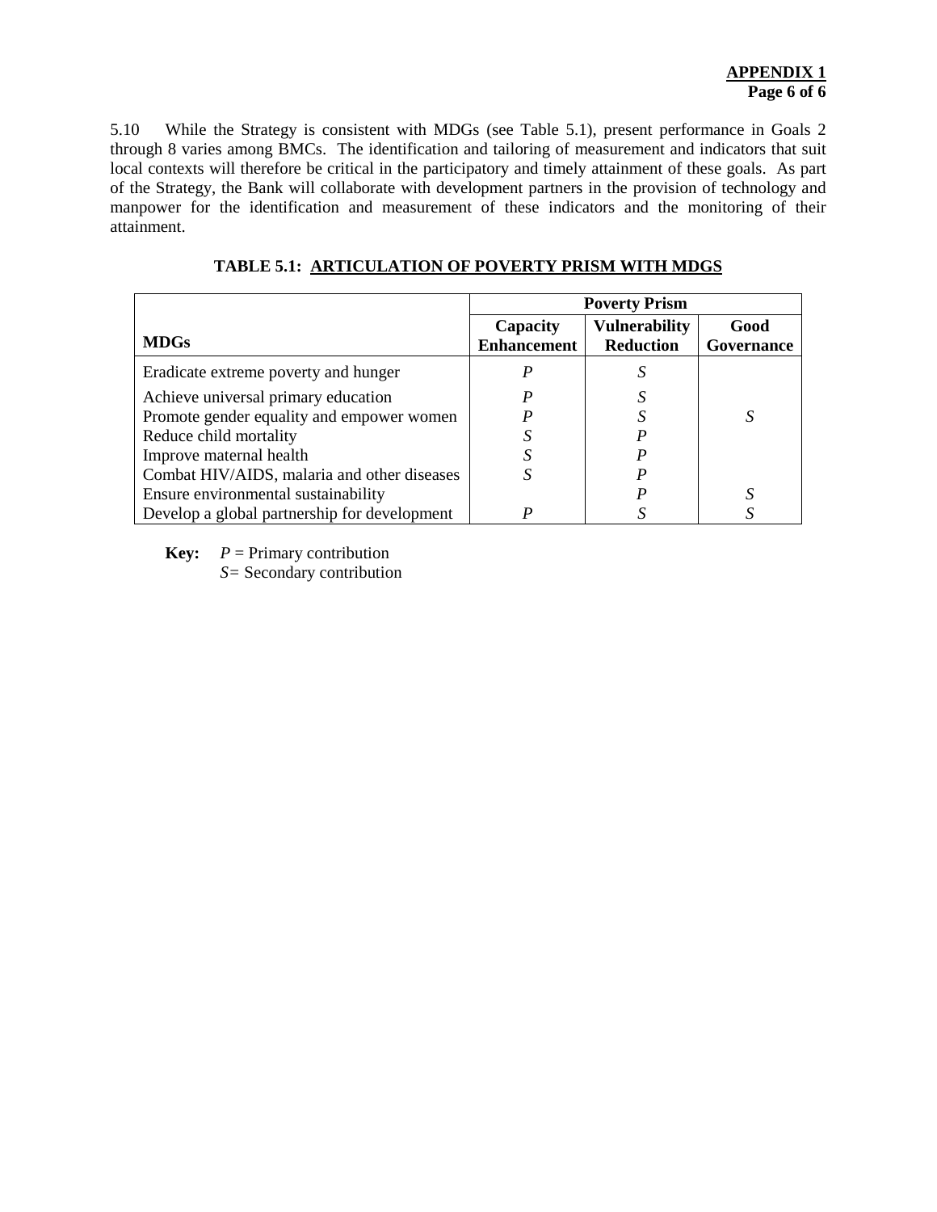5.10 While the Strategy is consistent with MDGs (see Table 5.1), present performance in Goals 2 through 8 varies among BMCs. The identification and tailoring of measurement and indicators that suit local contexts will therefore be critical in the participatory and timely attainment of these goals. As part of the Strategy, the Bank will collaborate with development partners in the provision of technology and manpower for the identification and measurement of these indicators and the monitoring of their attainment.

**TABLE 5.1: ARTICULATION OF POVERTY PRISM WITH MDGS**

| | **Poverty Prism** | | |
|---|---|---|---|
| **MDGs** | **Capacity Enhancement** | **Vulnerability Reduction** | **Good Governance** |
| Eradicate extreme poverty and hunger | *P* | *S* | |
| Achieve universal primary education | *P* | *S* | |
| Promote gender equality and empower women | *P* | *S* | *S* |
| Reduce child mortality | *S* | *P* | |
| Improve maternal health | *S* | *P* | |
| Combat HIV/AIDS, malaria and other diseases | *S* | *P* | |
| Ensure environmental sustainability | | *P* | *S* |
| Develop a global partnership for development | *P* | *S* | *S* |

**Key:** *P* = Primary contribution
*S*= Secondary contribution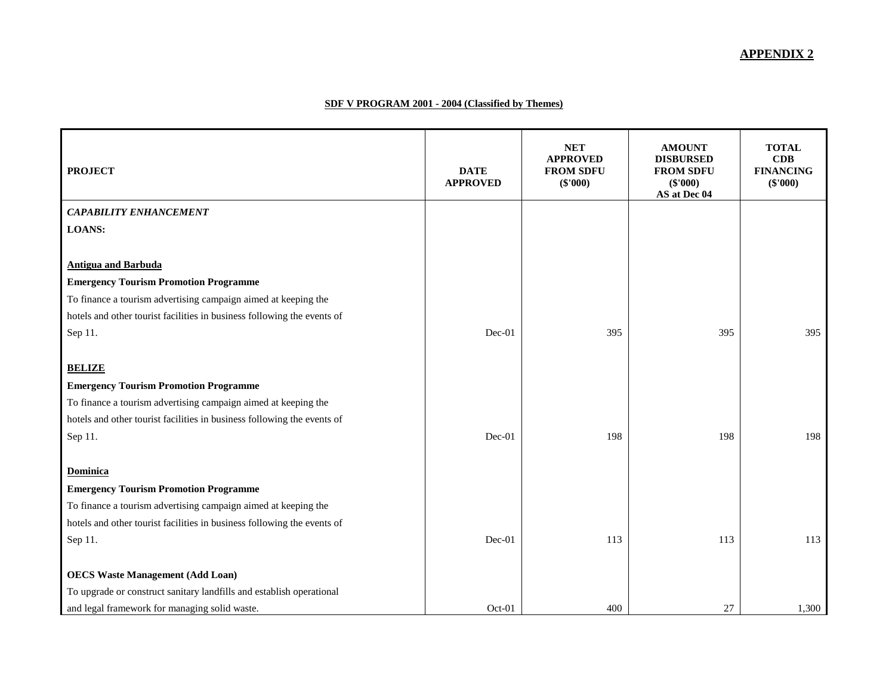**APPENDIX 2**

**SDF V PROGRAM 2001 - 2004 (Classified by Themes)**

| PROJECT | DATE APPROVED | NET APPROVED FROM SDFU ($'000) | AMOUNT DISBURSED FROM SDFU ($'000) AS at Dec 04 | TOTAL CDB FINANCING ($'000) |
|---|---|---|---|---|
| ***CAPABILITY ENHANCEMENT*** | | | | |
| **LOANS:** | | | | |
| **Antigua and Barbuda** | | | | |
| **Emergency Tourism Promotion Programme** | | | | |
| To finance a tourism advertising campaign aimed at keeping the hotels and other tourist facilities in business following the events of Sep 11. | Dec-01 | 395 | 395 | 395 |
| **BELIZE** | | | | |
| **Emergency Tourism Promotion Programme** | | | | |
| To finance a tourism advertising campaign aimed at keeping the hotels and other tourist facilities in business following the events of Sep 11. | Dec-01 | 198 | 198 | 198 |
| **Dominica** | | | | |
| **Emergency Tourism Promotion Programme** | | | | |
| To finance a tourism advertising campaign aimed at keeping the hotels and other tourist facilities in business following the events of Sep 11. | Dec-01 | 113 | 113 | 113 |
| **OECS Waste Management (Add Loan)** | | | | |
| To upgrade or construct sanitary landfills and establish operational and legal framework for managing solid waste. | Oct-01 | 400 | 27 | 1,300 |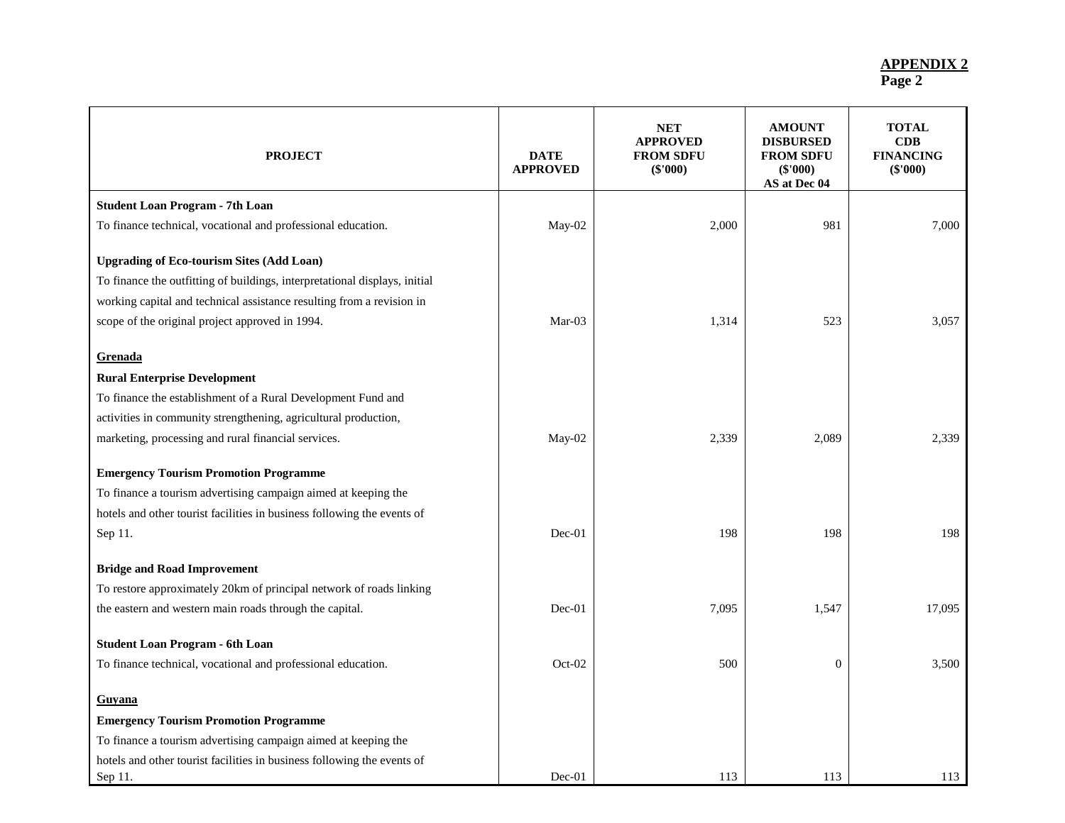**APPENDIX 2**
**Page 2**

| PROJECT | DATE APPROVED | NET APPROVED FROM SDFU ($'000) | AMOUNT DISBURSED FROM SDFU ($'000) AS at Dec 04 | TOTAL CDB FINANCING ($'000) |
|---|---|---|---|---|
| **Student Loan Program - 7th Loan** | | | | |
| To finance technical, vocational and professional education. | May-02 | 2,000 | 981 | 7,000 |
| **Upgrading of Eco-tourism Sites (Add Loan)** | | | | |
| To finance the outfitting of buildings, interpretational displays, initial working capital and technical assistance resulting from a revision in scope of the original project approved in 1994. | Mar-03 | 1,314 | 523 | 3,057 |
| **Grenada** | | | | |
| **Rural Enterprise Development** | | | | |
| To finance the establishment of a Rural Development Fund and activities in community strengthening, agricultural production, marketing, processing and rural financial services. | May-02 | 2,339 | 2,089 | 2,339 |
| **Emergency Tourism Promotion Programme** | | | | |
| To finance a tourism advertising campaign aimed at keeping the hotels and other tourist facilities in business following the events of Sep 11. | Dec-01 | 198 | 198 | 198 |
| **Bridge and Road Improvement** | | | | |
| To restore approximately 20km of principal network of roads linking the eastern and western main roads through the capital. | Dec-01 | 7,095 | 1,547 | 17,095 |
| **Student Loan Program - 6th Loan** | | | | |
| To finance technical, vocational and professional education. | Oct-02 | 500 | 0 | 3,500 |
| **Guyana** | | | | |
| **Emergency Tourism Promotion Programme** | | | | |
| To finance a tourism advertising campaign aimed at keeping the hotels and other tourist facilities in business following the events of Sep 11. | Dec-01 | 113 | 113 | 113 |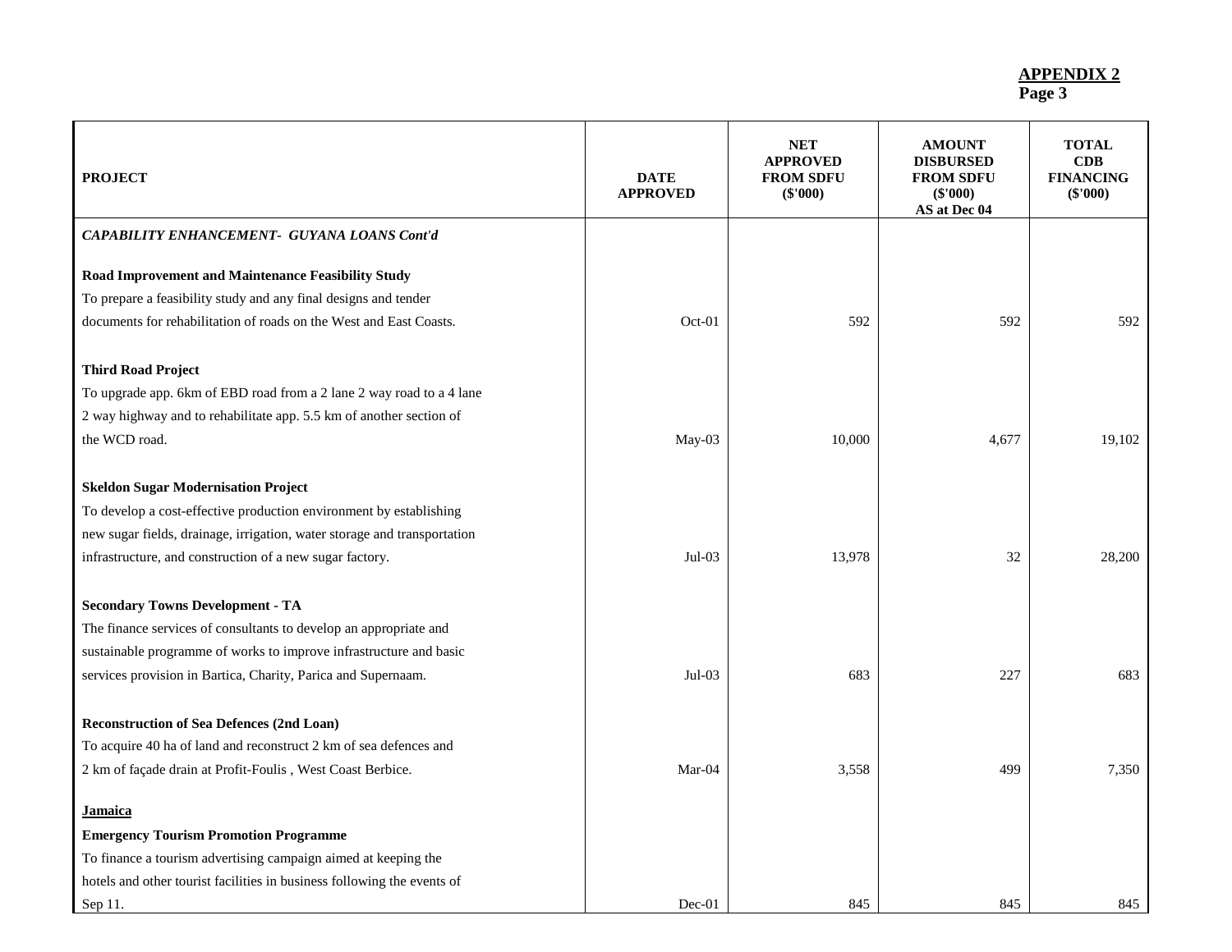**APPENDIX 2**
**Page 3**

| PROJECT | DATE APPROVED | NET APPROVED FROM SDFU ($'000) | AMOUNT DISBURSED FROM SDFU ($'000) AS at Dec 04 | TOTAL CDB FINANCING ($'000) |
|---|---|---|---|---|
| ***CAPABILITY ENHANCEMENT- GUYANA LOANS Cont'd*** | | | | |
| **Road Improvement and Maintenance Feasibility Study** | | | | |
| To prepare a feasibility study and any final designs and tender documents for rehabilitation of roads on the West and East Coasts. | Oct-01 | 592 | 592 | 592 |
| **Third Road Project** | | | | |
| To upgrade app. 6km of EBD road from a 2 lane 2 way road to a 4 lane 2 way highway and to rehabilitate app. 5.5 km of another section of the WCD road. | May-03 | 10,000 | 4,677 | 19,102 |
| **Skeldon Sugar Modernisation Project** | | | | |
| To develop a cost-effective production environment by establishing new sugar fields, drainage, irrigation, water storage and transportation infrastructure, and construction of a new sugar factory. | Jul-03 | 13,978 | 32 | 28,200 |
| **Secondary Towns Development - TA** | | | | |
| The finance services of consultants to develop an appropriate and sustainable programme of works to improve infrastructure and basic services provision in Bartica, Charity, Parica and Supernaam. | Jul-03 | 683 | 227 | 683 |
| **Reconstruction of Sea Defences (2nd Loan)** | | | | |
| To acquire 40 ha of land and reconstruct 2 km of sea defences and 2 km of façade drain at Profit-Foulis , West Coast Berbice. | Mar-04 | 3,558 | 499 | 7,350 |
| **Jamaica** | | | | |
| **Emergency Tourism Promotion Programme** | | | | |
| To finance a tourism advertising campaign aimed at keeping the hotels and other tourist facilities in business following the events of Sep 11. | Dec-01 | 845 | 845 | 845 |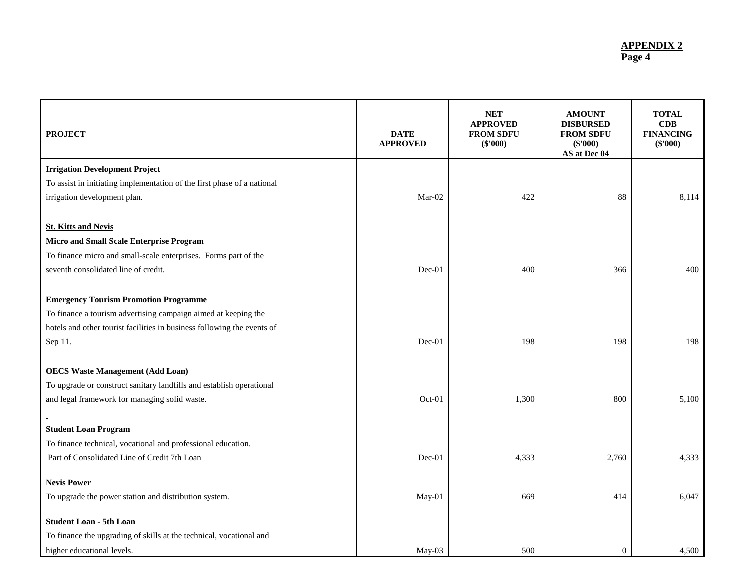**APPENDIX 2**
**Page 4**

| PROJECT | DATE APPROVED | NET APPROVED FROM SDFU ($'000) | AMOUNT DISBURSED FROM SDFU ($'000) AS at Dec 04 | TOTAL CDB FINANCING ($'000) |
|---|---|---|---|---|
| **Irrigation Development Project**<br>To assist in initiating implementation of the first phase of a national irrigation development plan. | Mar-02 | 422 | 88 | 8,114 |
| **St. Kitts and Nevis** | | | | |
| **Micro and Small Scale Enterprise Program**<br>To finance micro and small-scale enterprises. Forms part of the seventh consolidated line of credit. | Dec-01 | 400 | 366 | 400 |
| **Emergency Tourism Promotion Programme**<br>To finance a tourism advertising campaign aimed at keeping the hotels and other tourist facilities in business following the events of Sep 11. | Dec-01 | 198 | 198 | 198 |
| **OECS Waste Management (Add Loan)**<br>To upgrade or construct sanitary landfills and establish operational and legal framework for managing solid waste. | Oct-01 | 1,300 | 800 | 5,100 |
| **Student Loan Program**<br>To finance technical, vocational and professional education. Part of Consolidated Line of Credit 7th Loan | Dec-01 | 4,333 | 2,760 | 4,333 |
| **Nevis Power**<br>To upgrade the power station and distribution system. | May-01 | 669 | 414 | 6,047 |
| **Student Loan - 5th Loan**<br>To finance the upgrading of skills at the technical, vocational and higher educational levels. | May-03 | 500 | 0 | 4,500 |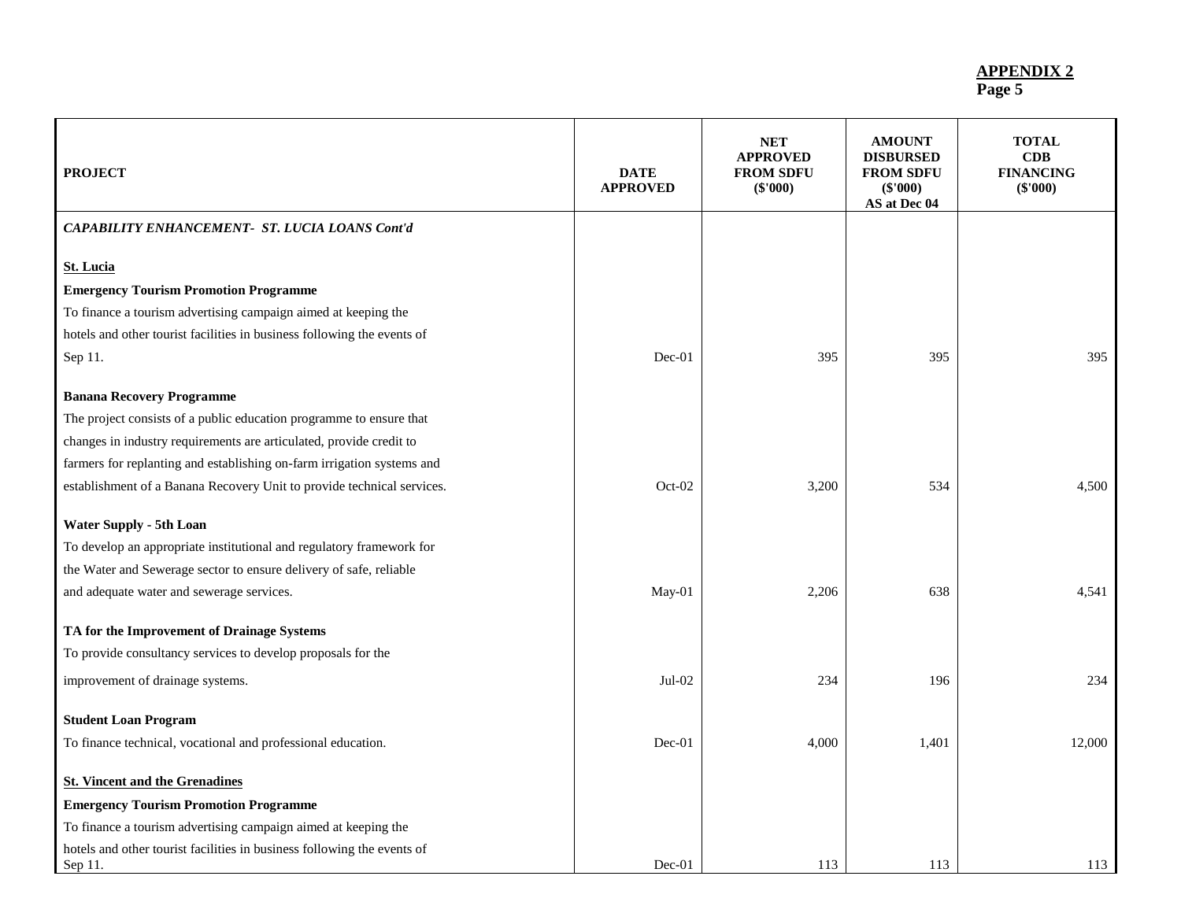**APPENDIX 2**
**Page 5**

| PROJECT | DATE APPROVED | NET APPROVED FROM SDFU ($'000) | AMOUNT DISBURSED FROM SDFU ($'000) AS at Dec 04 | TOTAL CDB FINANCING ($'000) |
|---|---|---|---|---|
| ***CAPABILITY ENHANCEMENT- ST. LUCIA LOANS Cont'd*** | | | | |
| **St. Lucia** | | | | |
| **Emergency Tourism Promotion Programme** | | | | |
| To finance a tourism advertising campaign aimed at keeping the hotels and other tourist facilities in business following the events of Sep 11. | Dec-01 | 395 | 395 | 395 |
| **Banana Recovery Programme** | | | | |
| The project consists of a public education programme to ensure that changes in industry requirements are articulated, provide credit to farmers for replanting and establishing on-farm irrigation systems and establishment of a Banana Recovery Unit to provide technical services. | Oct-02 | 3,200 | 534 | 4,500 |
| **Water Supply - 5th Loan** | | | | |
| To develop an appropriate institutional and regulatory framework for the Water and Sewerage sector to ensure delivery of safe, reliable and adequate water and sewerage services. | May-01 | 2,206 | 638 | 4,541 |
| **TA for the Improvement of Drainage Systems** | | | | |
| To provide consultancy services to develop proposals for the improvement of drainage systems. | Jul-02 | 234 | 196 | 234 |
| **Student Loan Program** | | | | |
| To finance technical, vocational and professional education. | Dec-01 | 4,000 | 1,401 | 12,000 |
| **St. Vincent and the Grenadines** | | | | |
| **Emergency Tourism Promotion Programme** | | | | |
| To finance a tourism advertising campaign aimed at keeping the hotels and other tourist facilities in business following the events of Sep 11. | Dec-01 | 113 | 113 | 113 |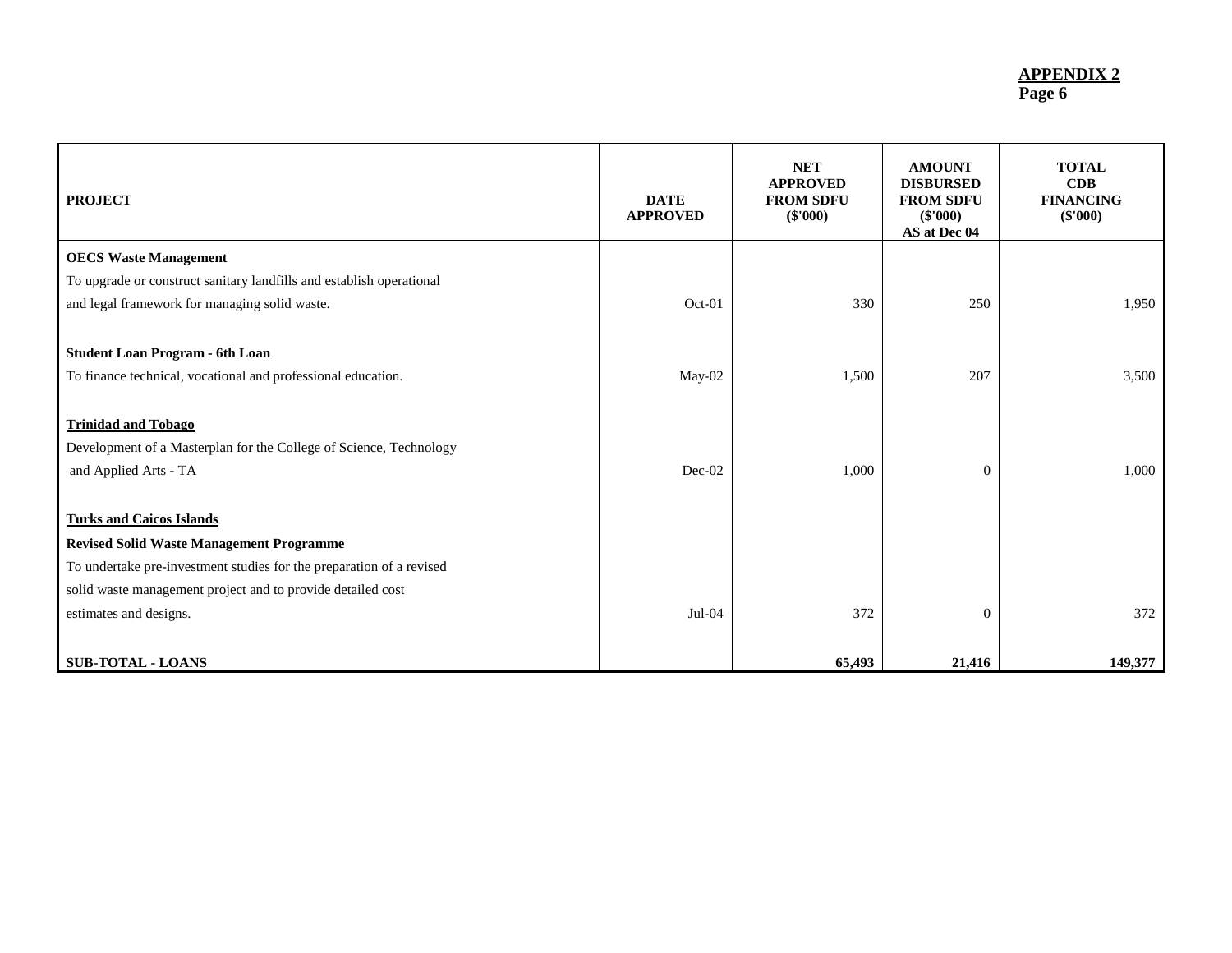**APPENDIX 2**
**Page 6**

| PROJECT | DATE APPROVED | NET APPROVED FROM SDFU ($'000) | AMOUNT DISBURSED FROM SDFU ($'000) AS at Dec 04 | TOTAL CDB FINANCING ($'000) |
|---|---|---|---|---|
| **OECS Waste Management** | | | | |
| To upgrade or construct sanitary landfills and establish operational and legal framework for managing solid waste. | Oct-01 | 330 | 250 | 1,950 |
| **Student Loan Program - 6th Loan** | | | | |
| To finance technical, vocational and professional education. | May-02 | 1,500 | 207 | 3,500 |
| **Trinidad and Tobago** | | | | |
| Development of a Masterplan for the College of Science, Technology and Applied Arts - TA | Dec-02 | 1,000 | 0 | 1,000 |
| **Turks and Caicos Islands** | | | | |
| **Revised Solid Waste Management Programme** | | | | |
| To undertake pre-investment studies for the preparation of a revised solid waste management project and to provide detailed cost estimates and designs. | Jul-04 | 372 | 0 | 372 |
| **SUB-TOTAL - LOANS** | | **65,493** | **21,416** | **149,377** |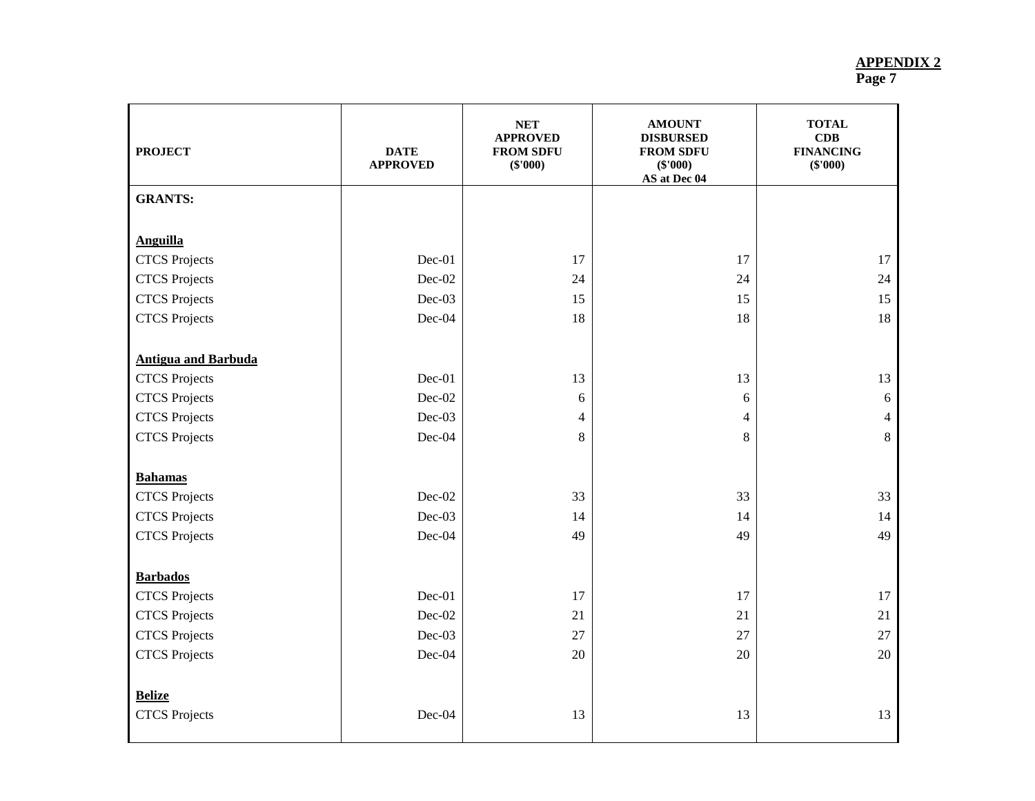**APPENDIX 2**
**Page 7**

| PROJECT | DATE APPROVED | NET APPROVED FROM SDFU ($'000) | AMOUNT DISBURSED FROM SDFU ($'000) AS at Dec 04 | TOTAL CDB FINANCING ($'000) |
|---|---|---|---|---|
| **GRANTS:** | | | | |
| **Anguilla** | | | | |
| CTCS Projects | Dec-01 | 17 | 17 | 17 |
| CTCS Projects | Dec-02 | 24 | 24 | 24 |
| CTCS Projects | Dec-03 | 15 | 15 | 15 |
| CTCS Projects | Dec-04 | 18 | 18 | 18 |
| **Antigua and Barbuda** | | | | |
| CTCS Projects | Dec-01 | 13 | 13 | 13 |
| CTCS Projects | Dec-02 | 6 | 6 | 6 |
| CTCS Projects | Dec-03 | 4 | 4 | 4 |
| CTCS Projects | Dec-04 | 8 | 8 | 8 |
| **Bahamas** | | | | |
| CTCS Projects | Dec-02 | 33 | 33 | 33 |
| CTCS Projects | Dec-03 | 14 | 14 | 14 |
| CTCS Projects | Dec-04 | 49 | 49 | 49 |
| **Barbados** | | | | |
| CTCS Projects | Dec-01 | 17 | 17 | 17 |
| CTCS Projects | Dec-02 | 21 | 21 | 21 |
| CTCS Projects | Dec-03 | 27 | 27 | 27 |
| CTCS Projects | Dec-04 | 20 | 20 | 20 |
| **Belize** | | | | |
| CTCS Projects | Dec-04 | 13 | 13 | 13 |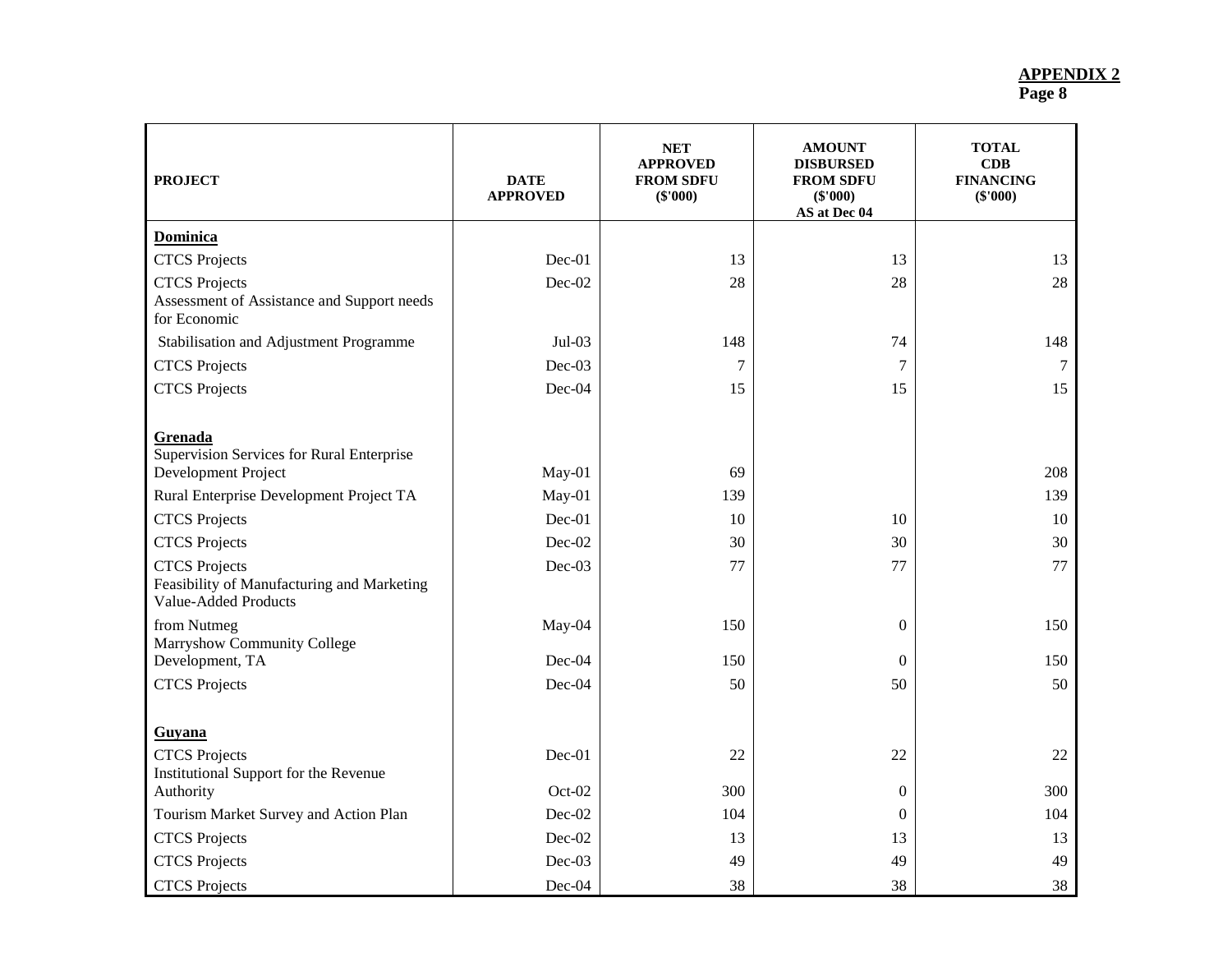**APPENDIX 2**
**Page 8**

| PROJECT | DATE APPROVED | NET APPROVED FROM SDFU ($'000) | AMOUNT DISBURSED FROM SDFU ($'000) AS at Dec 04 | TOTAL CDB FINANCING ($'000) |
|---|---|---|---|---|
| **Dominica** | | | | |
| CTCS Projects | Dec-01 | 13 | 13 | 13 |
| CTCS Projects | Dec-02 | 28 | 28 | 28 |
| Assessment of Assistance and Support needs for Economic Stabilisation and Adjustment Programme | Jul-03 | 148 | 74 | 148 |
| CTCS Projects | Dec-03 | 7 | 7 | 7 |
| CTCS Projects | Dec-04 | 15 | 15 | 15 |
| **Grenada** | | | | |
| Supervision Services for Rural Enterprise Development Project | May-01 | 69 | | 208 |
| Rural Enterprise Development Project TA | May-01 | 139 | | 139 |
| CTCS Projects | Dec-01 | 10 | 10 | 10 |
| CTCS Projects | Dec-02 | 30 | 30 | 30 |
| CTCS Projects | Dec-03 | 77 | 77 | 77 |
| Feasibility of Manufacturing and Marketing Value-Added Products from Nutmeg | May-04 | 150 | 0 | 150 |
| Marryshow Community College Development, TA | Dec-04 | 150 | 0 | 150 |
| CTCS Projects | Dec-04 | 50 | 50 | 50 |
| **Guyana** | | | | |
| CTCS Projects | Dec-01 | 22 | 22 | 22 |
| Institutional Support for the Revenue Authority | Oct-02 | 300 | 0 | 300 |
| Tourism Market Survey and Action Plan | Dec-02 | 104 | 0 | 104 |
| CTCS Projects | Dec-02 | 13 | 13 | 13 |
| CTCS Projects | Dec-03 | 49 | 49 | 49 |
| CTCS Projects | Dec-04 | 38 | 38 | 38 |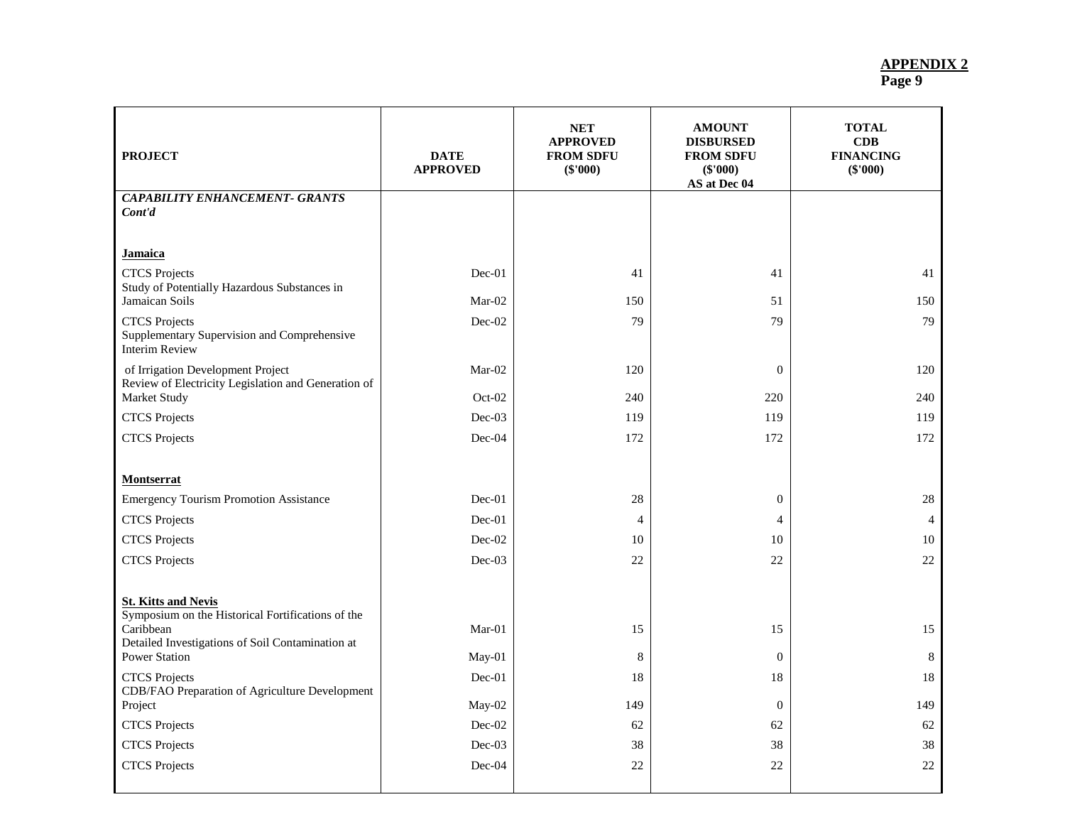**APPENDIX 2**
**Page 9**

| PROJECT | DATE APPROVED | NET APPROVED FROM SDFU ($'000) | AMOUNT DISBURSED FROM SDFU ($'000) AS at Dec 04 | TOTAL CDB FINANCING ($'000) |
|---|---|---|---|---|
| ***CAPABILITY ENHANCEMENT- GRANTS Cont'd*** | | | | |
| **Jamaica** | | | | |
| CTCS Projects | Dec-01 | 41 | 41 | 41 |
| Study of Potentially Hazardous Substances in Jamaican Soils | Mar-02 | 150 | 51 | 150 |
| CTCS Projects | Dec-02 | 79 | 79 | 79 |
| Supplementary Supervision and Comprehensive Interim Review of Irrigation Development Project | Mar-02 | 120 | 0 | 120 |
| Review of Electricity Legislation and Generation of Market Study | Oct-02 | 240 | 220 | 240 |
| CTCS Projects | Dec-03 | 119 | 119 | 119 |
| CTCS Projects | Dec-04 | 172 | 172 | 172 |
| **Montserrat** | | | | |
| Emergency Tourism Promotion Assistance | Dec-01 | 28 | 0 | 28 |
| CTCS Projects | Dec-01 | 4 | 4 | 4 |
| CTCS Projects | Dec-02 | 10 | 10 | 10 |
| CTCS Projects | Dec-03 | 22 | 22 | 22 |
| **St. Kitts and Nevis** | | | | |
| Symposium on the Historical Fortifications of the Caribbean | Mar-01 | 15 | 15 | 15 |
| Detailed Investigations of Soil Contamination at Power Station | May-01 | 8 | 0 | 8 |
| CTCS Projects | Dec-01 | 18 | 18 | 18 |
| CDB/FAO Preparation of Agriculture Development Project | May-02 | 149 | 0 | 149 |
| CTCS Projects | Dec-02 | 62 | 62 | 62 |
| CTCS Projects | Dec-03 | 38 | 38 | 38 |
| CTCS Projects | Dec-04 | 22 | 22 | 22 |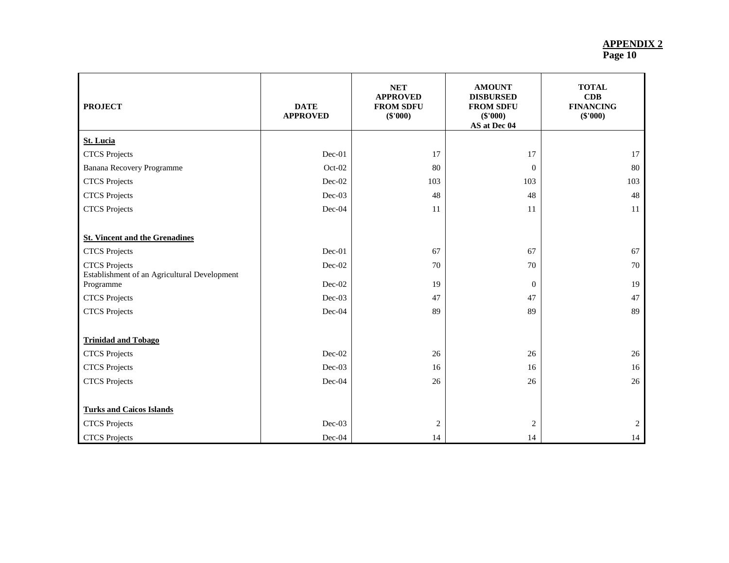**APPENDIX 2**
**Page 10**

| PROJECT | DATE APPROVED | NET APPROVED FROM SDFU ($'000) | AMOUNT DISBURSED FROM SDFU ($'000) AS at Dec 04 | TOTAL CDB FINANCING ($'000) |
|---|---|---|---|---|
| **St. Lucia** | | | | |
| CTCS Projects | Dec-01 | 17 | 17 | 17 |
| Banana Recovery Programme | Oct-02 | 80 | 0 | 80 |
| CTCS Projects | Dec-02 | 103 | 103 | 103 |
| CTCS Projects | Dec-03 | 48 | 48 | 48 |
| CTCS Projects | Dec-04 | 11 | 11 | 11 |
| | | | | |
| **St. Vincent and the Grenadines** | | | | |
| CTCS Projects | Dec-01 | 67 | 67 | 67 |
| CTCS Projects | Dec-02 | 70 | 70 | 70 |
| Establishment of an Agricultural Development Programme | Dec-02 | 19 | 0 | 19 |
| CTCS Projects | Dec-03 | 47 | 47 | 47 |
| CTCS Projects | Dec-04 | 89 | 89 | 89 |
| | | | | |
| **Trinidad and Tobago** | | | | |
| CTCS Projects | Dec-02 | 26 | 26 | 26 |
| CTCS Projects | Dec-03 | 16 | 16 | 16 |
| CTCS Projects | Dec-04 | 26 | 26 | 26 |
| | | | | |
| **Turks and Caicos Islands** | | | | |
| CTCS Projects | Dec-03 | 2 | 2 | 2 |
| CTCS Projects | Dec-04 | 14 | 14 | 14 |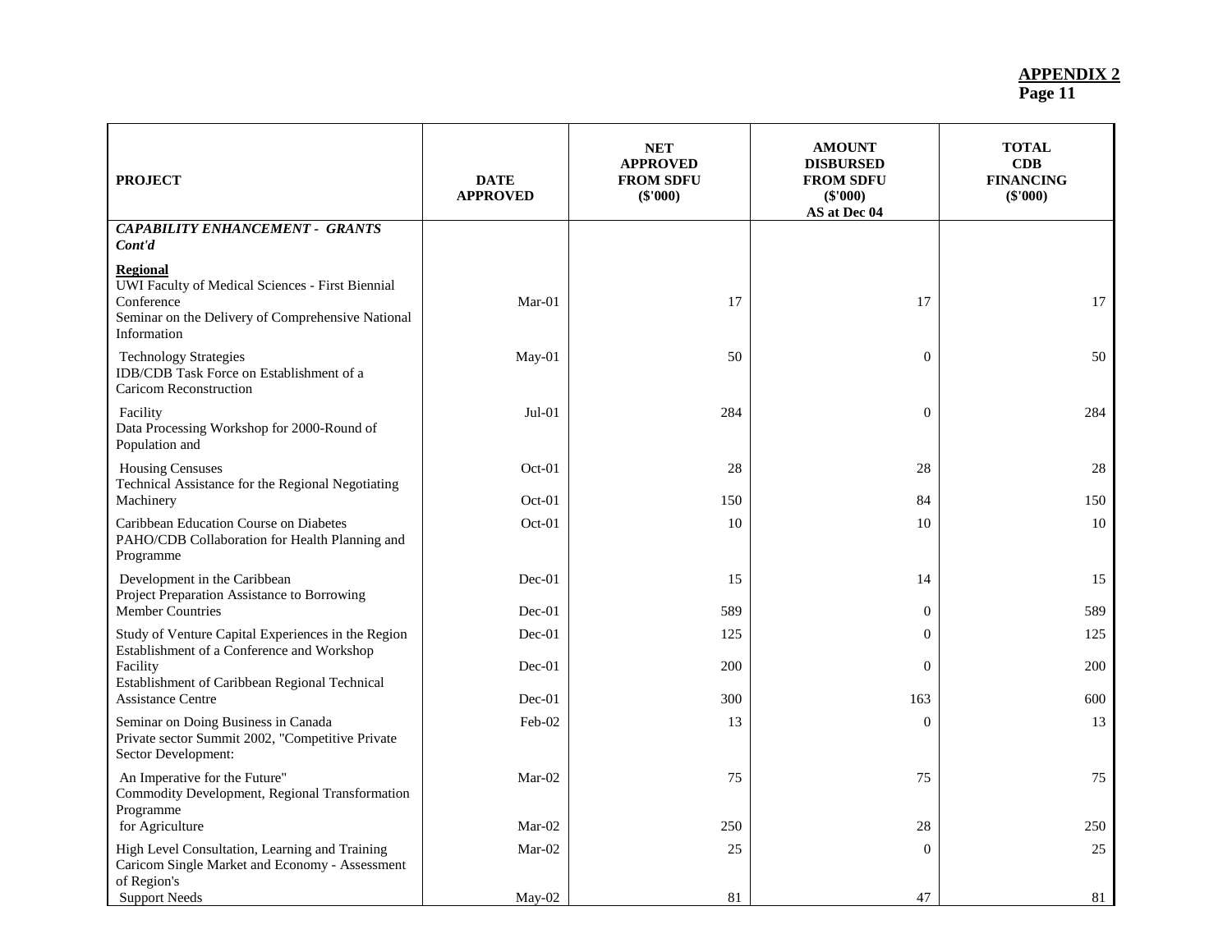**APPENDIX 2**
**Page 11**

| PROJECT | DATE APPROVED | NET APPROVED FROM SDFU ($'000) | AMOUNT DISBURSED FROM SDFU ($'000) AS at Dec 04 | TOTAL CDB FINANCING ($'000) |
|---|---|---|---|---|
| ***CAPABILITY ENHANCEMENT - GRANTS Cont'd*** | | | | |
| **Regional** | | | | |
| UWI Faculty of Medical Sciences - First Biennial Conference | Mar-01 | 17 | 17 | 17 |
| Seminar on the Delivery of Comprehensive National Information Technology Strategies | May-01 | 50 | 0 | 50 |
| IDB/CDB Task Force on Establishment of a Caricom Reconstruction Facility | Jul-01 | 284 | 0 | 284 |
| Data Processing Workshop for 2000-Round of Population and Housing Censuses | Oct-01 | 28 | 28 | 28 |
| Technical Assistance for the Regional Negotiating Machinery | Oct-01 | 150 | 84 | 150 |
| Caribbean Education Course on Diabetes | Oct-01 | 10 | 10 | 10 |
| PAHO/CDB Collaboration for Health Planning and Programme Development in the Caribbean | Dec-01 | 15 | 14 | 15 |
| Project Preparation Assistance to Borrowing Member Countries | Dec-01 | 589 | 0 | 589 |
| Study of Venture Capital Experiences in the Region | Dec-01 | 125 | 0 | 125 |
| Establishment of a Conference and Workshop Facility | Dec-01 | 200 | 0 | 200 |
| Establishment of Caribbean Regional Technical Assistance Centre | Dec-01 | 300 | 163 | 600 |
| Seminar on Doing Business in Canada | Feb-02 | 13 | 0 | 13 |
| Private sector Summit 2002, "Competitive Private Sector Development: An Imperative for the Future" | Mar-02 | 75 | 75 | 75 |
| Commodity Development, Regional Transformation Programme for Agriculture | Mar-02 | 250 | 28 | 250 |
| High Level Consultation, Learning and Training | Mar-02 | 25 | 0 | 25 |
| Caricom Single Market and Economy - Assessment of Region's Support Needs | May-02 | 81 | 47 | 81 |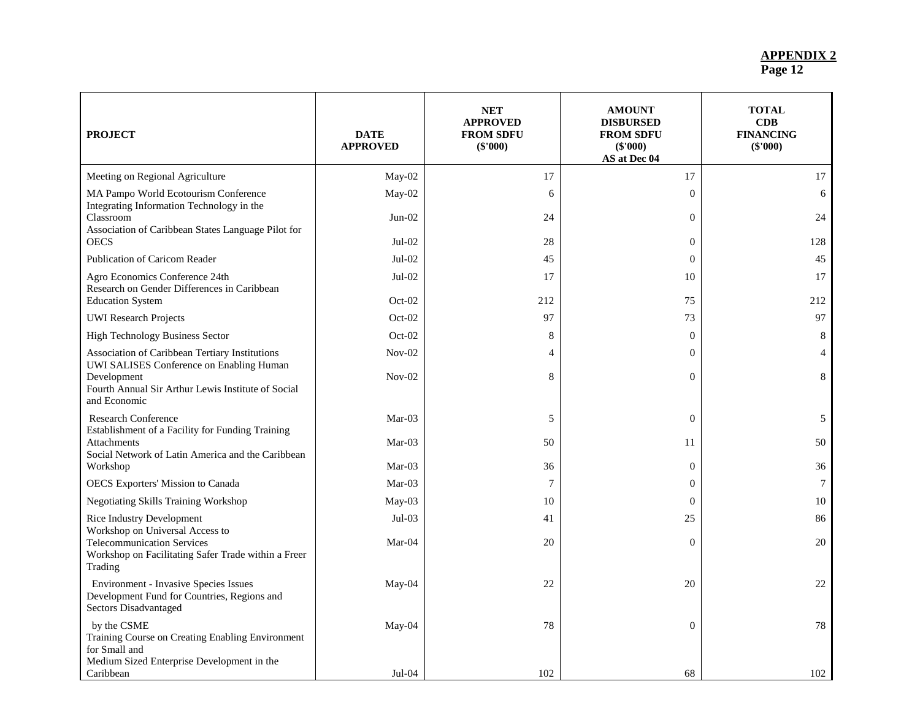**APPENDIX 2**
**Page 12**

| PROJECT | DATE APPROVED | NET APPROVED FROM SDFU ($'000) | AMOUNT DISBURSED FROM SDFU ($'000) AS at Dec 04 | TOTAL CDB FINANCING ($'000) |
|---|---|---|---|---|
| Meeting on Regional Agriculture | May-02 | 17 | 17 | 17 |
| MA Pampo World Ecotourism Conference | May-02 | 6 | 0 | 6 |
| Integrating Information Technology in the Classroom | Jun-02 | 24 | 0 | 24 |
| Association of Caribbean States Language Pilot for OECS | Jul-02 | 28 | 0 | 128 |
| Publication of Caricom Reader | Jul-02 | 45 | 0 | 45 |
| Agro Economics Conference 24th | Jul-02 | 17 | 10 | 17 |
| Research on Gender Differences in Caribbean Education System | Oct-02 | 212 | 75 | 212 |
| UWI Research Projects | Oct-02 | 97 | 73 | 97 |
| High Technology Business Sector | Oct-02 | 8 | 0 | 8 |
| Association of Caribbean Tertiary Institutions | Nov-02 | 4 | 0 | 4 |
| UWI SALISES Conference on Enabling Human Development | Nov-02 | 8 | 0 | 8 |
| Fourth Annual Sir Arthur Lewis Institute of Social and Economic Research Conference | Mar-03 | 5 | 0 | 5 |
| Establishment of a Facility for Funding Training Attachments | Mar-03 | 50 | 11 | 50 |
| Social Network of Latin America and the Caribbean Workshop | Mar-03 | 36 | 0 | 36 |
| OECS Exporters' Mission to Canada | Mar-03 | 7 | 0 | 7 |
| Negotiating Skills Training Workshop | May-03 | 10 | 0 | 10 |
| Rice Industry Development | Jul-03 | 41 | 25 | 86 |
| Workshop on Universal Access to Telecommunication Services | Mar-04 | 20 | 0 | 20 |
| Workshop on Facilitating Safer Trade within a Freer Trading Environment - Invasive Species Issues | May-04 | 22 | 20 | 22 |
| Development Fund for Countries, Regions and Sectors Disadvantaged by the CSME | May-04 | 78 | 0 | 78 |
| Training Course on Creating Enabling Environment for Small and Medium Sized Enterprise Development in the Caribbean | Jul-04 | 102 | 68 | 102 |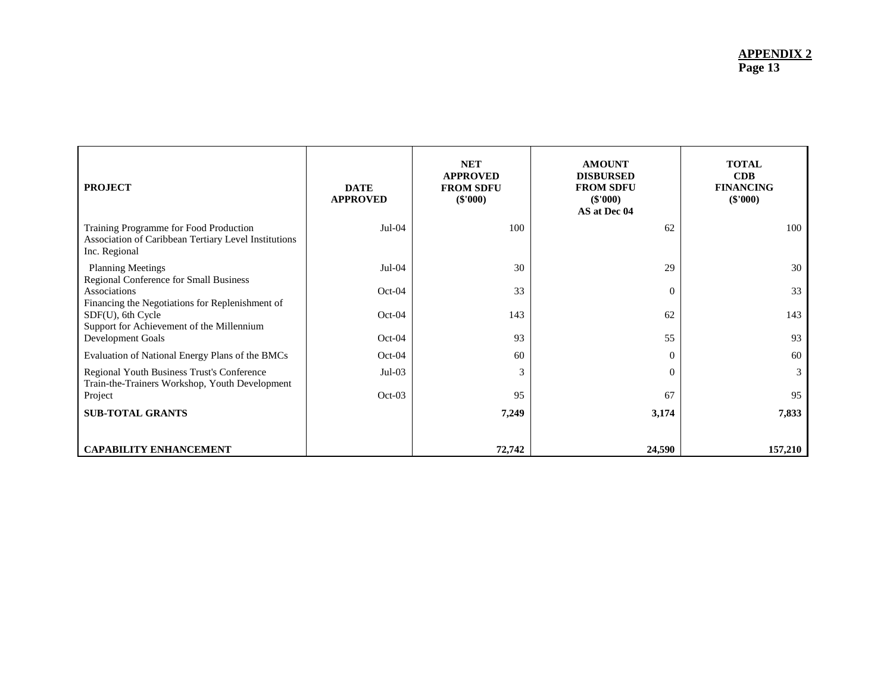**APPENDIX 2**
**Page 13**

| PROJECT | DATE APPROVED | NET APPROVED FROM SDFU ($'000) | AMOUNT DISBURSED FROM SDFU ($'000) AS at Dec 04 | TOTAL CDB FINANCING ($'000) |
|---|---|---|---|---|
| Training Programme for Food Production Association of Caribbean Tertiary Level Institutions Inc. Regional | Jul-04 | 100 | 62 | 100 |
| Planning Meetings | Jul-04 | 30 | 29 | 30 |
| Regional Conference for Small Business Associations | Oct-04 | 33 | 0 | 33 |
| Financing the Negotiations for Replenishment of SDF(U), 6th Cycle | Oct-04 | 143 | 62 | 143 |
| Support for Achievement of the Millennium Development Goals | Oct-04 | 93 | 55 | 93 |
| Evaluation of National Energy Plans of the BMCs | Oct-04 | 60 | 0 | 60 |
| Regional Youth Business Trust's Conference | Jul-03 | 3 | 0 | 3 |
| Train-the-Trainers Workshop, Youth Development Project | Oct-03 | 95 | 67 | 95 |
| **SUB-TOTAL GRANTS** | | **7,249** | **3,174** | **7,833** |
| | | | | |
| **CAPABILITY ENHANCEMENT** | | **72,742** | **24,590** | **157,210** |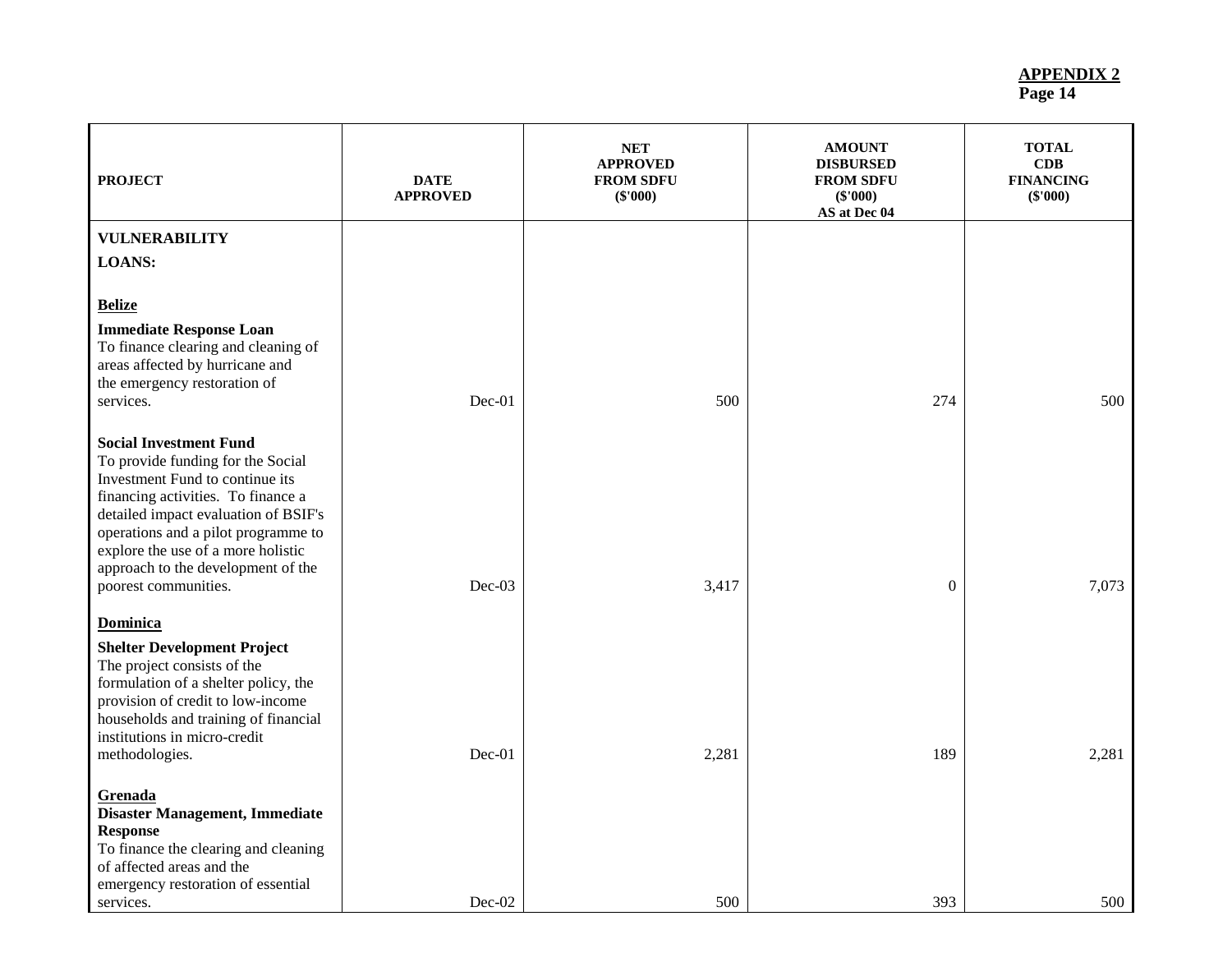**APPENDIX 2**
**Page 14**

| PROJECT | DATE APPROVED | NET APPROVED FROM SDFU ($'000) | AMOUNT DISBURSED FROM SDFU ($'000) AS at Dec 04 | TOTAL CDB FINANCING ($'000) |
|---|---|---|---|---|
| **VULNERABILITY LOANS:** | | | | |
| **Belize** | | | | |
| **Immediate Response Loan** To finance clearing and cleaning of areas affected by hurricane and the emergency restoration of services. | Dec-01 | 500 | 274 | 500 |
| **Social Investment Fund** To provide funding for the Social Investment Fund to continue its financing activities. To finance a detailed impact evaluation of BSIF's operations and a pilot programme to explore the use of a more holistic approach to the development of the poorest communities. | Dec-03 | 3,417 | 0 | 7,073 |
| **Dominica** | | | | |
| **Shelter Development Project** The project consists of the formulation of a shelter policy, the provision of credit to low-income households and training of financial institutions in micro-credit methodologies. | Dec-01 | 2,281 | 189 | 2,281 |
| **Grenada** | | | | |
| **Disaster Management, Immediate Response** To finance the clearing and cleaning of affected areas and the emergency restoration of essential services. | Dec-02 | 500 | 393 | 500 |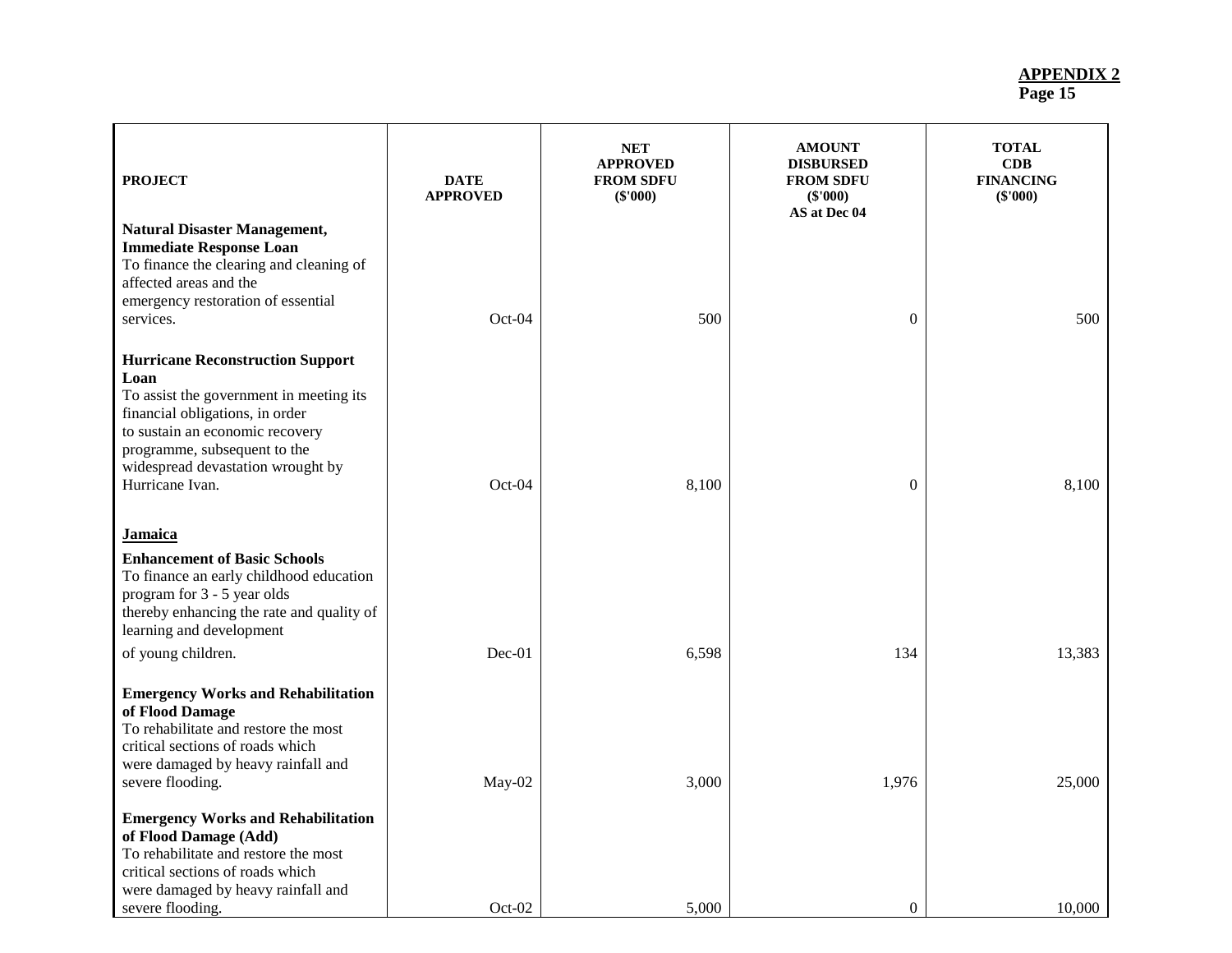**APPENDIX 2**
**Page 15**

| PROJECT | DATE APPROVED | NET APPROVED FROM SDFU ($'000) | AMOUNT DISBURSED FROM SDFU ($'000) AS at Dec 04 | TOTAL CDB FINANCING ($'000) |
|---|---|---|---|---|
| **Natural Disaster Management, Immediate Response Loan** To finance the clearing and cleaning of affected areas and the emergency restoration of essential services. | Oct-04 | 500 | 0 | 500 |
| **Hurricane Reconstruction Support Loan** To assist the government in meeting its financial obligations, in order to sustain an economic recovery programme, subsequent to the widespread devastation wrought by Hurricane Ivan. | Oct-04 | 8,100 | 0 | 8,100 |
| **Jamaica** | | | | |
| **Enhancement of Basic Schools** To finance an early childhood education program for 3 - 5 year olds thereby enhancing the rate and quality of learning and development of young children. | Dec-01 | 6,598 | 134 | 13,383 |
| **Emergency Works and Rehabilitation of Flood Damage** To rehabilitate and restore the most critical sections of roads which were damaged by heavy rainfall and severe flooding. | May-02 | 3,000 | 1,976 | 25,000 |
| **Emergency Works and Rehabilitation of Flood Damage (Add)** To rehabilitate and restore the most critical sections of roads which were damaged by heavy rainfall and severe flooding. | Oct-02 | 5,000 | 0 | 10,000 |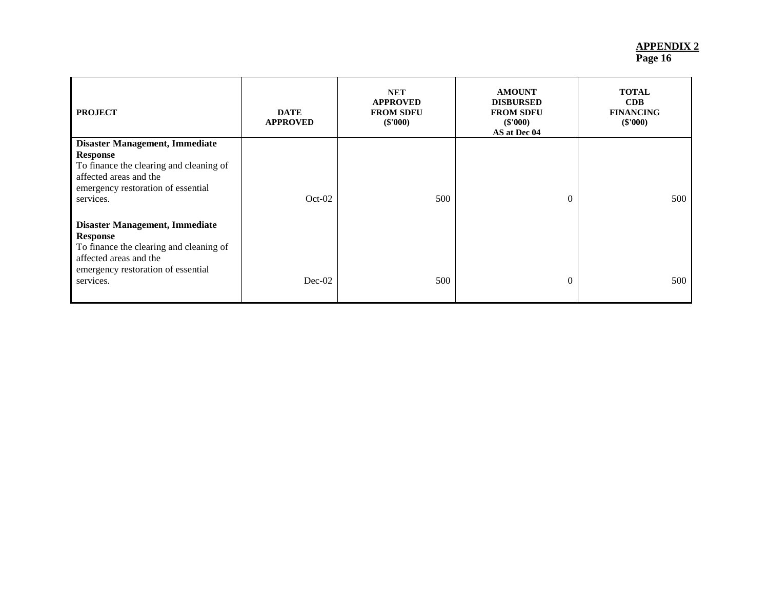**APPENDIX 2**
**Page 16**

| PROJECT | DATE APPROVED | NET APPROVED FROM SDFU ($'000) | AMOUNT DISBURSED FROM SDFU ($'000) AS at Dec 04 | TOTAL CDB FINANCING ($'000) |
|---|---|---|---|---|
| **Disaster Management, Immediate Response** To finance the clearing and cleaning of affected areas and the emergency restoration of essential services. | Oct-02 | 500 | 0 | 500 |
| **Disaster Management, Immediate Response** To finance the clearing and cleaning of affected areas and the emergency restoration of essential services. | Dec-02 | 500 | 0 | 500 |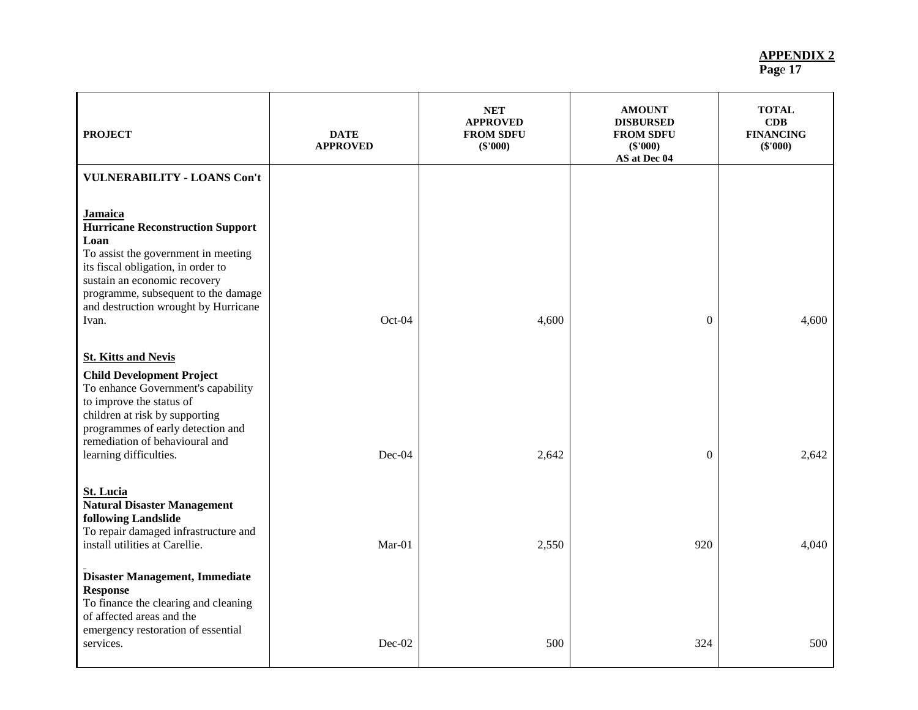**APPENDIX 2**
**Page 17**

| PROJECT | DATE APPROVED | NET APPROVED FROM SDFU ($'000) | AMOUNT DISBURSED FROM SDFU ($'000) AS at Dec 04 | TOTAL CDB FINANCING ($'000) |
|---|---|---|---|---|
| **VULNERABILITY - LOANS Con't** | | | | |
| **Jamaica** | | | | |
| **Hurricane Reconstruction Support Loan** To assist the government in meeting its fiscal obligation, in order to sustain an economic recovery programme, subsequent to the damage and destruction wrought by Hurricane Ivan. | Oct-04 | 4,600 | 0 | 4,600 |
| **St. Kitts and Nevis** | | | | |
| **Child Development Project** To enhance Government's capability to improve the status of children at risk by supporting programmes of early detection and remediation of behavioural and learning difficulties. | Dec-04 | 2,642 | 0 | 2,642 |
| **St. Lucia** | | | | |
| **Natural Disaster Management following Landslide** To repair damaged infrastructure and install utilities at Carellie. | Mar-01 | 2,550 | 920 | 4,040 |
| **Disaster Management, Immediate Response** To finance the clearing and cleaning of affected areas and the emergency restoration of essential services. | Dec-02 | 500 | 324 | 500 |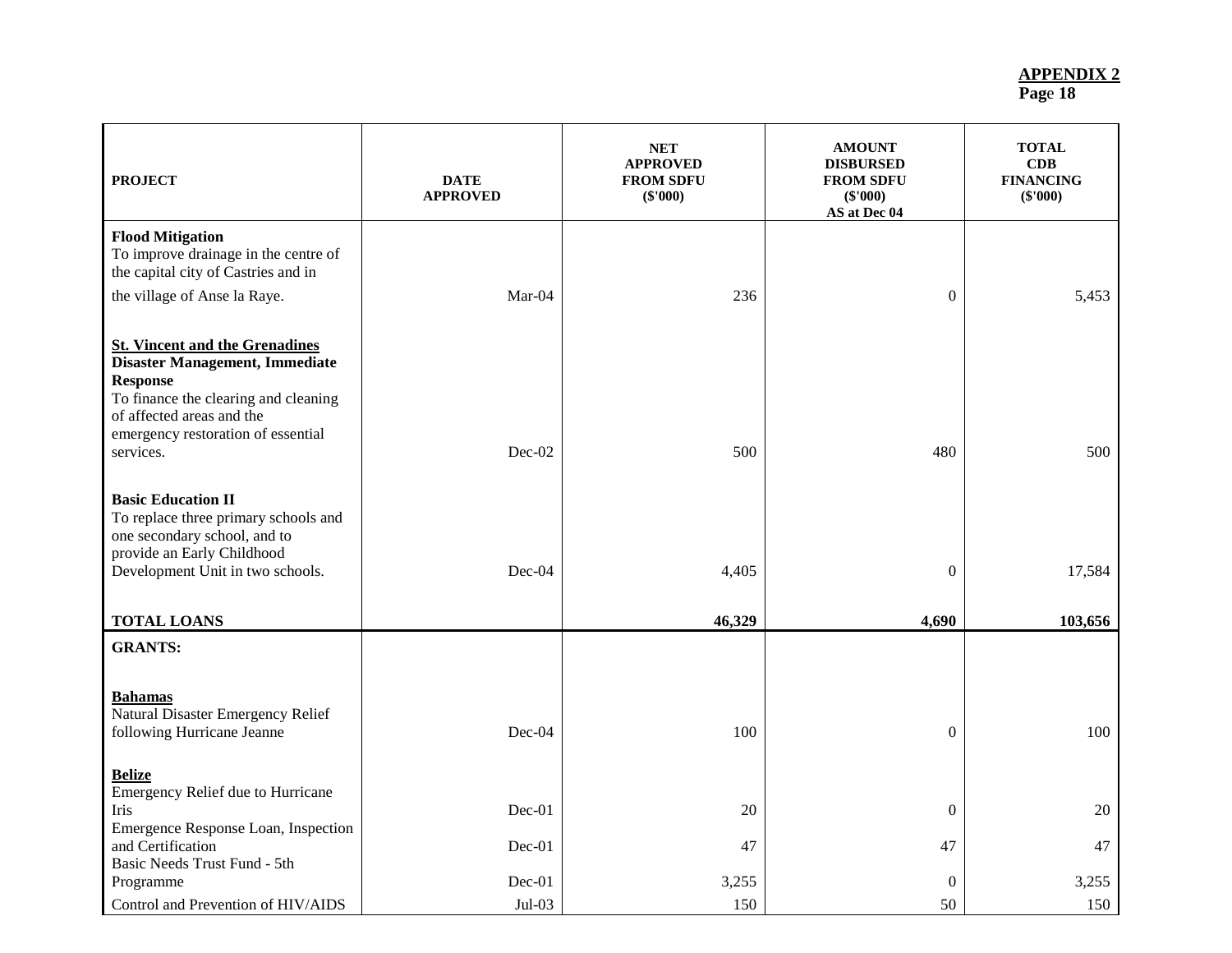**APPENDIX 2**
**Page 18**

| **PROJECT** | **DATE APPROVED** | **NET APPROVED FROM SDFU ($'000)** | **AMOUNT DISBURSED FROM SDFU ($'000) AS at Dec 04** | **TOTAL CDB FINANCING ($'000)** |
|---|---|---|---|---|
| **Flood Mitigation** To improve drainage in the centre of the capital city of Castries and in the village of Anse la Raye. | Mar-04 | 236 | 0 | 5,453 |
| **St. Vincent and the Grenadines** | | | | |
| **Disaster Management, Immediate Response** To finance the clearing and cleaning of affected areas and the emergency restoration of essential services. | Dec-02 | 500 | 480 | 500 |
| **Basic Education II** To replace three primary schools and one secondary school, and to provide an Early Childhood Development Unit in two schools. | Dec-04 | 4,405 | 0 | 17,584 |
| **TOTAL LOANS** | | **46,329** | **4,690** | **103,656** |
| **GRANTS:** | | | | |
| **Bahamas** | | | | |
| Natural Disaster Emergency Relief following Hurricane Jeanne | Dec-04 | 100 | 0 | 100 |
| **Belize** | | | | |
| Emergency Relief due to Hurricane Iris | Dec-01 | 20 | 0 | 20 |
| Emergence Response Loan, Inspection and Certification | Dec-01 | 47 | 47 | 47 |
| Basic Needs Trust Fund - 5th Programme | Dec-01 | 3,255 | 0 | 3,255 |
| Control and Prevention of HIV/AIDS | Jul-03 | 150 | 50 | 150 |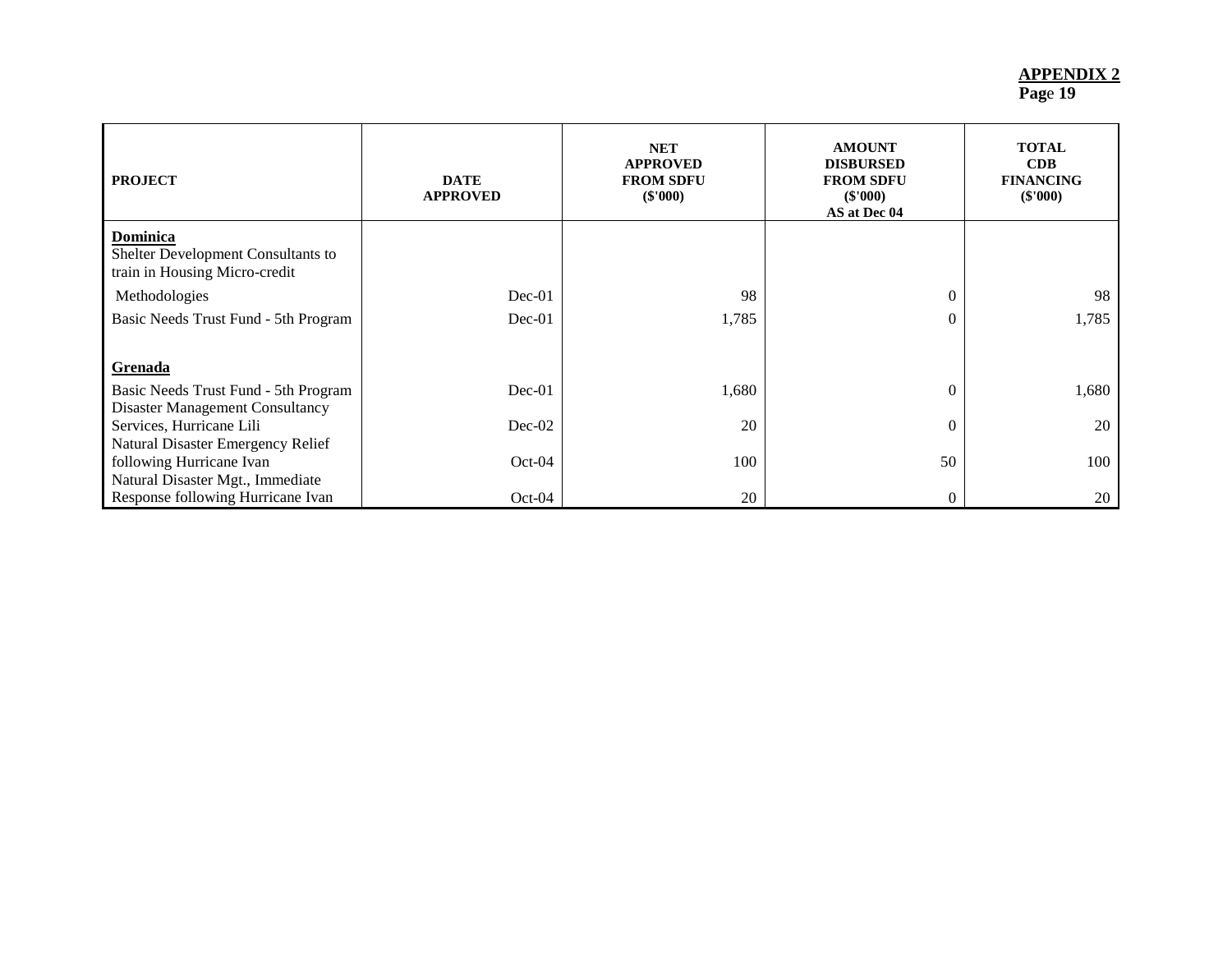**APPENDIX 2**
**Page 19**

| **PROJECT** | **DATE APPROVED** | **NET APPROVED FROM SDFU ($'000)** | **AMOUNT DISBURSED FROM SDFU ($'000) AS at Dec 04** | **TOTAL CDB FINANCING ($'000)** |
|---|---|---|---|---|
| **Dominica** | | | | |
| Shelter Development Consultants to train in Housing Micro-credit Methodologies | Dec-01 | 98 | 0 | 98 |
| Basic Needs Trust Fund - 5th Program | Dec-01 | 1,785 | 0 | 1,785 |
| **Grenada** | | | | |
| Basic Needs Trust Fund - 5th Program | Dec-01 | 1,680 | 0 | 1,680 |
| Disaster Management Consultancy Services, Hurricane Lili | Dec-02 | 20 | 0 | 20 |
| Natural Disaster Emergency Relief following Hurricane Ivan | Oct-04 | 100 | 50 | 100 |
| Natural Disaster Mgt., Immediate Response following Hurricane Ivan | Oct-04 | 20 | 0 | 20 |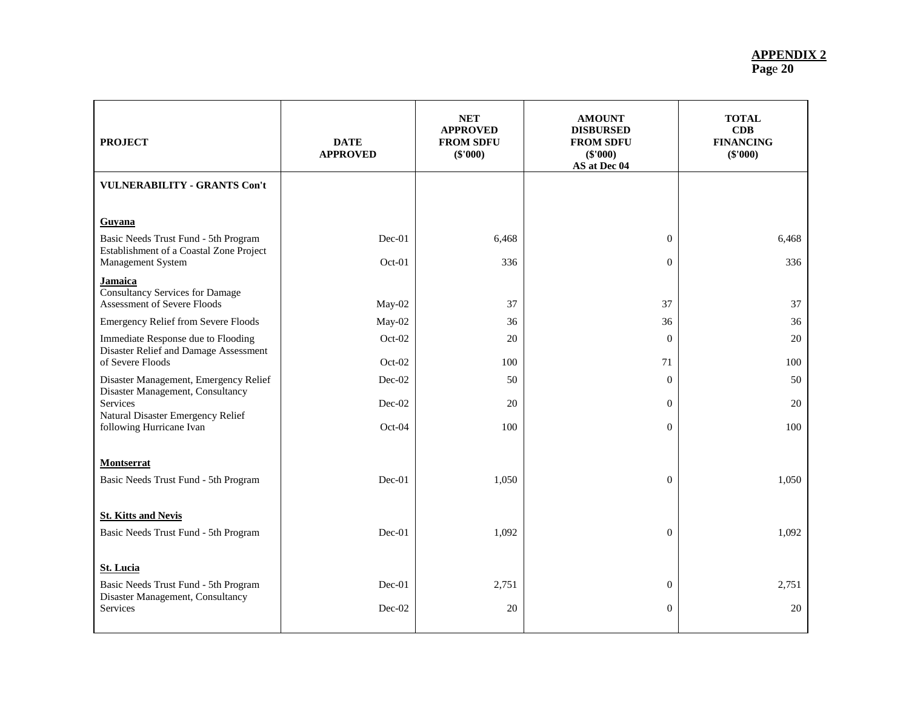**APPENDIX 2**
**Page 20**

| PROJECT | DATE APPROVED | NET APPROVED FROM SDFU ($'000) | AMOUNT DISBURSED FROM SDFU ($'000) AS at Dec 04 | TOTAL CDB FINANCING ($'000) |
|---|---|---|---|---|
| **VULNERABILITY - GRANTS Con't** | | | | |
| **Guyana** | | | | |
| Basic Needs Trust Fund - 5th Program | Dec-01 | 6,468 | 0 | 6,468 |
| Establishment of a Coastal Zone Project Management System | Oct-01 | 336 | 0 | 336 |
| **Jamaica** | | | | |
| Consultancy Services for Damage Assessment of Severe Floods | May-02 | 37 | 37 | 37 |
| Emergency Relief from Severe Floods | May-02 | 36 | 36 | 36 |
| Immediate Response due to Flooding | Oct-02 | 20 | 0 | 20 |
| Disaster Relief and Damage Assessment of Severe Floods | Oct-02 | 100 | 71 | 100 |
| Disaster Management, Emergency Relief | Dec-02 | 50 | 0 | 50 |
| Disaster Management, Consultancy Services | Dec-02 | 20 | 0 | 20 |
| Natural Disaster Emergency Relief following Hurricane Ivan | Oct-04 | 100 | 0 | 100 |
| **Montserrat** | | | | |
| Basic Needs Trust Fund - 5th Program | Dec-01 | 1,050 | 0 | 1,050 |
| **St. Kitts and Nevis** | | | | |
| Basic Needs Trust Fund - 5th Program | Dec-01 | 1,092 | 0 | 1,092 |
| **St. Lucia** | | | | |
| Basic Needs Trust Fund - 5th Program | Dec-01 | 2,751 | 0 | 2,751 |
| Disaster Management, Consultancy Services | Dec-02 | 20 | 0 | 20 |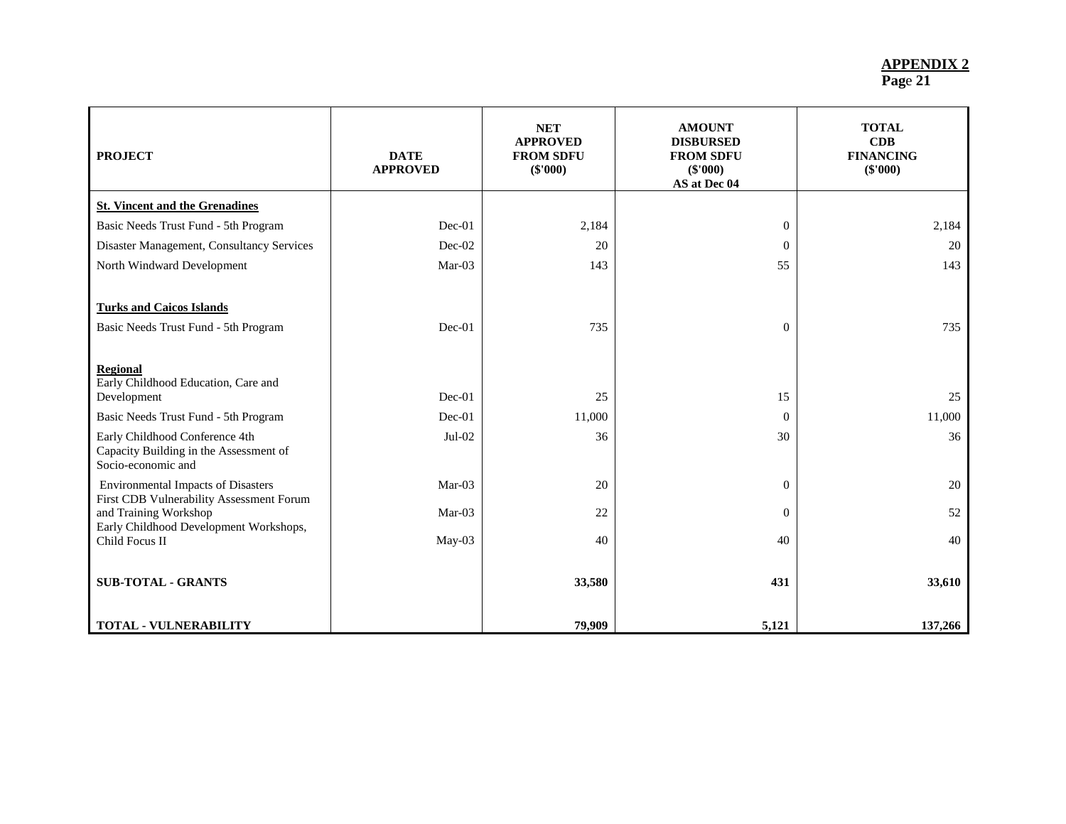**APPENDIX 2**
**Page 21**

| PROJECT | DATE APPROVED | NET APPROVED FROM SDFU ($'000) | AMOUNT DISBURSED FROM SDFU ($'000) AS at Dec 04 | TOTAL CDB FINANCING ($'000) |
|---|---|---|---|---|
| **St. Vincent and the Grenadines** | | | | |
| Basic Needs Trust Fund - 5th Program | Dec-01 | 2,184 | 0 | 2,184 |
| Disaster Management, Consultancy Services | Dec-02 | 20 | 0 | 20 |
| North Windward Development | Mar-03 | 143 | 55 | 143 |
| **Turks and Caicos Islands** | | | | |
| Basic Needs Trust Fund - 5th Program | Dec-01 | 735 | 0 | 735 |
| **Regional** | | | | |
| Early Childhood Education, Care and Development | Dec-01 | 25 | 15 | 25 |
| Basic Needs Trust Fund - 5th Program | Dec-01 | 11,000 | 0 | 11,000 |
| Early Childhood Conference 4th | Jul-02 | 36 | 30 | 36 |
| Capacity Building in the Assessment of Socio-economic and Environmental Impacts of Disasters | Mar-03 | 20 | 0 | 20 |
| First CDB Vulnerability Assessment Forum and Training Workshop | Mar-03 | 22 | 0 | 52 |
| Early Childhood Development Workshops, Child Focus II | May-03 | 40 | 40 | 40 |
| **SUB-TOTAL - GRANTS** | | **33,580** | **431** | **33,610** |
| **TOTAL - VULNERABILITY** | | **79,909** | **5,121** | **137,266** |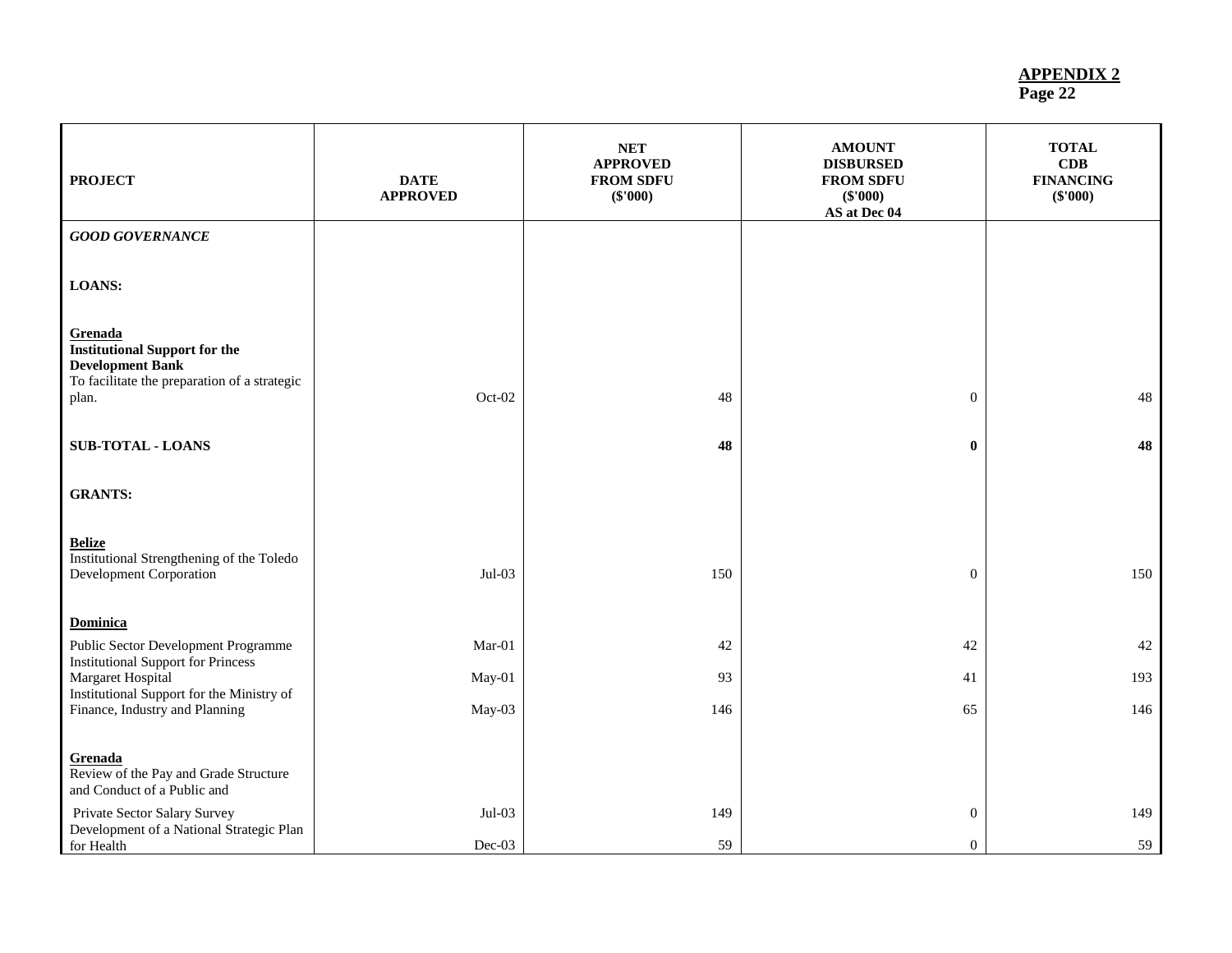**APPENDIX 2**
**Page 22**

| PROJECT | DATE APPROVED | NET APPROVED FROM SDFU ($'000) | AMOUNT DISBURSED FROM SDFU ($'000) AS at Dec 04 | TOTAL CDB FINANCING ($'000) |
|---|---|---|---|---|
| ***GOOD GOVERNANCE*** | | | | |
| **LOANS:** | | | | |
| **Grenada** | | | | |
| **Institutional Support for the Development Bank** To facilitate the preparation of a strategic plan. | Oct-02 | 48 | 0 | 48 |
| **SUB-TOTAL - LOANS** | | **48** | **0** | **48** |
| **GRANTS:** | | | | |
| **Belize** | | | | |
| Institutional Strengthening of the Toledo Development Corporation | Jul-03 | 150 | 0 | 150 |
| **Dominica** | | | | |
| Public Sector Development Programme | Mar-01 | 42 | 42 | 42 |
| Institutional Support for Princess Margaret Hospital | May-01 | 93 | 41 | 193 |
| Institutional Support for the Ministry of Finance, Industry and Planning | May-03 | 146 | 65 | 146 |
| **Grenada** | | | | |
| Review of the Pay and Grade Structure and Conduct of a Public and Private Sector Salary Survey | Jul-03 | 149 | 0 | 149 |
| Development of a National Strategic Plan for Health | Dec-03 | 59 | 0 | 59 |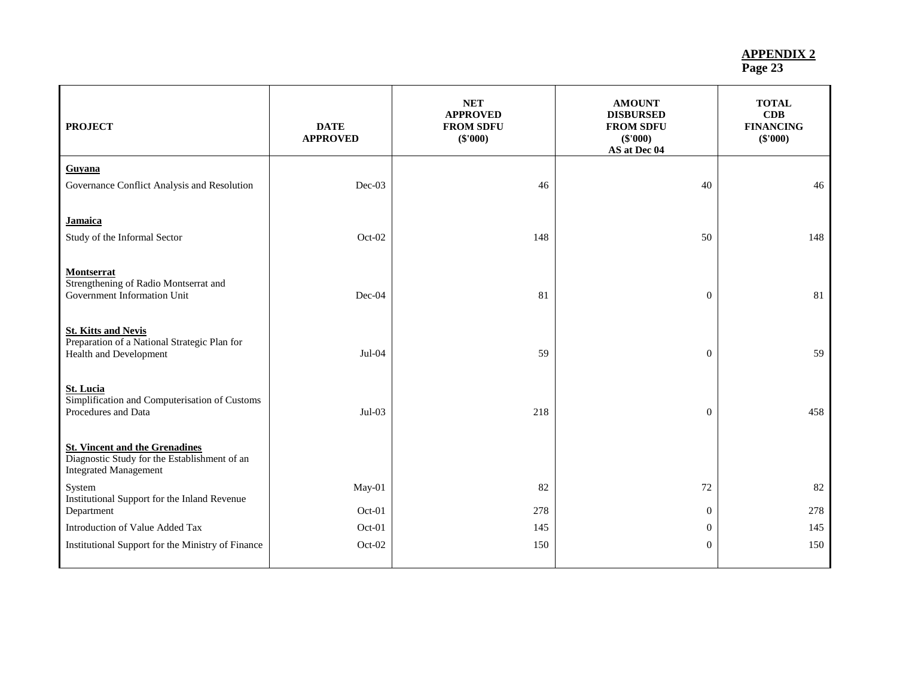**APPENDIX 2**
**Page 23**

| PROJECT | DATE APPROVED | NET APPROVED FROM SDFU ($'000) | AMOUNT DISBURSED FROM SDFU ($'000) AS at Dec 04 | TOTAL CDB FINANCING ($'000) |
|---|---|---|---|---|
| **Guyana** | | | | |
| Governance Conflict Analysis and Resolution | Dec-03 | 46 | 40 | 46 |
| **Jamaica** | | | | |
| Study of the Informal Sector | Oct-02 | 148 | 50 | 148 |
| **Montserrat** | | | | |
| Strengthening of Radio Montserrat and Government Information Unit | Dec-04 | 81 | 0 | 81 |
| **St. Kitts and Nevis** | | | | |
| Preparation of a National Strategic Plan for Health and Development | Jul-04 | 59 | 0 | 59 |
| **St. Lucia** | | | | |
| Simplification and Computerisation of Customs Procedures and Data | Jul-03 | 218 | 0 | 458 |
| **St. Vincent and the Grenadines** | | | | |
| Diagnostic Study for the Establishment of an Integrated Management System | May-01 | 82 | 72 | 82 |
| Institutional Support for the Inland Revenue Department | Oct-01 | 278 | 0 | 278 |
| Introduction of Value Added Tax | Oct-01 | 145 | 0 | 145 |
| Institutional Support for the Ministry of Finance | Oct-02 | 150 | 0 | 150 |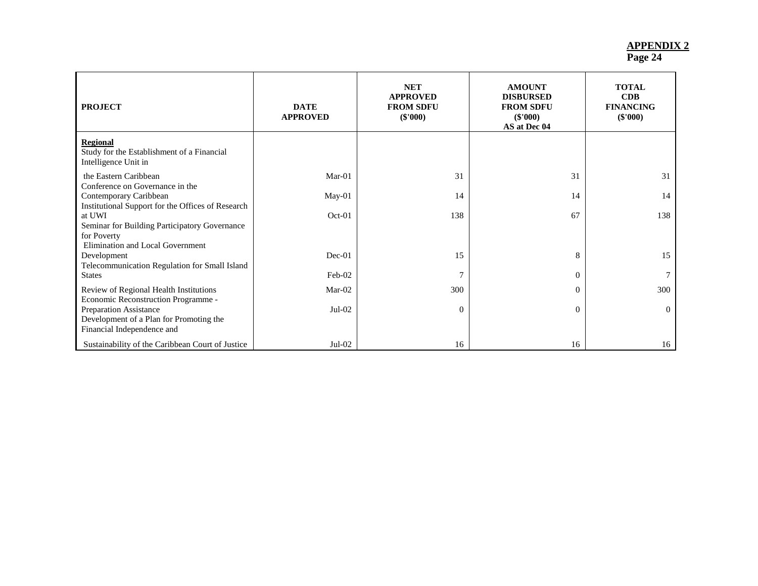**APPENDIX 2**
**Page 24**

| PROJECT | DATE APPROVED | NET APPROVED FROM SDFU ($'000) | AMOUNT DISBURSED FROM SDFU ($'000) AS at Dec 04 | TOTAL CDB FINANCING ($'000) |
|---|---|---|---|---|
| **Regional** | | | | |
| Study for the Establishment of a Financial Intelligence Unit in the Eastern Caribbean | Mar-01 | 31 | 31 | 31 |
| Conference on Governance in the Contemporary Caribbean | May-01 | 14 | 14 | 14 |
| Institutional Support for the Offices of Research at UWI | Oct-01 | 138 | 67 | 138 |
| Seminar for Building Participatory Governance for Poverty Elimination and Local Government Development | Dec-01 | 15 | 8 | 15 |
| Telecommunication Regulation for Small Island States | Feb-02 | 7 | 0 | 7 |
| Review of Regional Health Institutions | Mar-02 | 300 | 0 | 300 |
| Economic Reconstruction Programme - Preparation Assistance | Jul-02 | 0 | 0 | 0 |
| Development of a Plan for Promoting the Financial Independence and Sustainability of the Caribbean Court of Justice | Jul-02 | 16 | 16 | 16 |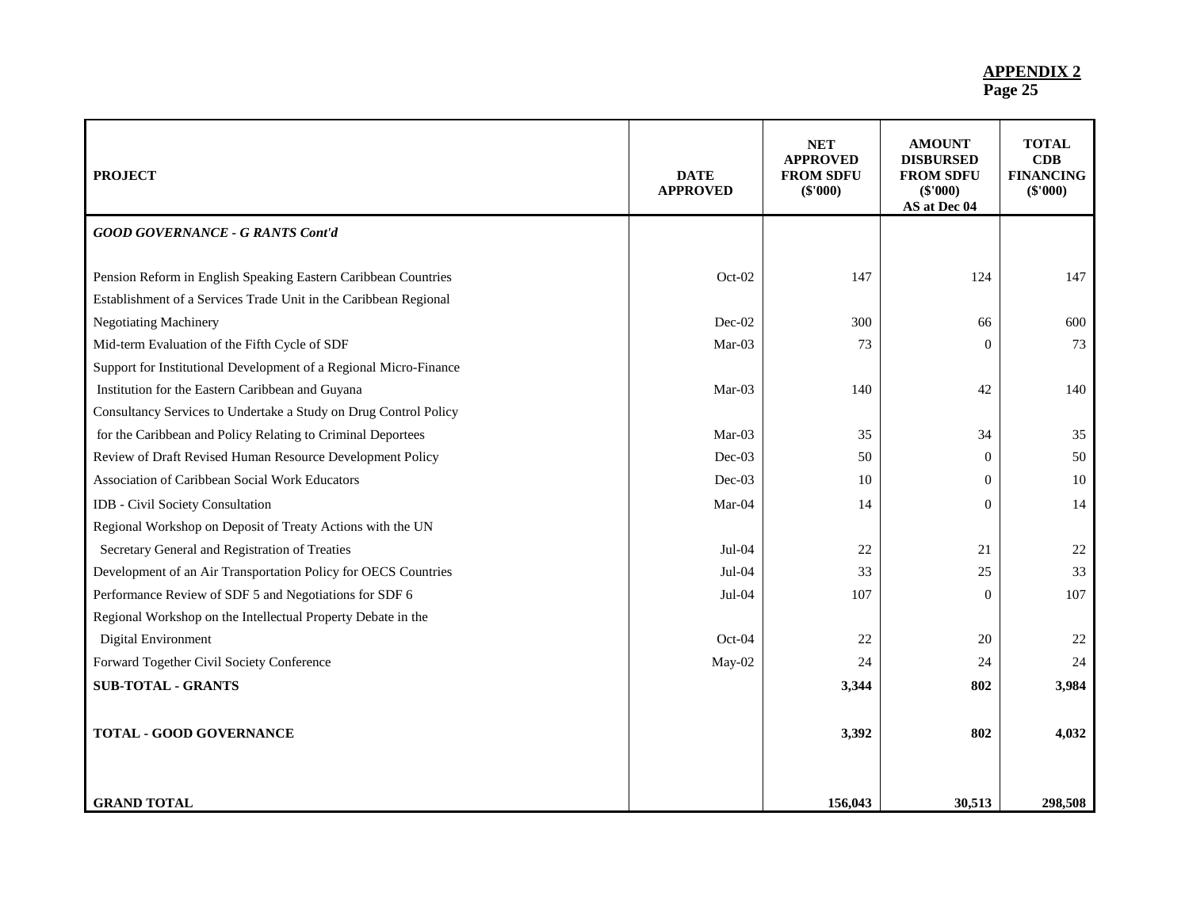**APPENDIX 2**
**Page 25**

| PROJECT | DATE APPROVED | NET APPROVED FROM SDFU ($'000) | AMOUNT DISBURSED FROM SDFU ($'000) AS at Dec 04 | TOTAL CDB FINANCING ($'000) |
|---|---|---|---|---|
| ***GOOD GOVERNANCE - G RANTS Cont'd*** | | | | |
| Pension Reform in English Speaking Eastern Caribbean Countries | Oct-02 | 147 | 124 | 147 |
| Establishment of a Services Trade Unit in the Caribbean Regional Negotiating Machinery | Dec-02 | 300 | 66 | 600 |
| Mid-term Evaluation of the Fifth Cycle of SDF | Mar-03 | 73 | 0 | 73 |
| Support for Institutional Development of a Regional Micro-Finance Institution for the Eastern Caribbean and Guyana | Mar-03 | 140 | 42 | 140 |
| Consultancy Services to Undertake a Study on Drug Control Policy for the Caribbean and Policy Relating to Criminal Deportees | Mar-03 | 35 | 34 | 35 |
| Review of Draft Revised Human Resource Development Policy | Dec-03 | 50 | 0 | 50 |
| Association of Caribbean Social Work Educators | Dec-03 | 10 | 0 | 10 |
| IDB - Civil Society Consultation | Mar-04 | 14 | 0 | 14 |
| Regional Workshop on Deposit of Treaty Actions with the UN Secretary General and Registration of Treaties | Jul-04 | 22 | 21 | 22 |
| Development of an Air Transportation Policy for OECS Countries | Jul-04 | 33 | 25 | 33 |
| Performance Review of SDF 5 and Negotiations for SDF 6 | Jul-04 | 107 | 0 | 107 |
| Regional Workshop on the Intellectual Property Debate in the Digital Environment | Oct-04 | 22 | 20 | 22 |
| Forward Together Civil Society Conference | May-02 | 24 | 24 | 24 |
| **SUB-TOTAL - GRANTS** | | **3,344** | **802** | **3,984** |
| **TOTAL - GOOD GOVERNANCE** | | **3,392** | **802** | **4,032** |
| **GRAND TOTAL** | | **156,043** | **30,513** | **298,508** |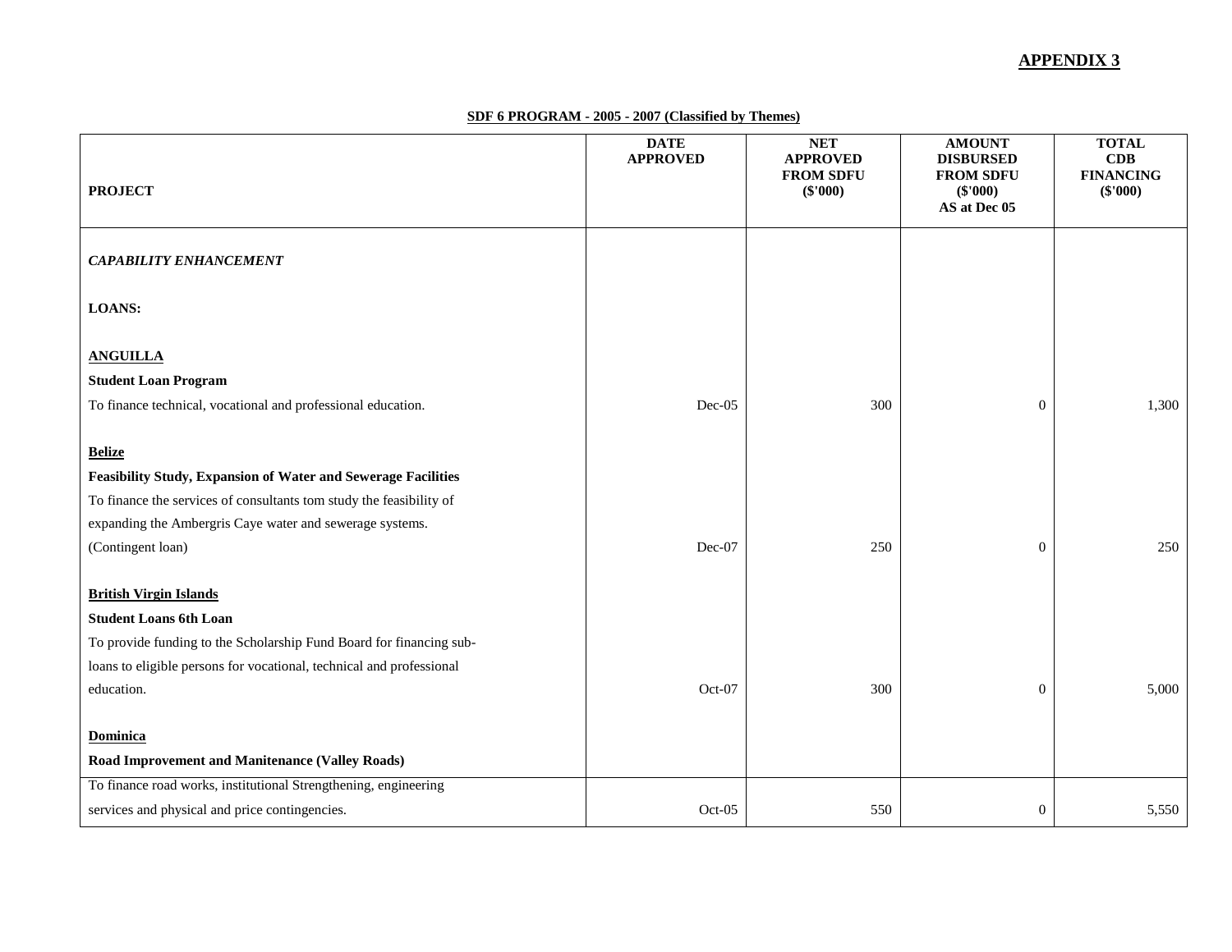**APPENDIX 3**

**SDF 6 PROGRAM - 2005 - 2007 (Classified by Themes)**

| PROJECT | DATE APPROVED | NET APPROVED FROM SDFU ($'000) | AMOUNT DISBURSED FROM SDFU ($'000) AS at Dec 05 | TOTAL CDB FINANCING ($'000) |
|---|---|---|---|---|
| ***CAPABILITY ENHANCEMENT*** | | | | |
| **LOANS:** | | | | |
| **ANGUILLA** | | | | |
| **Student Loan Program** | | | | |
| To finance technical, vocational and professional education. | Dec-05 | 300 | 0 | 1,300 |
| **Belize** | | | | |
| **Feasibility Study, Expansion of Water and Sewerage Facilities** | | | | |
| To finance the services of consultants tom study the feasibility of expanding the Ambergris Caye water and sewerage systems. (Contingent loan) | Dec-07 | 250 | 0 | 250 |
| **British Virgin Islands** | | | | |
| **Student Loans 6th Loan** | | | | |
| To provide funding to the Scholarship Fund Board for financing sub-loans to eligible persons for vocational, technical and professional education. | Oct-07 | 300 | 0 | 5,000 |
| **Dominica** | | | | |
| **Road Improvement and Manitenance (Valley Roads)** | | | | |
| To finance road works, institutional Strengthening, engineering services and physical and price contingencies. | Oct-05 | 550 | 0 | 5,550 |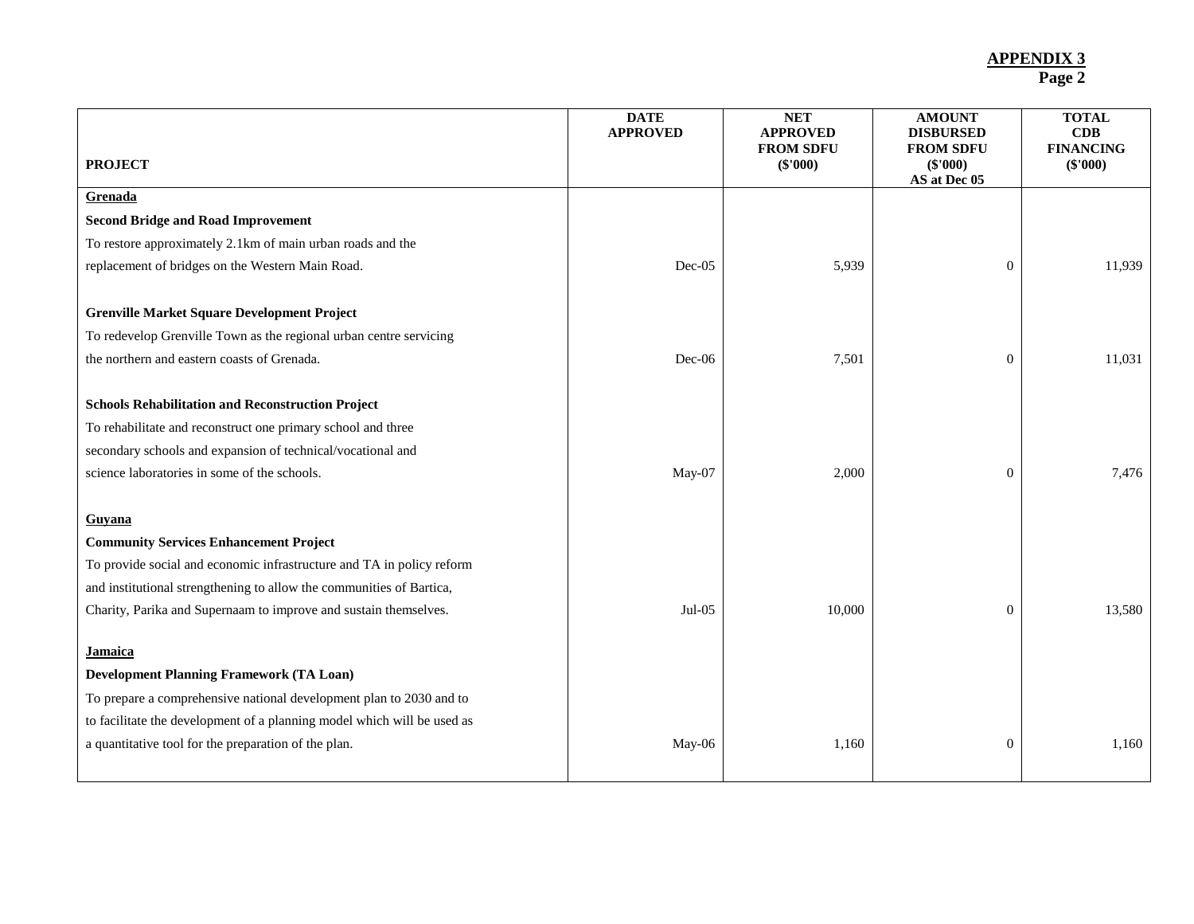**APPENDIX 3**
**Page 2**

| PROJECT | DATE APPROVED | NET APPROVED FROM SDFU ($'000) | AMOUNT DISBURSED FROM SDFU ($'000) AS at Dec 05 | TOTAL CDB FINANCING ($'000) |
|---|---|---|---|---|
| **Grenada** | | | | |
| **Second Bridge and Road Improvement** | | | | |
| To restore approximately 2.1km of main urban roads and the replacement of bridges on the Western Main Road. | Dec-05 | 5,939 | 0 | 11,939 |
| **Grenville Market Square Development Project** | | | | |
| To redevelop Grenville Town as the regional urban centre servicing the northern and eastern coasts of Grenada. | Dec-06 | 7,501 | 0 | 11,031 |
| **Schools Rehabilitation and Reconstruction Project** | | | | |
| To rehabilitate and reconstruct one primary school and three secondary schools and expansion of technical/vocational and science laboratories in some of the schools. | May-07 | 2,000 | 0 | 7,476 |
| **Guyana** | | | | |
| **Community Services Enhancement Project** | | | | |
| To provide social and economic infrastructure and TA in policy reform and institutional strengthening to allow the communities of Bartica, Charity, Parika and Supernaam to improve and sustain themselves. | Jul-05 | 10,000 | 0 | 13,580 |
| **Jamaica** | | | | |
| **Development Planning Framework (TA Loan)** | | | | |
| To prepare a comprehensive national development plan to 2030 and to to facilitate the development of a planning model which will be used as a quantitative tool for the preparation of the plan. | May-06 | 1,160 | 0 | 1,160 |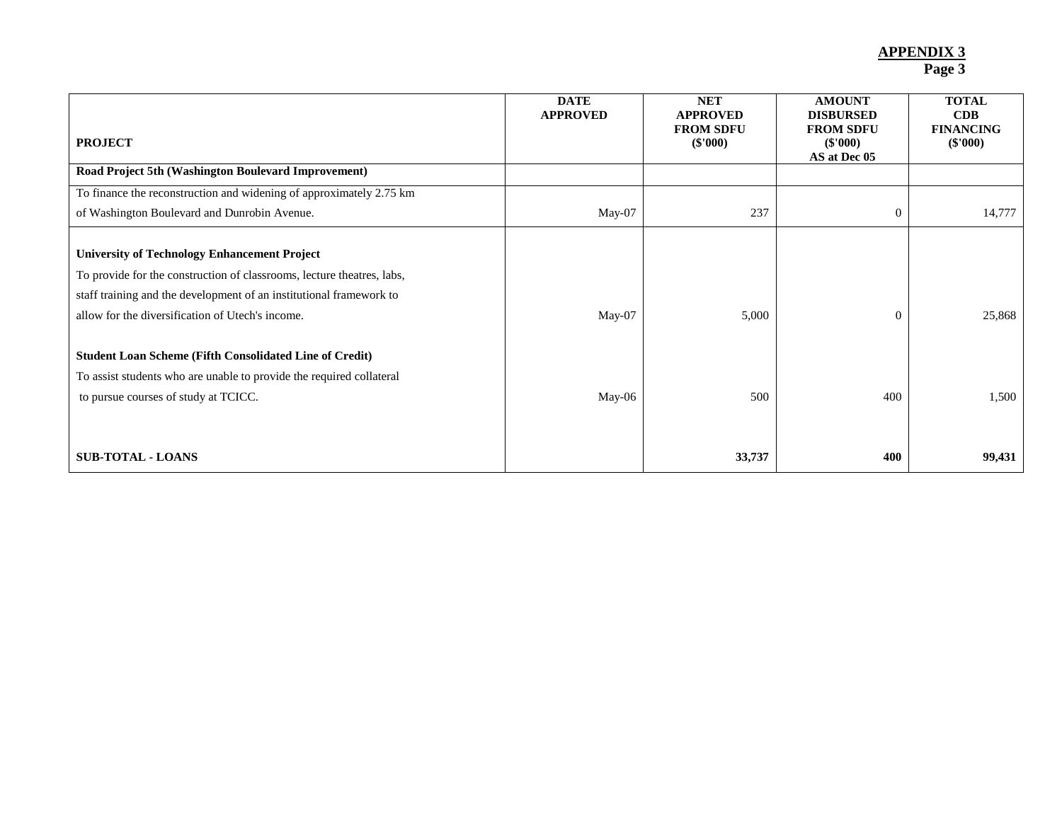**APPENDIX 3**
**Page 3**

| PROJECT | DATE APPROVED | NET APPROVED FROM SDFU ($'000) | AMOUNT DISBURSED FROM SDFU ($'000) AS at Dec 05 | TOTAL CDB FINANCING ($'000) |
|---|---|---|---|---|
| **Road Project 5th (Washington Boulevard Improvement)** | | | | |
| To finance the reconstruction and widening of approximately 2.75 km of Washington Boulevard and Dunrobin Avenue. | May-07 | 237 | 0 | 14,777 |
| **University of Technology Enhancement Project** | | | | |
| To provide for the construction of classrooms, lecture theatres, labs, staff training and the development of an institutional framework to allow for the diversification of Utech's income. | May-07 | 5,000 | 0 | 25,868 |
| **Student Loan Scheme (Fifth Consolidated Line of Credit)** | | | | |
| To assist students who are unable to provide the required collateral to pursue courses of study at TCICC. | May-06 | 500 | 400 | 1,500 |
| **SUB-TOTAL - LOANS** | | **33,737** | **400** | **99,431** |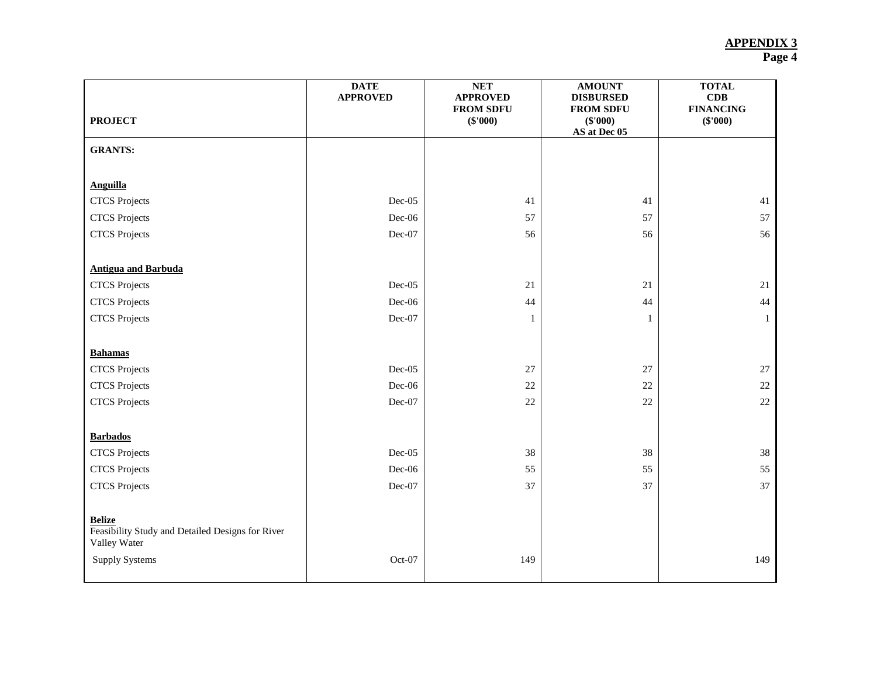**APPENDIX 3**
**Page 4**

| PROJECT | DATE APPROVED | NET APPROVED FROM SDFU ($'000) | AMOUNT DISBURSED FROM SDFU ($'000) AS at Dec 05 | TOTAL CDB FINANCING ($'000) |
|---|---|---|---|---|
| **GRANTS:** | | | | |
| **Anguilla** | | | | |
| CTCS Projects | Dec-05 | 41 | 41 | 41 |
| CTCS Projects | Dec-06 | 57 | 57 | 57 |
| CTCS Projects | Dec-07 | 56 | 56 | 56 |
| **Antigua and Barbuda** | | | | |
| CTCS Projects | Dec-05 | 21 | 21 | 21 |
| CTCS Projects | Dec-06 | 44 | 44 | 44 |
| CTCS Projects | Dec-07 | 1 | 1 | 1 |
| **Bahamas** | | | | |
| CTCS Projects | Dec-05 | 27 | 27 | 27 |
| CTCS Projects | Dec-06 | 22 | 22 | 22 |
| CTCS Projects | Dec-07 | 22 | 22 | 22 |
| **Barbados** | | | | |
| CTCS Projects | Dec-05 | 38 | 38 | 38 |
| CTCS Projects | Dec-06 | 55 | 55 | 55 |
| CTCS Projects | Dec-07 | 37 | 37 | 37 |
| **Belize** | | | | |
| Feasibility Study and Detailed Designs for River Valley Water Supply Systems | Oct-07 | 149 | | 149 |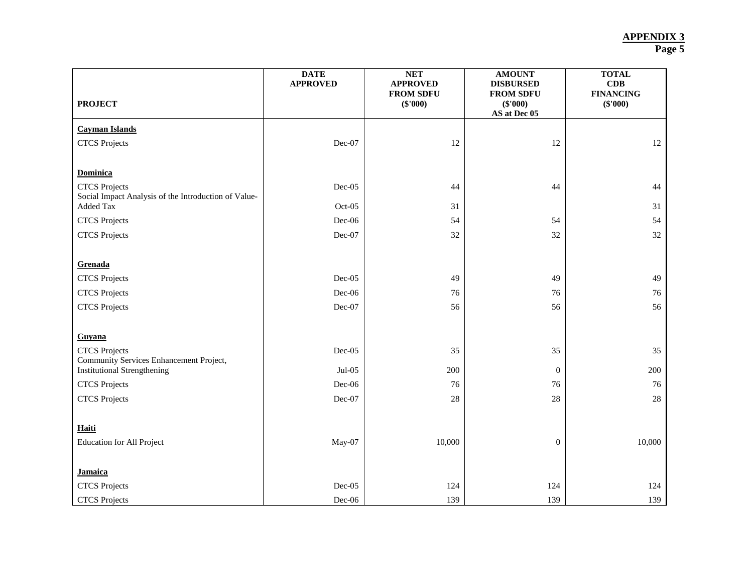**APPENDIX 3**
**Page 5**

| PROJECT | DATE APPROVED | NET APPROVED FROM SDFU ($'000) | AMOUNT DISBURSED FROM SDFU ($'000) AS at Dec 05 | TOTAL CDB FINANCING ($'000) |
|---|---|---|---|---|
| **Cayman Islands** | | | | |
| CTCS Projects | Dec-07 | 12 | 12 | 12 |
| **Dominica** | | | | |
| CTCS Projects | Dec-05 | 44 | 44 | 44 |
| Social Impact Analysis of the Introduction of Value-Added Tax | Oct-05 | 31 | | 31 |
| CTCS Projects | Dec-06 | 54 | 54 | 54 |
| CTCS Projects | Dec-07 | 32 | 32 | 32 |
| **Grenada** | | | | |
| CTCS Projects | Dec-05 | 49 | 49 | 49 |
| CTCS Projects | Dec-06 | 76 | 76 | 76 |
| CTCS Projects | Dec-07 | 56 | 56 | 56 |
| **Guyana** | | | | |
| CTCS Projects | Dec-05 | 35 | 35 | 35 |
| Community Services Enhancement Project, Institutional Strengthening | Jul-05 | 200 | 0 | 200 |
| CTCS Projects | Dec-06 | 76 | 76 | 76 |
| CTCS Projects | Dec-07 | 28 | 28 | 28 |
| **Haiti** | | | | |
| Education for All Project | May-07 | 10,000 | 0 | 10,000 |
| **Jamaica** | | | | |
| CTCS Projects | Dec-05 | 124 | 124 | 124 |
| CTCS Projects | Dec-06 | 139 | 139 | 139 |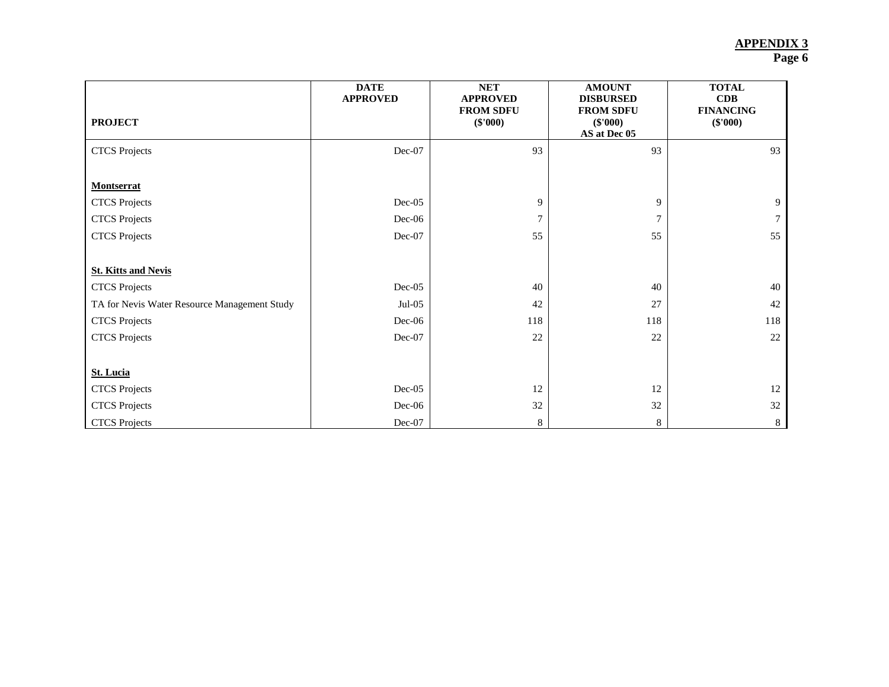**APPENDIX 3**
**Page 6**

| PROJECT | DATE APPROVED | NET APPROVED FROM SDFU ($'000) | AMOUNT DISBURSED FROM SDFU ($'000) AS at Dec 05 | TOTAL CDB FINANCING ($'000) |
|---|---|---|---|---|
| CTCS Projects | Dec-07 | 93 | 93 | 93 |
| | | | | |
| **Montserrat** | | | | |
| CTCS Projects | Dec-05 | 9 | 9 | 9 |
| CTCS Projects | Dec-06 | 7 | 7 | 7 |
| CTCS Projects | Dec-07 | 55 | 55 | 55 |
| | | | | |
| **St. Kitts and Nevis** | | | | |
| CTCS Projects | Dec-05 | 40 | 40 | 40 |
| TA for Nevis Water Resource Management Study | Jul-05 | 42 | 27 | 42 |
| CTCS Projects | Dec-06 | 118 | 118 | 118 |
| CTCS Projects | Dec-07 | 22 | 22 | 22 |
| | | | | |
| **St. Lucia** | | | | |
| CTCS Projects | Dec-05 | 12 | 12 | 12 |
| CTCS Projects | Dec-06 | 32 | 32 | 32 |
| CTCS Projects | Dec-07 | 8 | 8 | 8 |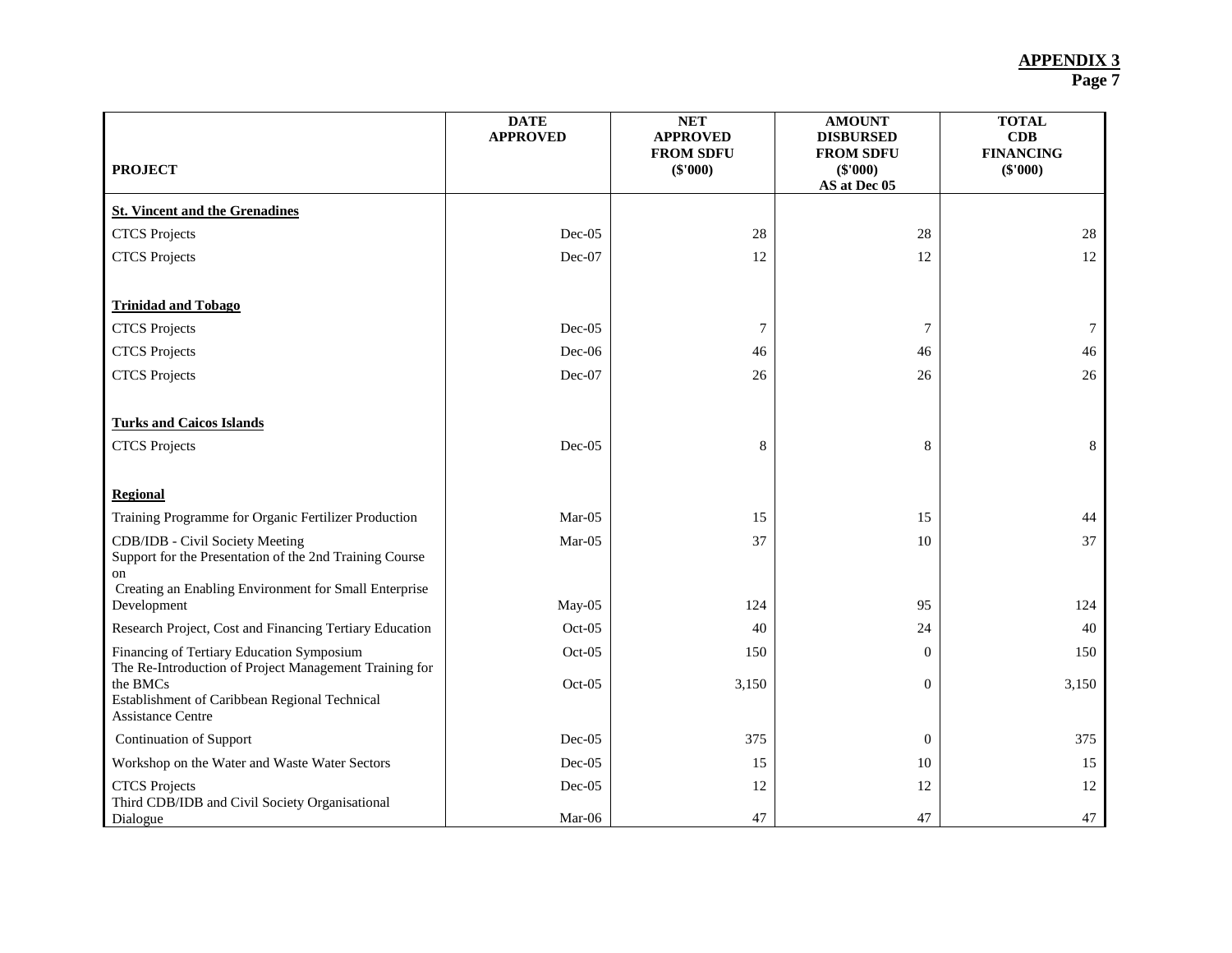**APPENDIX 3**
**Page 7**

| PROJECT | DATE APPROVED | NET APPROVED FROM SDFU ($'000) | AMOUNT DISBURSED FROM SDFU ($'000) AS at Dec 05 | TOTAL CDB FINANCING ($'000) |
|---|---|---|---|---|
| **St. Vincent and the Grenadines** | | | | |
| CTCS Projects | Dec-05 | 28 | 28 | 28 |
| CTCS Projects | Dec-07 | 12 | 12 | 12 |
| **Trinidad and Tobago** | | | | |
| CTCS Projects | Dec-05 | 7 | 7 | 7 |
| CTCS Projects | Dec-06 | 46 | 46 | 46 |
| CTCS Projects | Dec-07 | 26 | 26 | 26 |
| **Turks and Caicos Islands** | | | | |
| CTCS Projects | Dec-05 | 8 | 8 | 8 |
| **Regional** | | | | |
| Training Programme for Organic Fertilizer Production | Mar-05 | 15 | 15 | 44 |
| CDB/IDB - Civil Society Meeting | Mar-05 | 37 | 10 | 37 |
| Support for the Presentation of the 2nd Training Course on Creating an Enabling Environment for Small Enterprise Development | May-05 | 124 | 95 | 124 |
| Research Project, Cost and Financing Tertiary Education | Oct-05 | 40 | 24 | 40 |
| Financing of Tertiary Education Symposium | Oct-05 | 150 | 0 | 150 |
| The Re-Introduction of Project Management Training for the BMCs | Oct-05 | 3,150 | 0 | 3,150 |
| Establishment of Caribbean Regional Technical Assistance Centre | | | | |
| Continuation of Support | Dec-05 | 375 | 0 | 375 |
| Workshop on the Water and Waste Water Sectors | Dec-05 | 15 | 10 | 15 |
| CTCS Projects | Dec-05 | 12 | 12 | 12 |
| Third CDB/IDB and Civil Society Organisational Dialogue | Mar-06 | 47 | 47 | 47 |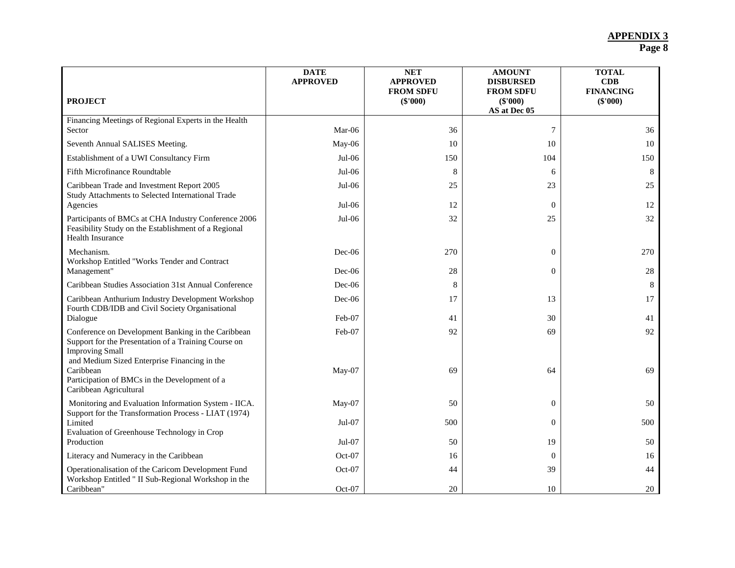**APPENDIX 3**
**Page 8**

| PROJECT | DATE APPROVED | NET APPROVED FROM SDFU ($'000) | AMOUNT DISBURSED FROM SDFU ($'000) AS at Dec 05 | TOTAL CDB FINANCING ($'000) |
|---|---|---|---|---|
| Financing Meetings of Regional Experts in the Health Sector | Mar-06 | 36 | 7 | 36 |
| Seventh Annual SALISES Meeting. | May-06 | 10 | 10 | 10 |
| Establishment of a UWI Consultancy Firm | Jul-06 | 150 | 104 | 150 |
| Fifth Microfinance Roundtable | Jul-06 | 8 | 6 | 8 |
| Caribbean Trade and Investment Report 2005 | Jul-06 | 25 | 23 | 25 |
| Study Attachments to Selected International Trade Agencies | Jul-06 | 12 | 0 | 12 |
| Participants of BMCs at CHA Industry Conference 2006 | Jul-06 | 32 | 25 | 32 |
| Feasibility Study on the Establishment of a Regional Health Insurance Mechanism. | Dec-06 | 270 | 0 | 270 |
| Workshop Entitled "Works Tender and Contract Management" | Dec-06 | 28 | 0 | 28 |
| Caribbean Studies Association 31st Annual Conference | Dec-06 | 8 | | 8 |
| Caribbean Anthurium Industry Development Workshop | Dec-06 | 17 | 13 | 17 |
| Fourth CDB/IDB and Civil Society Organisational Dialogue | Feb-07 | 41 | 30 | 41 |
| Conference on Development Banking in the Caribbean | Feb-07 | 92 | 69 | 92 |
| Support for the Presentation of a Training Course on Improving Small and Medium Sized Enterprise Financing in the Caribbean | May-07 | 69 | 64 | 69 |
| Participation of BMCs in the Development of a Caribbean Agricultural Monitoring and Evaluation Information System - IICA. | May-07 | 50 | 0 | 50 |
| Support for the Transformation Process - LIAT (1974) Limited | Jul-07 | 500 | 0 | 500 |
| Evaluation of Greenhouse Technology in Crop Production | Jul-07 | 50 | 19 | 50 |
| Literacy and Numeracy in the Caribbean | Oct-07 | 16 | 0 | 16 |
| Operationalisation of the Caricom Development Fund | Oct-07 | 44 | 39 | 44 |
| Workshop Entitled " II Sub-Regional Workshop in the Caribbean" | Oct-07 | 20 | 10 | 20 |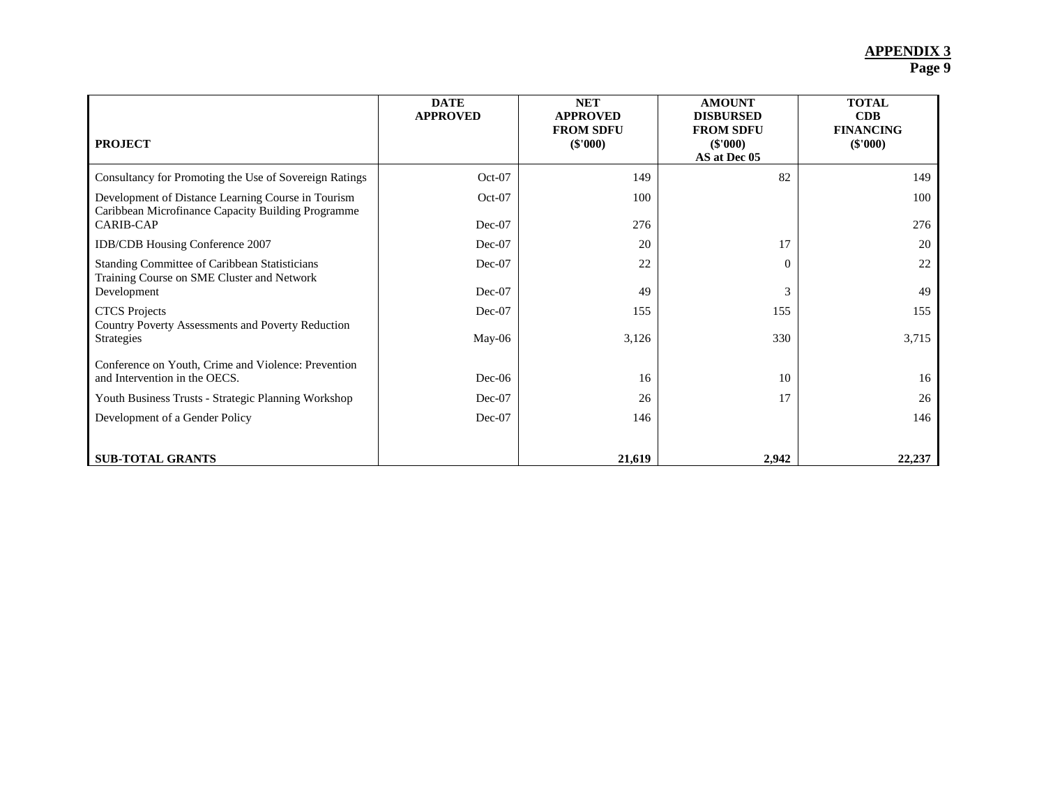**APPENDIX 3**
**Page 9**

| PROJECT | DATE APPROVED | NET APPROVED FROM SDFU ($'000) | AMOUNT DISBURSED FROM SDFU ($'000) AS at Dec 05 | TOTAL CDB FINANCING ($'000) |
|---|---|---|---|---|
| Consultancy for Promoting the Use of Sovereign Ratings | Oct-07 | 149 | 82 | 149 |
| Development of Distance Learning Course in Tourism | Oct-07 | 100 | | 100 |
| Caribbean Microfinance Capacity Building Programme CARIB-CAP | Dec-07 | 276 | | 276 |
| IDB/CDB Housing Conference 2007 | Dec-07 | 20 | 17 | 20 |
| Standing Committee of Caribbean Statisticians | Dec-07 | 22 | 0 | 22 |
| Training Course on SME Cluster and Network Development | Dec-07 | 49 | 3 | 49 |
| CTCS Projects | Dec-07 | 155 | 155 | 155 |
| Country Poverty Assessments and Poverty Reduction Strategies | May-06 | 3,126 | 330 | 3,715 |
| Conference on Youth, Crime and Violence: Prevention and Intervention in the OECS. | Dec-06 | 16 | 10 | 16 |
| Youth Business Trusts - Strategic Planning Workshop | Dec-07 | 26 | 17 | 26 |
| Development of a Gender Policy | Dec-07 | 146 | | 146 |
| **SUB-TOTAL GRANTS** | | **21,619** | **2,942** | **22,237** |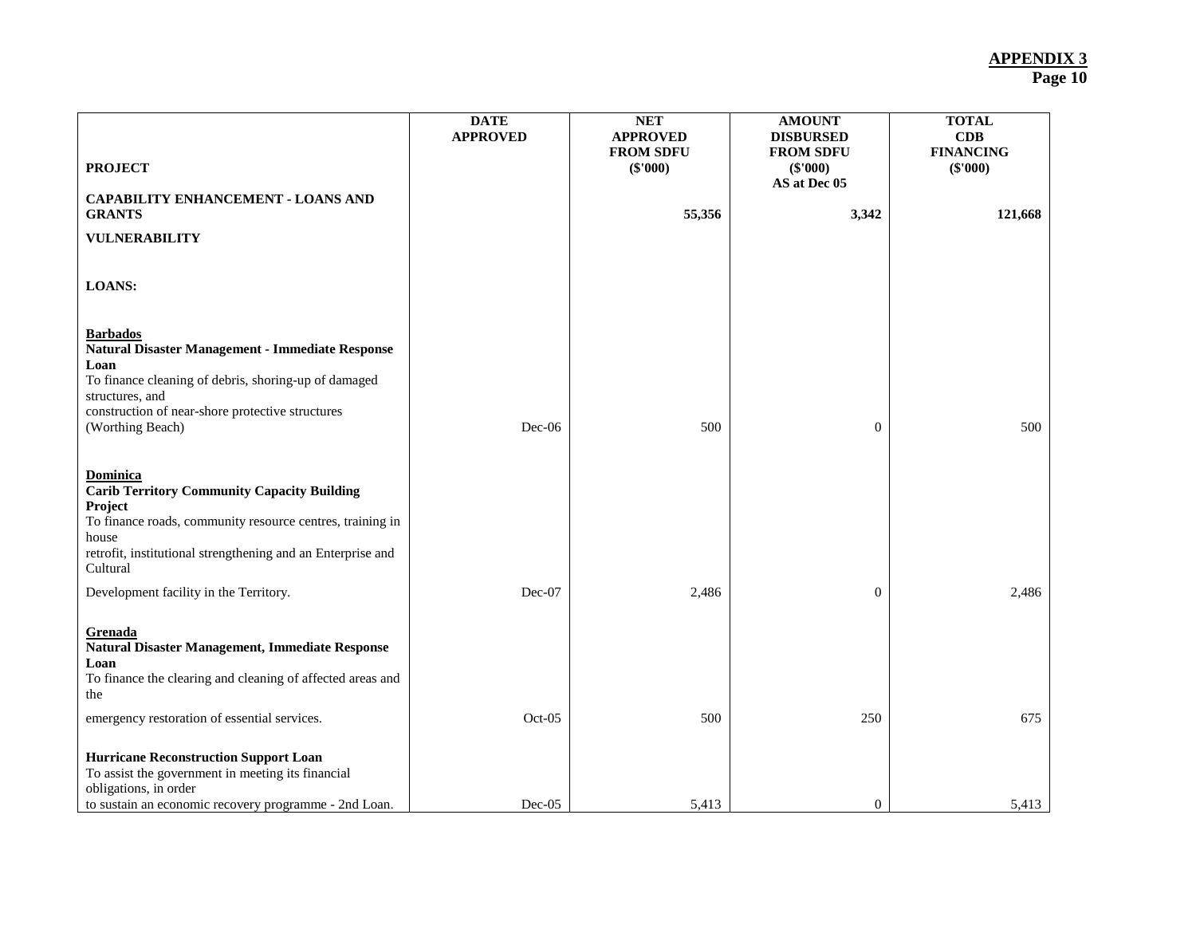**APPENDIX 3**
**Page 10**

| PROJECT | DATE APPROVED | NET APPROVED FROM SDFU ($'000) | AMOUNT DISBURSED FROM SDFU ($'000) AS at Dec 05 | TOTAL CDB FINANCING ($'000) |
|---|---|---|---|---|
| **CAPABILITY ENHANCEMENT - LOANS AND GRANTS** | | **55,356** | **3,342** | **121,668** |
| **VULNERABILITY** | | | | |
| **LOANS:** | | | | |
| **Barbados** | | | | |
| **Natural Disaster Management - Immediate Response Loan** To finance cleaning of debris, shoring-up of damaged structures, and construction of near-shore protective structures (Worthing Beach) | Dec-06 | 500 | 0 | 500 |
| **Dominica** | | | | |
| **Carib Territory Community Capacity Building Project** To finance roads, community resource centres, training in house retrofit, institutional strengthening and an Enterprise and Cultural Development facility in the Territory. | Dec-07 | 2,486 | 0 | 2,486 |
| **Grenada** | | | | |
| **Natural Disaster Management, Immediate Response Loan** To finance the clearing and cleaning of affected areas and the emergency restoration of essential services. | Oct-05 | 500 | 250 | 675 |
| **Hurricane Reconstruction Support Loan** To assist the government in meeting its financial obligations, in order to sustain an economic recovery programme - 2nd Loan. | Dec-05 | 5,413 | 0 | 5,413 |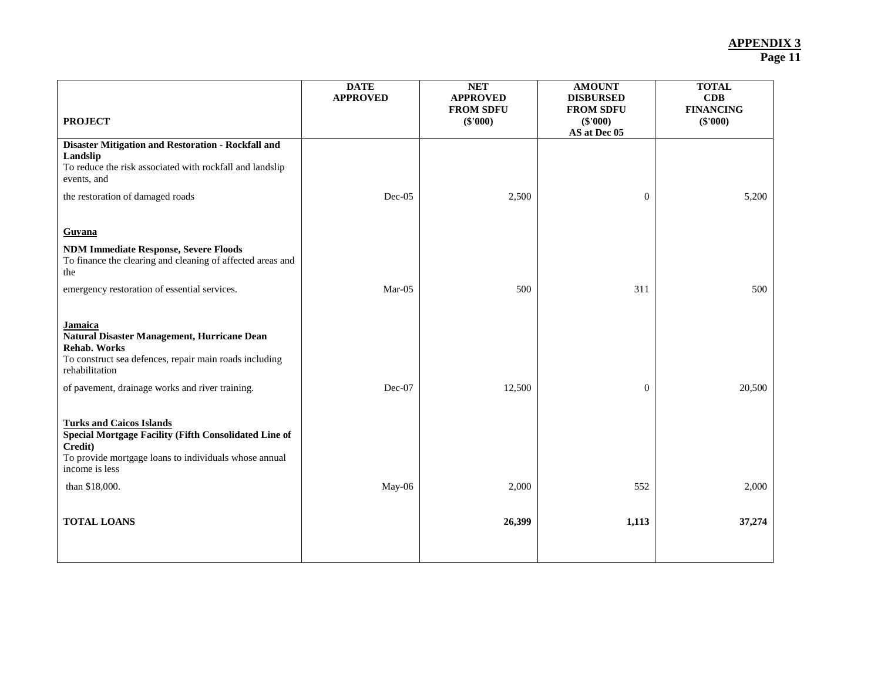**APPENDIX 3**
**Page 11**

| PROJECT | DATE APPROVED | NET APPROVED FROM SDFU ($'000) | AMOUNT DISBURSED FROM SDFU ($'000) AS at Dec 05 | TOTAL CDB FINANCING ($'000) |
|---|---|---|---|---|
| **Disaster Mitigation and Restoration - Rockfall and Landslip**<br>To reduce the risk associated with rockfall and landslip events, and the restoration of damaged roads | Dec-05 | 2,500 | 0 | 5,200 |
| **Guyana** | | | | |
| **NDM Immediate Response, Severe Floods**<br>To finance the clearing and cleaning of affected areas and the emergency restoration of essential services. | Mar-05 | 500 | 311 | 500 |
| **Jamaica** | | | | |
| **Natural Disaster Management, Hurricane Dean Rehab. Works**<br>To construct sea defences, repair main roads including rehabilitation of pavement, drainage works and river training. | Dec-07 | 12,500 | 0 | 20,500 |
| **Turks and Caicos Islands** | | | | |
| **Special Mortgage Facility (Fifth Consolidated Line of Credit)**<br>To provide mortgage loans to individuals whose annual income is less than $18,000. | May-06 | 2,000 | 552 | 2,000 |
| **TOTAL LOANS** | | **26,399** | **1,113** | **37,274** |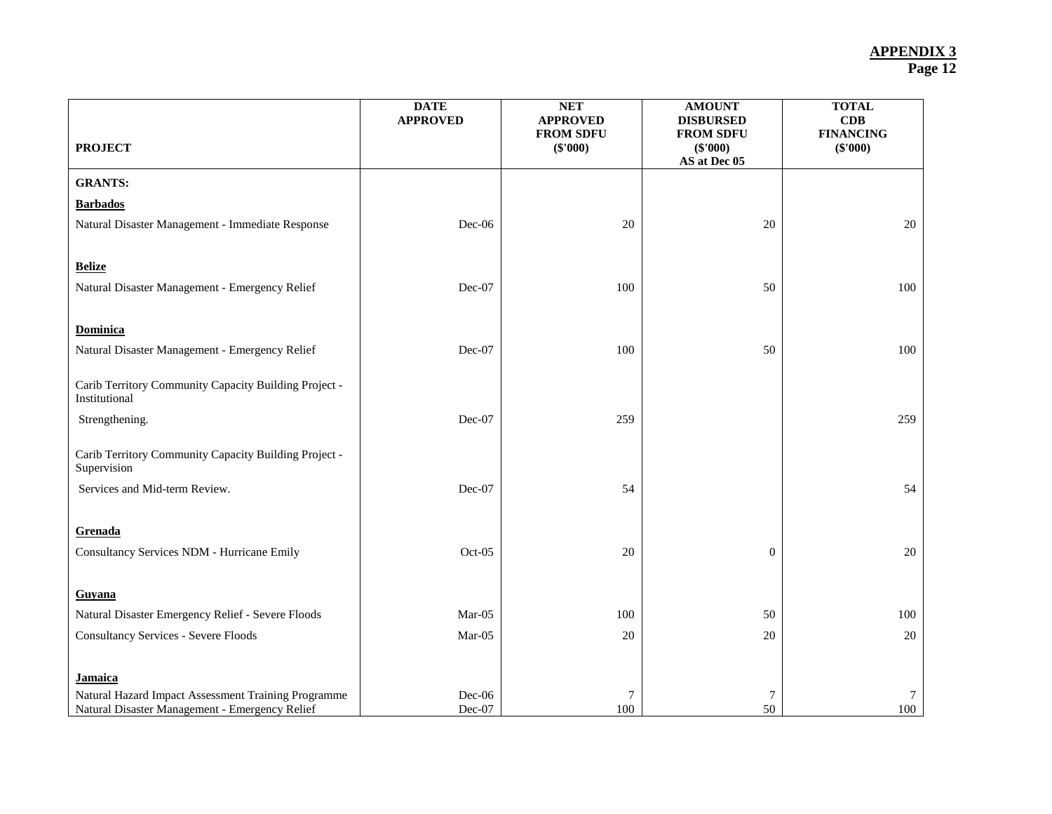**APPENDIX 3**

| PROJECT | DATE APPROVED | NET APPROVED FROM SDFU ($'000) | AMOUNT DISBURSED FROM SDFU ($'000) AS at Dec 05 | TOTAL CDB FINANCING ($'000) |
|---|---|---|---|---|
| **GRANTS:** | | | | |
| **Barbados** | | | | |
| Natural Disaster Management - Immediate Response | Dec-06 | 20 | 20 | 20 |
| **Belize** | | | | |
| Natural Disaster Management - Emergency Relief | Dec-07 | 100 | 50 | 100 |
| **Dominica** | | | | |
| Natural Disaster Management - Emergency Relief | Dec-07 | 100 | 50 | 100 |
| Carib Territory Community Capacity Building Project - Institutional Strengthening. | Dec-07 | 259 | | 259 |
| Carib Territory Community Capacity Building Project - Supervision Services and Mid-term Review. | Dec-07 | 54 | | 54 |
| **Grenada** | | | | |
| Consultancy Services NDM - Hurricane Emily | Oct-05 | 20 | 0 | 20 |
| **Guyana** | | | | |
| Natural Disaster Emergency Relief - Severe Floods | Mar-05 | 100 | 50 | 100 |
| Consultancy Services - Severe Floods | Mar-05 | 20 | 20 | 20 |
| **Jamaica** | | | | |
| Natural Hazard Impact Assessment Training Programme | Dec-06 | 7 | 7 | 7 |
| Natural Disaster Management - Emergency Relief | Dec-07 | 100 | 50 | 100 |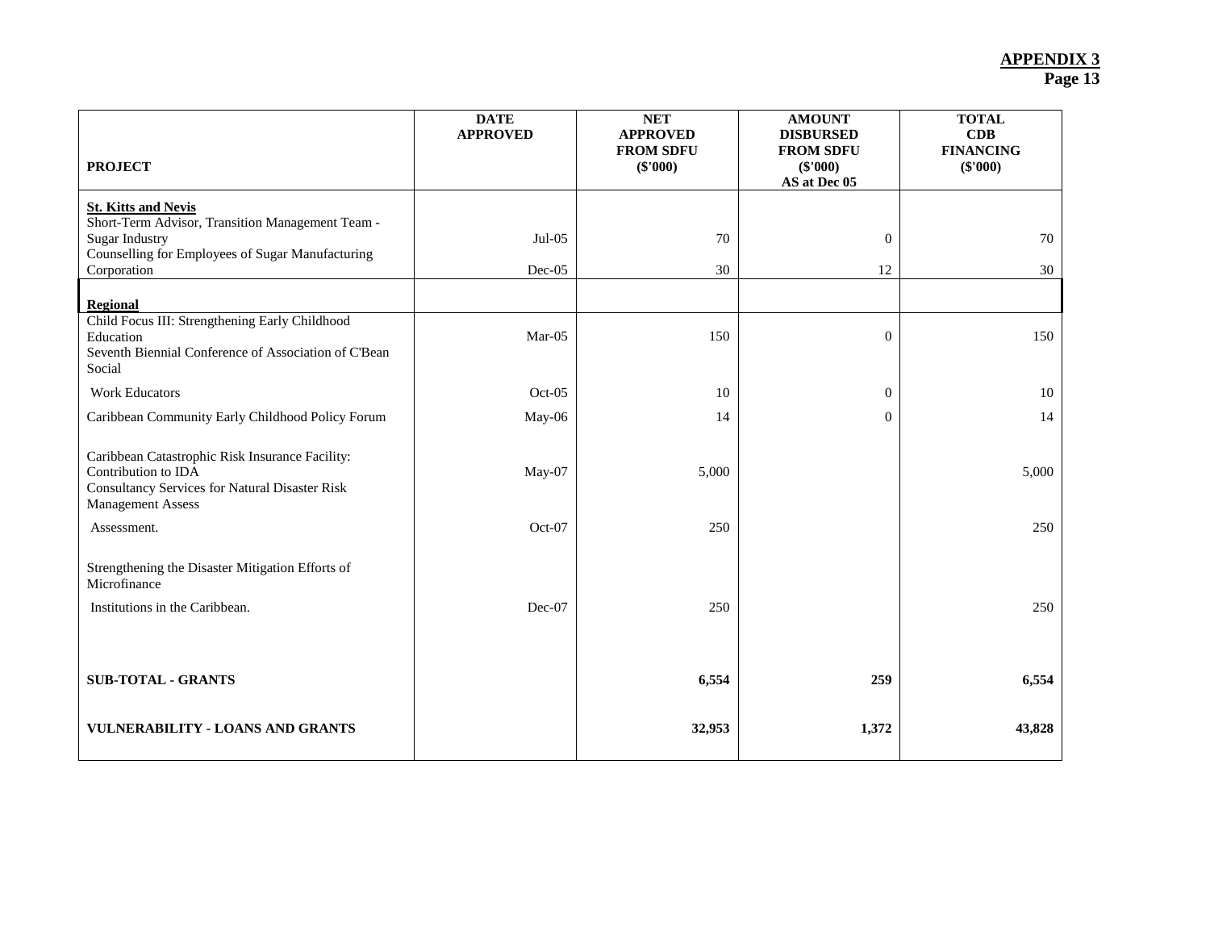**APPENDIX 3**
**Page 13**

| PROJECT | DATE APPROVED | NET APPROVED FROM SDFU ($'000) | AMOUNT DISBURSED FROM SDFU ($'000) AS at Dec 05 | TOTAL CDB FINANCING ($'000) |
|---|---|---|---|---|
| **St. Kitts and Nevis** | | | | |
| Short-Term Advisor, Transition Management Team - Sugar Industry | Jul-05 | 70 | 0 | 70 |
| Counselling for Employees of Sugar Manufacturing Corporation | Dec-05 | 30 | 12 | 30 |
| **Regional** | | | | |
| Child Focus III: Strengthening Early Childhood Education | Mar-05 | 150 | 0 | 150 |
| Seventh Biennial Conference of Association of C'Bean Social Work Educators | Oct-05 | 10 | 0 | 10 |
| Caribbean Community Early Childhood Policy Forum | May-06 | 14 | 0 | 14 |
| Caribbean Catastrophic Risk Insurance Facility: Contribution to IDA | May-07 | 5,000 | | 5,000 |
| Consultancy Services for Natural Disaster Risk Management Assess Assessment. | Oct-07 | 250 | | 250 |
| Strengthening the Disaster Mitigation Efforts of Microfinance Institutions in the Caribbean. | Dec-07 | 250 | | 250 |
| **SUB-TOTAL - GRANTS** | | **6,554** | **259** | **6,554** |
| **VULNERABILITY - LOANS AND GRANTS** | | **32,953** | **1,372** | **43,828** |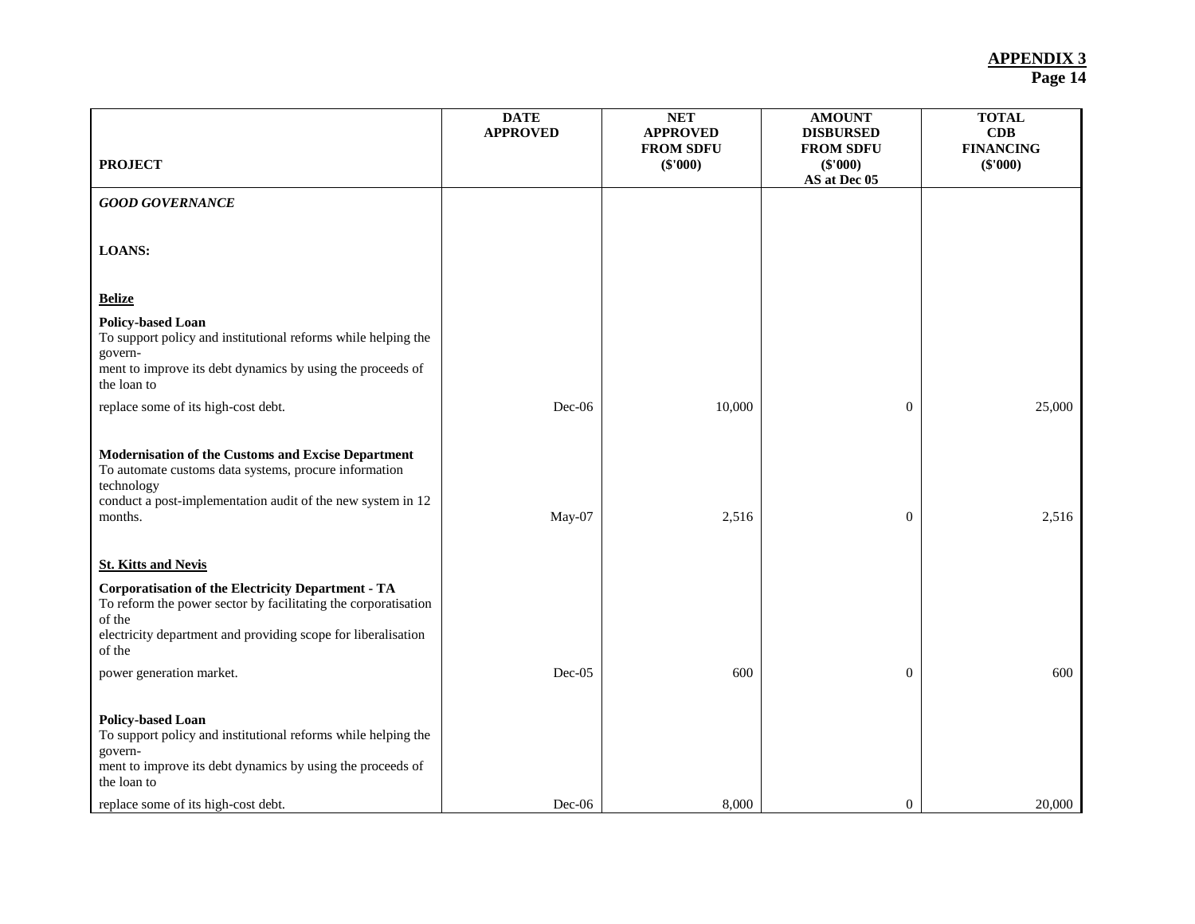**APPENDIX 3**
**Page 14**

| PROJECT | DATE APPROVED | NET APPROVED FROM SDFU ($'000) | AMOUNT DISBURSED FROM SDFU ($'000) AS at Dec 05 | TOTAL CDB FINANCING ($'000) |
|---|---|---|---|---|
| ***GOOD GOVERNANCE*** | | | | |
| **LOANS:** | | | | |
| **Belize** | | | | |
| **Policy-based Loan** To support policy and institutional reforms while helping the govern- ment to improve its debt dynamics by using the proceeds of the loan to replace some of its high-cost debt. | Dec-06 | 10,000 | 0 | 25,000 |
| **Modernisation of the Customs and Excise Department** To automate customs data systems, procure information technology conduct a post-implementation audit of the new system in 12 months. | May-07 | 2,516 | 0 | 2,516 |
| **St. Kitts and Nevis** | | | | |
| **Corporatisation of the Electricity Department - TA** To reform the power sector by facilitating the corporatisation of the electricity department and providing scope for liberalisation of the power generation market. | Dec-05 | 600 | 0 | 600 |
| **Policy-based Loan** To support policy and institutional reforms while helping the govern- ment to improve its debt dynamics by using the proceeds of the loan to replace some of its high-cost debt. | Dec-06 | 8,000 | 0 | 20,000 |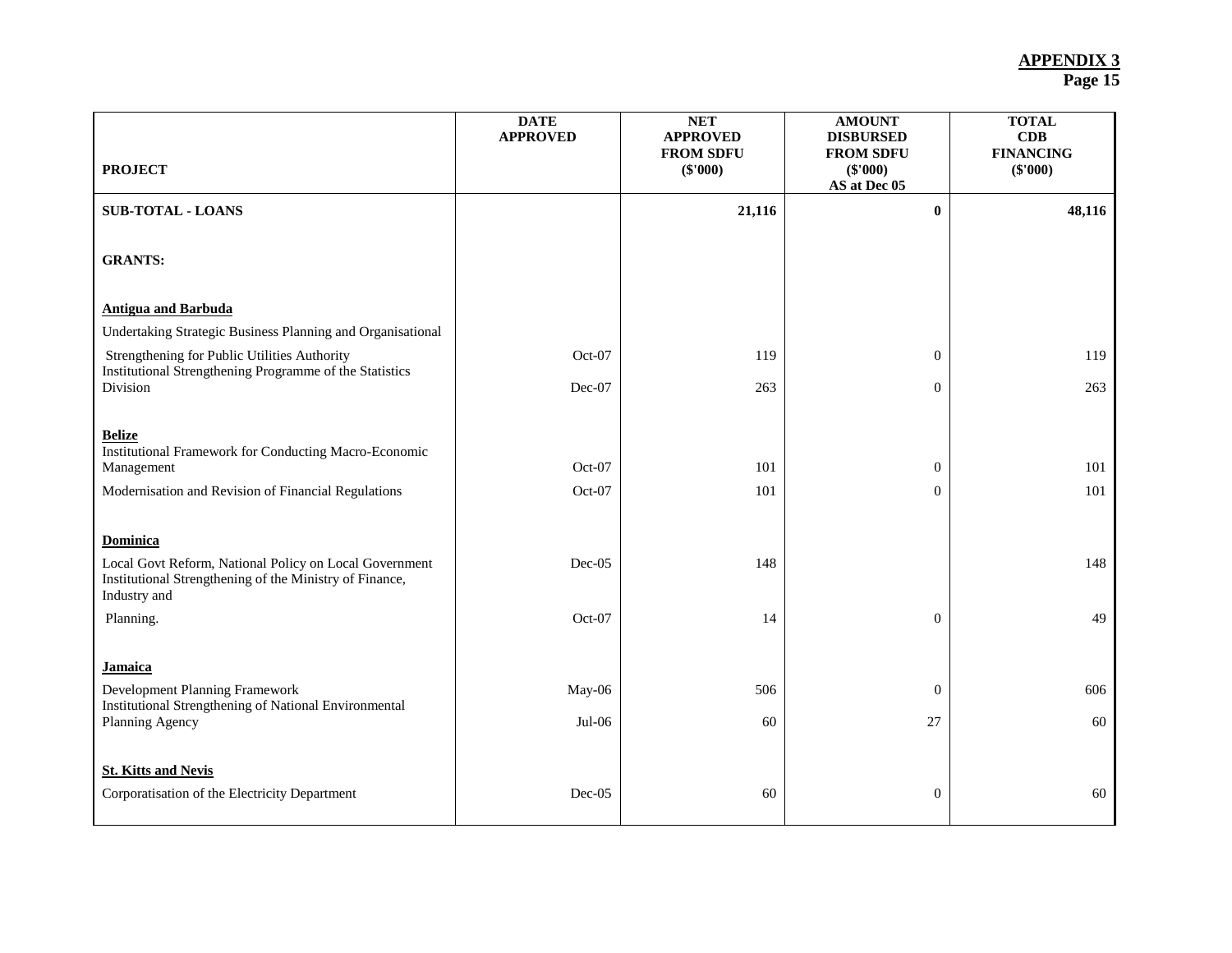**APPENDIX 3**
**Page 15**

| PROJECT | DATE APPROVED | NET APPROVED FROM SDFU ($'000) | AMOUNT DISBURSED FROM SDFU ($'000) AS at Dec 05 | TOTAL CDB FINANCING ($'000) |
|---|---|---|---|---|
| **SUB-TOTAL - LOANS** | | **21,116** | **0** | **48,116** |
| **GRANTS:** | | | | |
| **Antigua and Barbuda** | | | | |
| Undertaking Strategic Business Planning and Organisational Strengthening for Public Utilities Authority | Oct-07 | 119 | 0 | 119 |
| Institutional Strengthening Programme of the Statistics Division | Dec-07 | 263 | 0 | 263 |
| **Belize** | | | | |
| Institutional Framework for Conducting Macro-Economic Management | Oct-07 | 101 | 0 | 101 |
| Modernisation and Revision of Financial Regulations | Oct-07 | 101 | 0 | 101 |
| **Dominica** | | | | |
| Local Govt Reform, National Policy on Local Government | Dec-05 | 148 | | 148 |
| Institutional Strengthening of the Ministry of Finance, Industry and Planning. | Oct-07 | 14 | 0 | 49 |
| **Jamaica** | | | | |
| Development Planning Framework | May-06 | 506 | 0 | 606 |
| Institutional Strengthening of National Environmental Planning Agency | Jul-06 | 60 | 27 | 60 |
| **St. Kitts and Nevis** | | | | |
| Corporatisation of the Electricity Department | Dec-05 | 60 | 0 | 60 |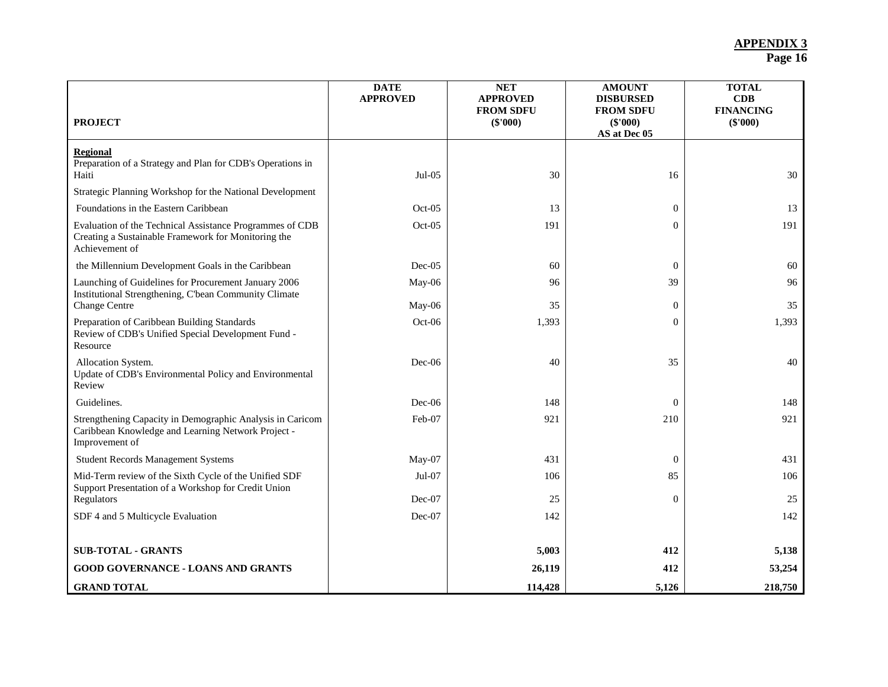**APPENDIX 3**
**Page 16**

| PROJECT | DATE APPROVED | NET APPROVED FROM SDFU ($'000) | AMOUNT DISBURSED FROM SDFU ($'000) AS at Dec 05 | TOTAL CDB FINANCING ($'000) |
|---|---|---|---|---|
| **Regional** | | | | |
| Preparation of a Strategy and Plan for CDB's Operations in Haiti | Jul-05 | 30 | 16 | 30 |
| Strategic Planning Workshop for the National Development Foundations in the Eastern Caribbean | Oct-05 | 13 | 0 | 13 |
| Evaluation of the Technical Assistance Programmes of CDB | Oct-05 | 191 | 0 | 191 |
| Creating a Sustainable Framework for Monitoring the Achievement of the Millennium Development Goals in the Caribbean | Dec-05 | 60 | 0 | 60 |
| Launching of Guidelines for Procurement January 2006 | May-06 | 96 | 39 | 96 |
| Institutional Strengthening, C'bean Community Climate Change Centre | May-06 | 35 | 0 | 35 |
| Preparation of Caribbean Building Standards | Oct-06 | 1,393 | 0 | 1,393 |
| Review of CDB's Unified Special Development Fund - Resource Allocation System. | Dec-06 | 40 | 35 | 40 |
| Update of CDB's Environmental Policy and Environmental Review Guidelines. | Dec-06 | 148 | 0 | 148 |
| Strengthening Capacity in Demographic Analysis in Caricom | Feb-07 | 921 | 210 | 921 |
| Caribbean Knowledge and Learning Network Project - Improvement of Student Records Management Systems | May-07 | 431 | 0 | 431 |
| Mid-Term review of the Sixth Cycle of the Unified SDF | Jul-07 | 106 | 85 | 106 |
| Support Presentation of a Workshop for Credit Union Regulators | Dec-07 | 25 | 0 | 25 |
| SDF 4 and 5 Multicycle Evaluation | Dec-07 | 142 | | 142 |
| **SUB-TOTAL - GRANTS** | | **5,003** | **412** | **5,138** |
| **GOOD GOVERNANCE - LOANS AND GRANTS** | | **26,119** | **412** | **53,254** |
| **GRAND TOTAL** | | **114,428** | **5,126** | **218,750** |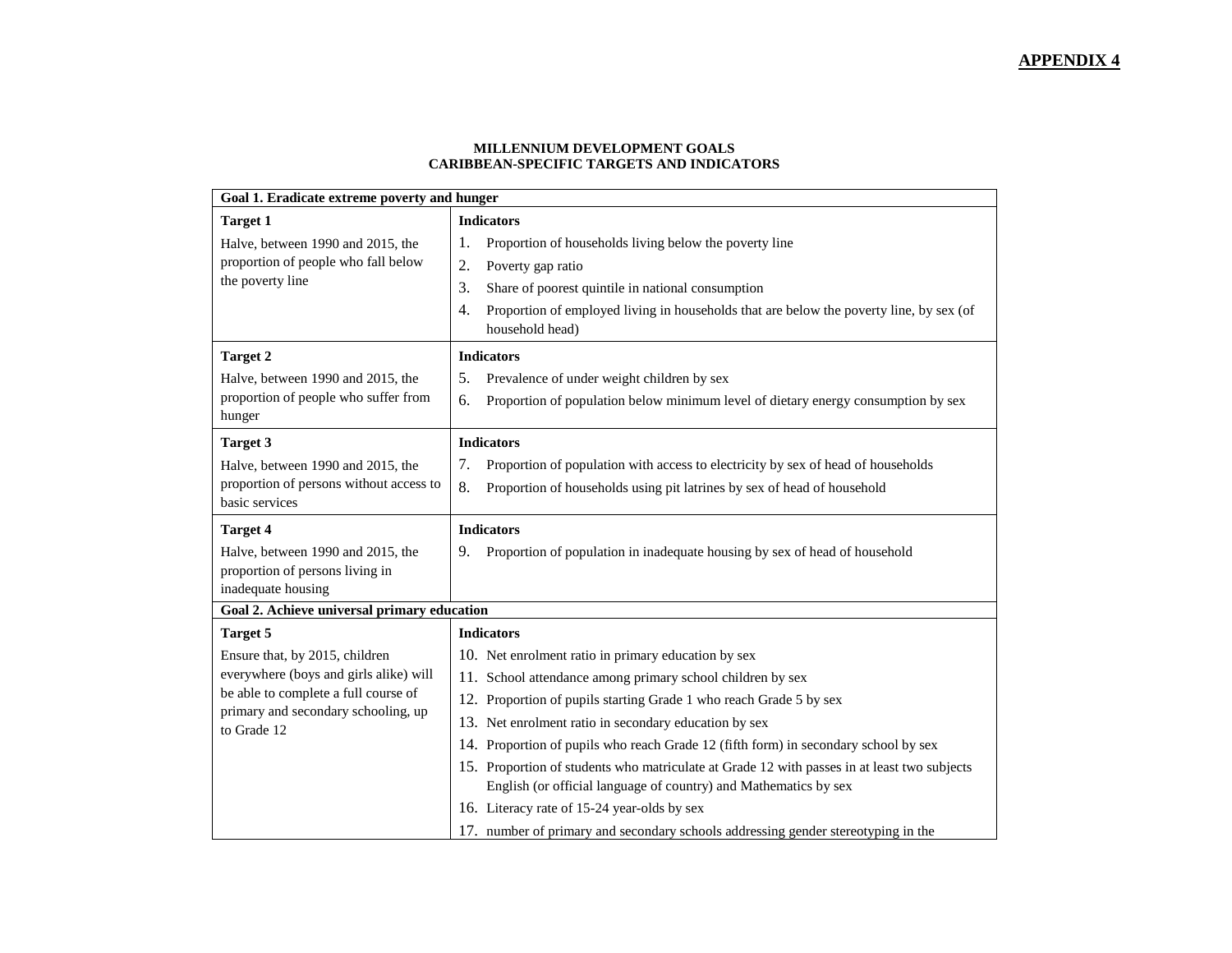**APPENDIX 4**

**MILLENNIUM DEVELOPMENT GOALS**
**CARIBBEAN-SPECIFIC TARGETS AND INDICATORS**

| **Goal 1. Eradicate extreme poverty and hunger** | |
|---|---|
| **Target 1**<br>Halve, between 1990 and 2015, the proportion of people who fall below the poverty line | **Indicators**<br>1. Proportion of households living below the poverty line<br>2. Poverty gap ratio<br>3. Share of poorest quintile in national consumption<br>4. Proportion of employed living in households that are below the poverty line, by sex (of household head) |
| **Target 2**<br>Halve, between 1990 and 2015, the proportion of people who suffer from hunger | **Indicators**<br>5. Prevalence of under weight children by sex<br>6. Proportion of population below minimum level of dietary energy consumption by sex |
| **Target 3**<br>Halve, between 1990 and 2015, the proportion of persons without access to basic services | **Indicators**<br>7. Proportion of population with access to electricity by sex of head of households<br>8. Proportion of households using pit latrines by sex of head of household |
| **Target 4**<br>Halve, between 1990 and 2015, the proportion of persons living in inadequate housing | **Indicators**<br>9. Proportion of population in inadequate housing by sex of head of household |
| **Goal 2. Achieve universal primary education** | |
| **Target 5**<br>Ensure that, by 2015, children everywhere (boys and girls alike) will be able to complete a full course of primary and secondary schooling, up to Grade 12 | **Indicators**<br>10. Net enrolment ratio in primary education by sex<br>11. School attendance among primary school children by sex<br>12. Proportion of pupils starting Grade 1 who reach Grade 5 by sex<br>13. Net enrolment ratio in secondary education by sex<br>14. Proportion of pupils who reach Grade 12 (fifth form) in secondary school by sex<br>15. Proportion of students who matriculate at Grade 12 with passes in at least two subjects English (or official language of country) and Mathematics by sex<br>16. Literacy rate of 15-24 year-olds by sex<br>17. number of primary and secondary schools addressing gender stereotyping in the |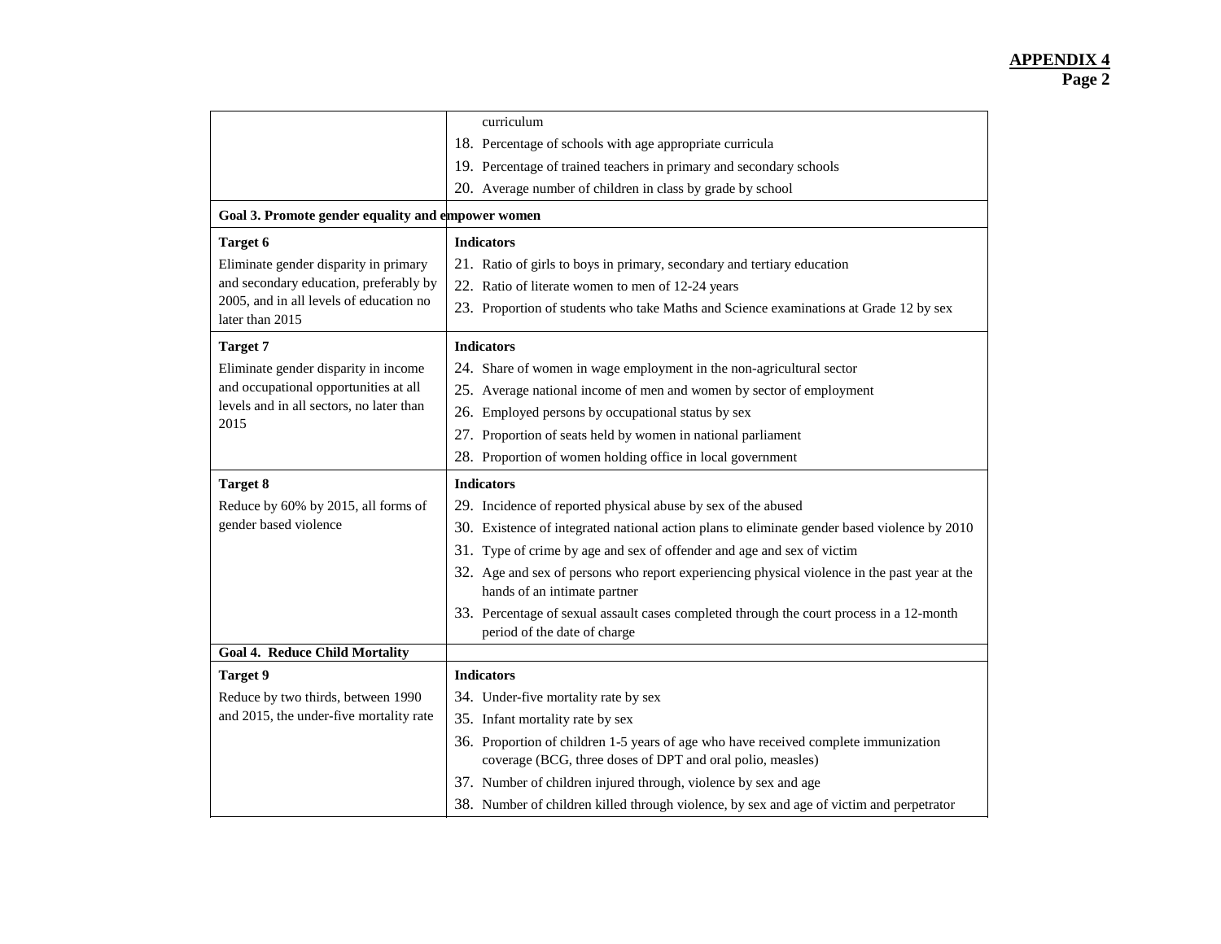**APPENDIX 4**
**Page 2**

| | |
|---|---|
| | curriculum<br>18. Percentage of schools with age appropriate curricula<br>19. Percentage of trained teachers in primary and secondary schools<br>20. Average number of children in class by grade by school |
| **Goal 3. Promote gender equality and empower women** | |
| **Target 6**<br>Eliminate gender disparity in primary and secondary education, preferably by 2005, and in all levels of education no later than 2015 | **Indicators**<br>21. Ratio of girls to boys in primary, secondary and tertiary education<br>22. Ratio of literate women to men of 12-24 years<br>23. Proportion of students who take Maths and Science examinations at Grade 12 by sex |
| **Target 7**<br>Eliminate gender disparity in income and occupational opportunities at all levels and in all sectors, no later than 2015 | **Indicators**<br>24. Share of women in wage employment in the non-agricultural sector<br>25. Average national income of men and women by sector of employment<br>26. Employed persons by occupational status by sex<br>27. Proportion of seats held by women in national parliament<br>28. Proportion of women holding office in local government |
| **Target 8**<br>Reduce by 60% by 2015, all forms of gender based violence | **Indicators**<br>29. Incidence of reported physical abuse by sex of the abused<br>30. Existence of integrated national action plans to eliminate gender based violence by 2010<br>31. Type of crime by age and sex of offender and age and sex of victim<br>32. Age and sex of persons who report experiencing physical violence in the past year at the hands of an intimate partner<br>33. Percentage of sexual assault cases completed through the court process in a 12-month period of the date of charge |
| **Goal 4. Reduce Child Mortality** | |
| **Target 9**<br>Reduce by two thirds, between 1990 and 2015, the under-five mortality rate | **Indicators**<br>34. Under-five mortality rate by sex<br>35. Infant mortality rate by sex<br>36. Proportion of children 1-5 years of age who have received complete immunization coverage (BCG, three doses of DPT and oral polio, measles)<br>37. Number of children injured through, violence by sex and age<br>38. Number of children killed through violence, by sex and age of victim and perpetrator |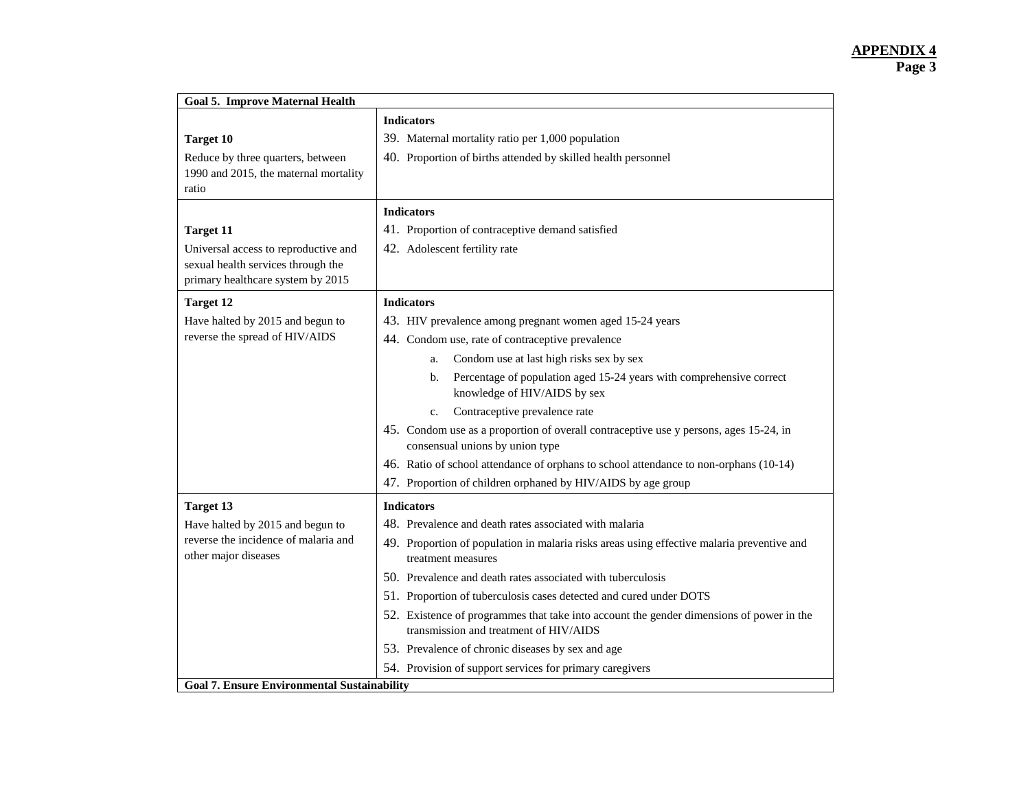**APPENDIX 4**
**Page 3**

| Goal 5. Improve Maternal Health | |
|---|---|
| **Target 10**<br>Reduce by three quarters, between 1990 and 2015, the maternal mortality ratio | **Indicators**<br>39. Maternal mortality ratio per 1,000 population<br>40. Proportion of births attended by skilled health personnel |
| **Target 11**<br>Universal access to reproductive and sexual health services through the primary healthcare system by 2015 | **Indicators**<br>41. Proportion of contraceptive demand satisfied<br>42. Adolescent fertility rate |
| **Target 12**<br>Have halted by 2015 and begun to reverse the spread of HIV/AIDS | **Indicators**<br>43. HIV prevalence among pregnant women aged 15-24 years<br>44. Condom use, rate of contraceptive prevalence<br>a. Condom use at last high risks sex by sex<br>b. Percentage of population aged 15-24 years with comprehensive correct knowledge of HIV/AIDS by sex<br>c. Contraceptive prevalence rate<br>45. Condom use as a proportion of overall contraceptive use y persons, ages 15-24, in consensual unions by union type<br>46. Ratio of school attendance of orphans to school attendance to non-orphans (10-14)<br>47. Proportion of children orphaned by HIV/AIDS by age group |
| **Target 13**<br>Have halted by 2015 and begun to reverse the incidence of malaria and other major diseases | **Indicators**<br>48. Prevalence and death rates associated with malaria<br>49. Proportion of population in malaria risks areas using effective malaria preventive and treatment measures<br>50. Prevalence and death rates associated with tuberculosis<br>51. Proportion of tuberculosis cases detected and cured under DOTS<br>52. Existence of programmes that take into account the gender dimensions of power in the transmission and treatment of HIV/AIDS<br>53. Prevalence of chronic diseases by sex and age<br>54. Provision of support services for primary caregivers |
| **Goal 7. Ensure Environmental Sustainability** | |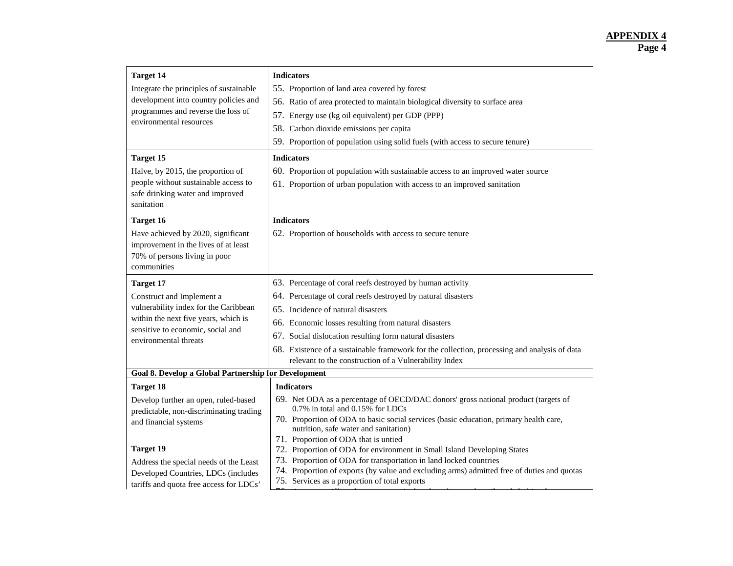| Target 14 | Indicators |
|---|---|
| Integrate the principles of sustainable development into country policies and programmes and reverse the loss of environmental resources | 55. Proportion of land area covered by forest<br>56. Ratio of area protected to maintain biological diversity to surface area<br>57. Energy use (kg oil equivalent) per GDP (PPP)<br>58. Carbon dioxide emissions per capita<br>59. Proportion of population using solid fuels (with access to secure tenure) |
| **Target 15**<br>Halve, by 2015, the proportion of people without sustainable access to safe drinking water and improved sanitation | **Indicators**<br>60. Proportion of population with sustainable access to an improved water source<br>61. Proportion of urban population with access to an improved sanitation |
| **Target 16**<br>Have achieved by 2020, significant improvement in the lives of at least 70% of persons living in poor communities | **Indicators**<br>62. Proportion of households with access to secure tenure |
| **Target 17**<br>Construct and Implement a vulnerability index for the Caribbean within the next five years, which is sensitive to economic, social and environmental threats | 63. Percentage of coral reefs destroyed by human activity<br>64. Percentage of coral reefs destroyed by natural disasters<br>65. Incidence of natural disasters<br>66. Economic losses resulting from natural disasters<br>67. Social dislocation resulting form natural disasters<br>68. Existence of a sustainable framework for the collection, processing and analysis of data relevant to the construction of a Vulnerability Index |
| **Goal 8. Develop a Global Partnership for Development** | |
| **Target 18**<br>Develop further an open, ruled-based predictable, non-discriminating trading and financial systems<br><br>**Target 19**<br>Address the special needs of the Least Developed Countries, LDCs (includes tariffs and quota free access for LDCs' | **Indicators**<br>69. Net ODA as a percentage of OECD/DAC donors' gross national product (targets of 0.7% in total and 0.15% for LDCs<br>70. Proportion of ODA to basic social services (basic education, primary health care, nutrition, safe water and sanitation)<br>71. Proportion of ODA that is untied<br>72. Proportion of ODA for environment in Small Island Developing States<br>73. Proportion of ODA for transportation in land locked countries<br>74. Proportion of exports (by value and excluding arms) admitted free of duties and quotas<br>75. Services as a proportion of total exports |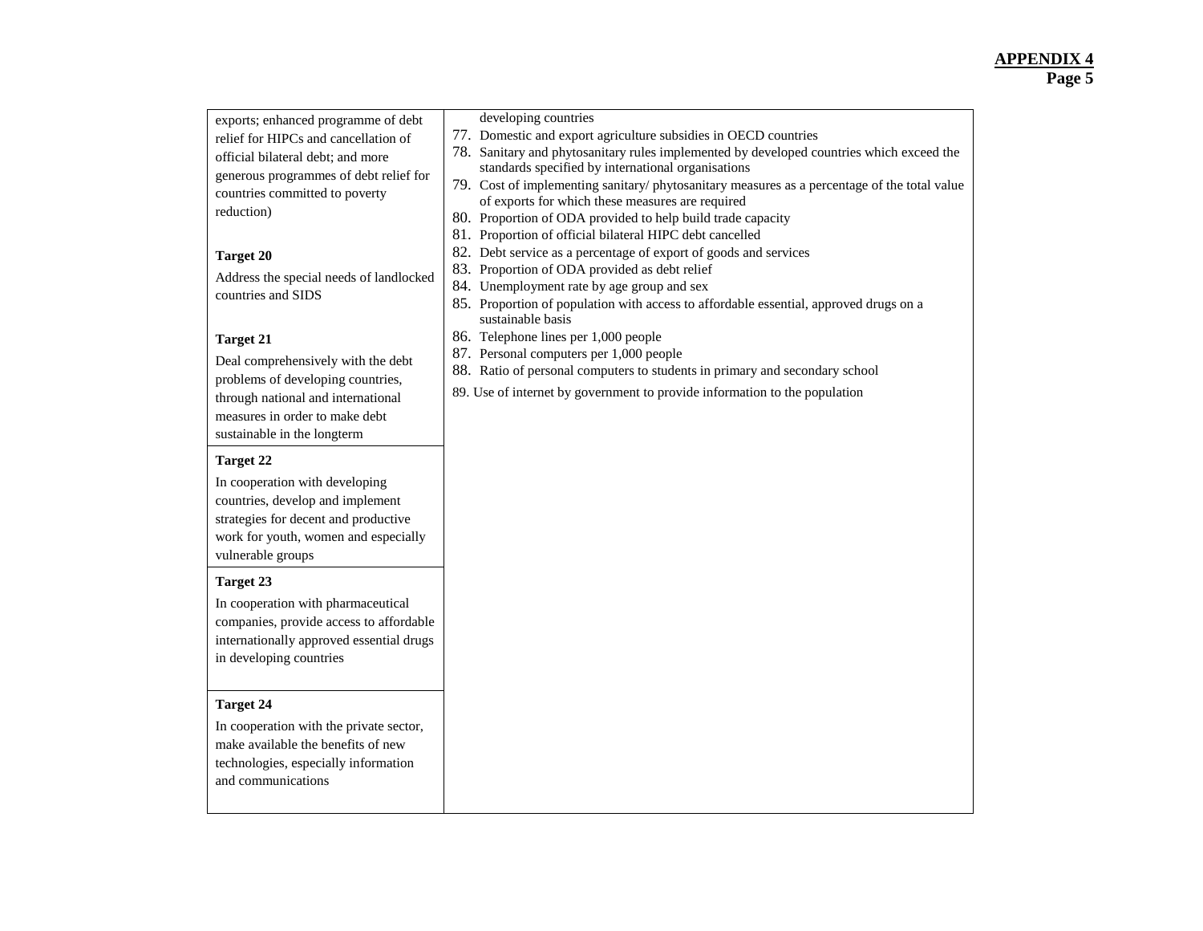**APPENDIX 4**
**Page 5**

| | |
|---|---|
| exports; enhanced programme of debt relief for HIPCs and cancellation of official bilateral debt; and more generous programmes of debt relief for countries committed to poverty reduction)<br><br>**Target 20**<br>Address the special needs of landlocked countries and SIDS<br><br>**Target 21**<br>Deal comprehensively with the debt problems of developing countries, through national and international measures in order to make debt sustainable in the longterm | developing countries<br>77. Domestic and export agriculture subsidies in OECD countries<br>78. Sanitary and phytosanitary rules implemented by developed countries which exceed the standards specified by international organisations<br>79. Cost of implementing sanitary/ phytosanitary measures as a percentage of the total value of exports for which these measures are required<br>80. Proportion of ODA provided to help build trade capacity<br>81. Proportion of official bilateral HIPC debt cancelled<br>82. Debt service as a percentage of export of goods and services<br>83. Proportion of ODA provided as debt relief<br>84. Unemployment rate by age group and sex<br>85. Proportion of population with access to affordable essential, approved drugs on a sustainable basis<br>86. Telephone lines per 1,000 people<br>87. Personal computers per 1,000 people<br>88. Ratio of personal computers to students in primary and secondary school<br>89. Use of internet by government to provide information to the population |
| **Target 22**<br>In cooperation with developing countries, develop and implement strategies for decent and productive work for youth, women and especially vulnerable groups | |
| **Target 23**<br>In cooperation with pharmaceutical companies, provide access to affordable internationally approved essential drugs in developing countries | |
| **Target 24**<br>In cooperation with the private sector, make available the benefits of new technologies, especially information and communications | |